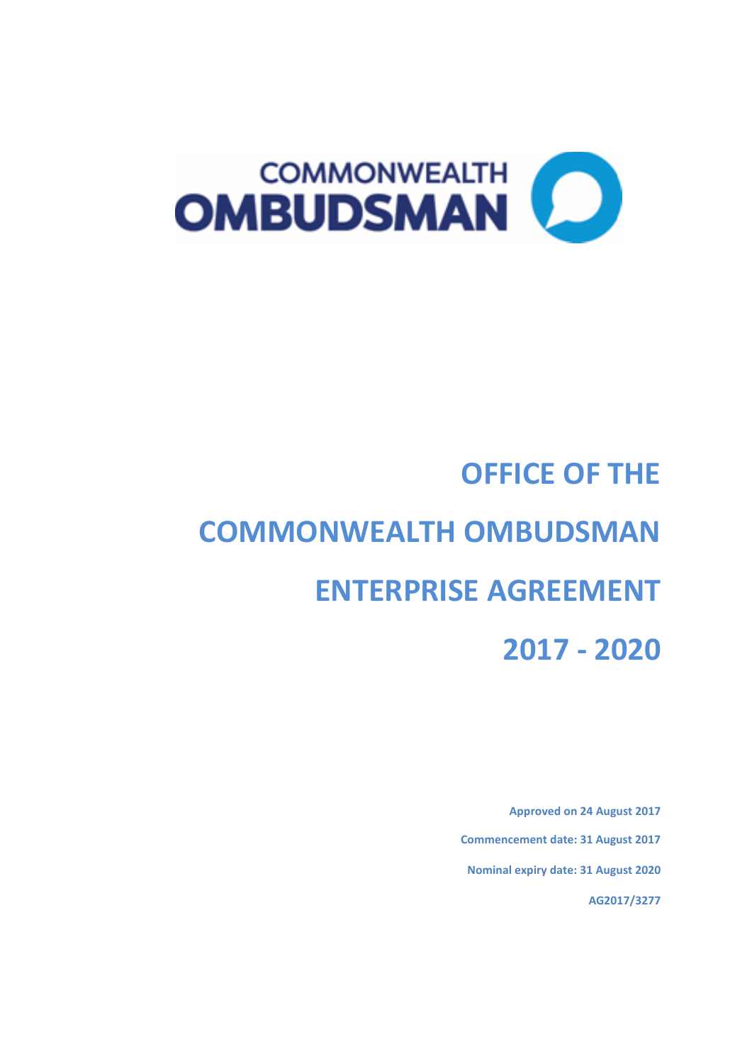COMMONWEALTH OMBUDSMAN

# OFFICE OF THE COMMONWEALTH OMBUDSMAN ENTERPRISE AGREEMENT 2017 - 2020

**Approved on 24 August 2017**

**Commencement date: 31 August 2017**

**Nominal expiry date: 31 August 2020**

**AG2017/3277**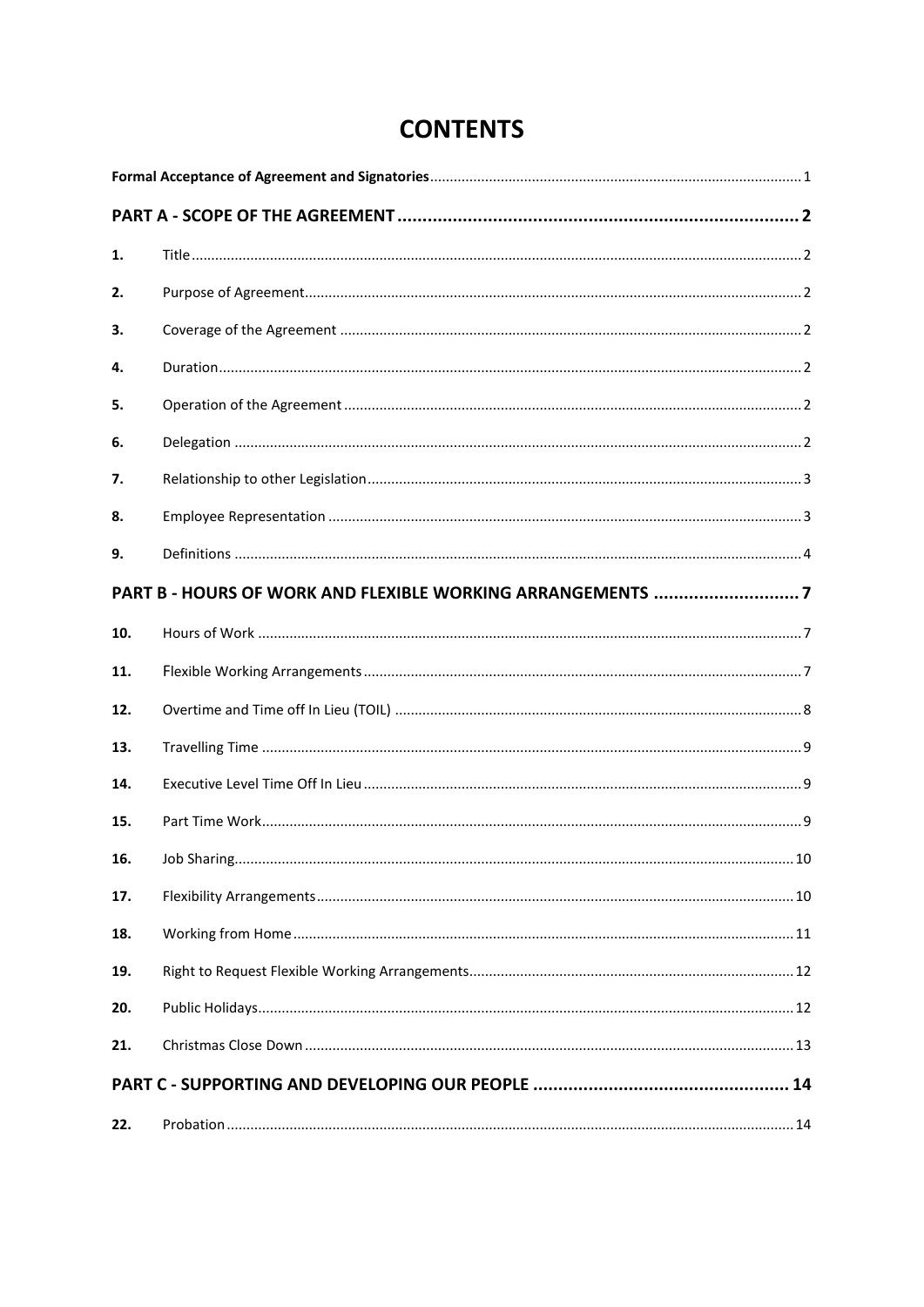# CONTENTS

| | | |
|---|---|---|
| **Formal Acceptance of Agreement and Signatories** | | 1 |
| **PART A - SCOPE OF THE AGREEMENT** | | **2** |
| **1.** | Title | 2 |
| **2.** | Purpose of Agreement | 2 |
| **3.** | Coverage of the Agreement | 2 |
| **4.** | Duration | 2 |
| **5.** | Operation of the Agreement | 2 |
| **6.** | Delegation | 2 |
| **7.** | Relationship to other Legislation | 3 |
| **8.** | Employee Representation | 3 |
| **9.** | Definitions | 4 |
| **PART B - HOURS OF WORK AND FLEXIBLE WORKING ARRANGEMENTS** | | **7** |
| **10.** | Hours of Work | 7 |
| **11.** | Flexible Working Arrangements | 7 |
| **12.** | Overtime and Time off In Lieu (TOIL) | 8 |
| **13.** | Travelling Time | 9 |
| **14.** | Executive Level Time Off In Lieu | 9 |
| **15.** | Part Time Work | 9 |
| **16.** | Job Sharing | 10 |
| **17.** | Flexibility Arrangements | 10 |
| **18.** | Working from Home | 11 |
| **19.** | Right to Request Flexible Working Arrangements | 12 |
| **20.** | Public Holidays | 12 |
| **21.** | Christmas Close Down | 13 |
| **PART C - SUPPORTING AND DEVELOPING OUR PEOPLE** | | **14** |
| **22.** | Probation | 14 |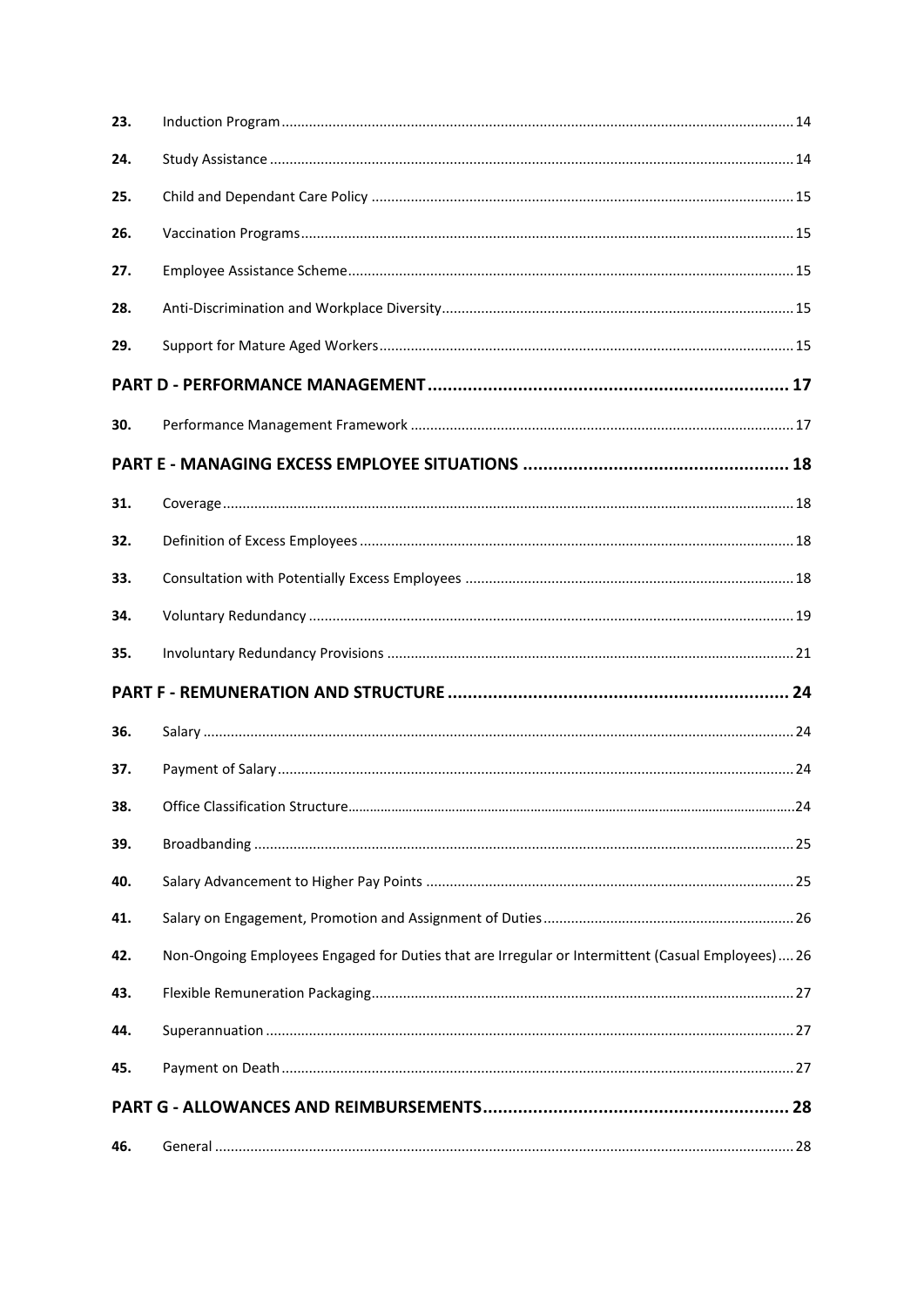| | | |
|---|---|---|
| 23. | Induction Program | 14 |
| 24. | Study Assistance | 14 |
| 25. | Child and Dependant Care Policy | 15 |
| 26. | Vaccination Programs | 15 |
| 27. | Employee Assistance Scheme | 15 |
| 28. | Anti-Discrimination and Workplace Diversity | 15 |
| 29. | Support for Mature Aged Workers | 15 |
| **PART D - PERFORMANCE MANAGEMENT** | | **17** |
| 30. | Performance Management Framework | 17 |
| **PART E - MANAGING EXCESS EMPLOYEE SITUATIONS** | | **18** |
| 31. | Coverage | 18 |
| 32. | Definition of Excess Employees | 18 |
| 33. | Consultation with Potentially Excess Employees | 18 |
| 34. | Voluntary Redundancy | 19 |
| 35. | Involuntary Redundancy Provisions | 21 |
| **PART F - REMUNERATION AND STRUCTURE** | | **24** |
| 36. | Salary | 24 |
| 37. | Payment of Salary | 24 |
| 38. | Office Classification Structure | 24 |
| 39. | Broadbanding | 25 |
| 40. | Salary Advancement to Higher Pay Points | 25 |
| 41. | Salary on Engagement, Promotion and Assignment of Duties | 26 |
| 42. | Non-Ongoing Employees Engaged for Duties that are Irregular or Intermittent (Casual Employees) | 26 |
| 43. | Flexible Remuneration Packaging | 27 |
| 44. | Superannuation | 27 |
| 45. | Payment on Death | 27 |
| **PART G - ALLOWANCES AND REIMBURSEMENTS** | | **28** |
| 46. | General | 28 |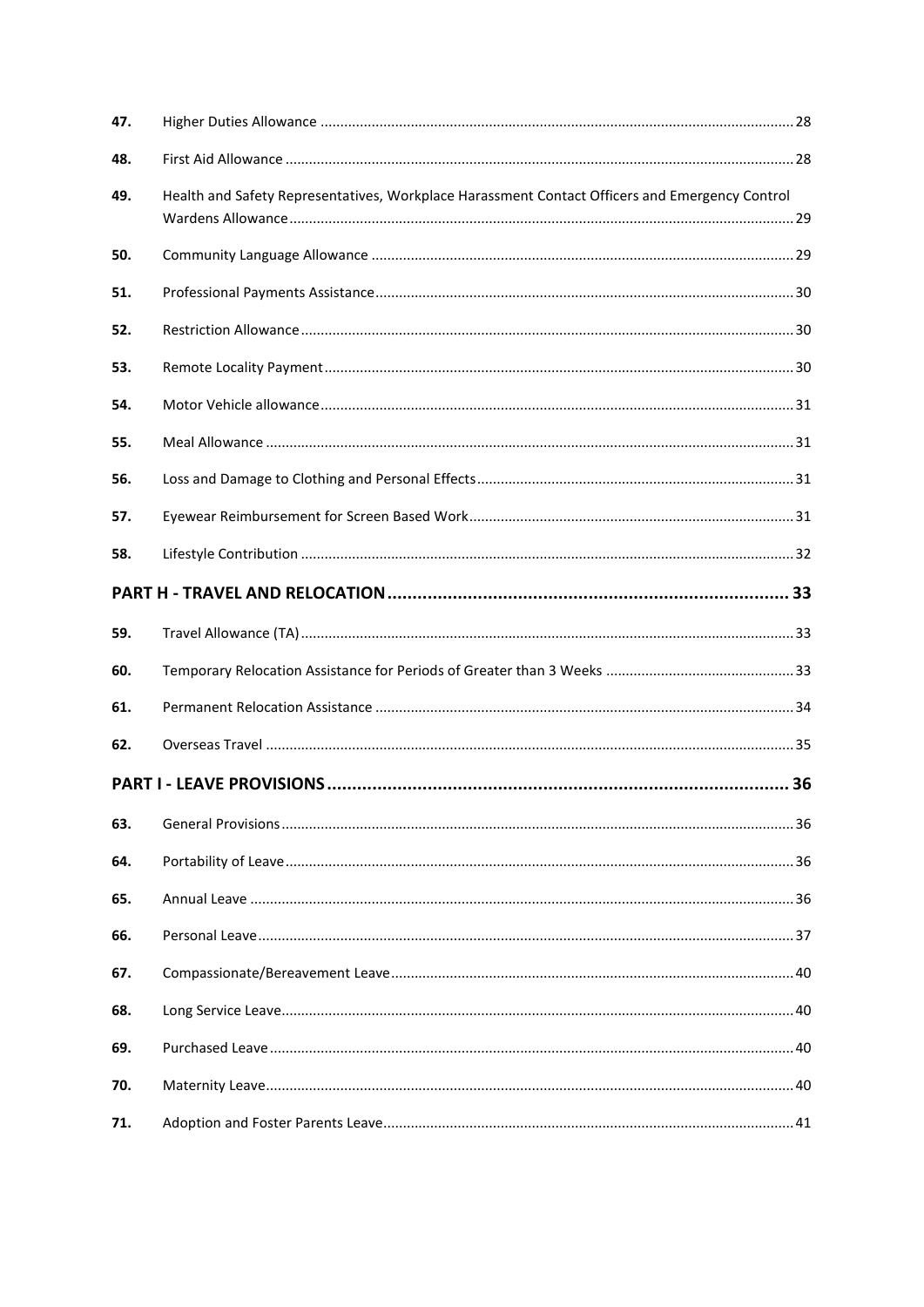| | | |
|---|---|---|
| 47. | Higher Duties Allowance | 28 |
| 48. | First Aid Allowance | 28 |
| 49. | Health and Safety Representatives, Workplace Harassment Contact Officers and Emergency Control Wardens Allowance | 29 |
| 50. | Community Language Allowance | 29 |
| 51. | Professional Payments Assistance | 30 |
| 52. | Restriction Allowance | 30 |
| 53. | Remote Locality Payment | 30 |
| 54. | Motor Vehicle allowance | 31 |
| 55. | Meal Allowance | 31 |
| 56. | Loss and Damage to Clothing and Personal Effects | 31 |
| 57. | Eyewear Reimbursement for Screen Based Work | 31 |
| 58. | Lifestyle Contribution | 32 |
| **PART H - TRAVEL AND RELOCATION** | | **33** |
| 59. | Travel Allowance (TA) | 33 |
| 60. | Temporary Relocation Assistance for Periods of Greater than 3 Weeks | 33 |
| 61. | Permanent Relocation Assistance | 34 |
| 62. | Overseas Travel | 35 |
| **PART I - LEAVE PROVISIONS** | | **36** |
| 63. | General Provisions | 36 |
| 64. | Portability of Leave | 36 |
| 65. | Annual Leave | 36 |
| 66. | Personal Leave | 37 |
| 67. | Compassionate/Bereavement Leave | 40 |
| 68. | Long Service Leave | 40 |
| 69. | Purchased Leave | 40 |
| 70. | Maternity Leave | 40 |
| 71. | Adoption and Foster Parents Leave | 41 |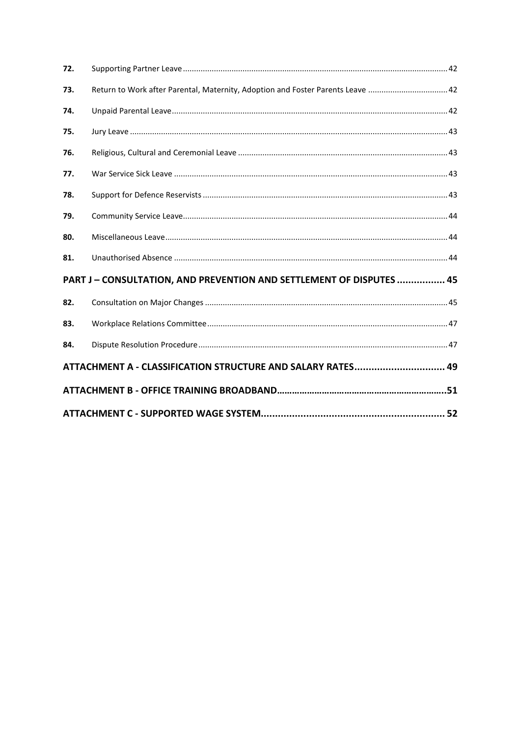| | | |
|---|---|---|
| **72.** | Supporting Partner Leave | 42 |
| **73.** | Return to Work after Parental, Maternity, Adoption and Foster Parents Leave | 42 |
| **74.** | Unpaid Parental Leave | 42 |
| **75.** | Jury Leave | 43 |
| **76.** | Religious, Cultural and Ceremonial Leave | 43 |
| **77.** | War Service Sick Leave | 43 |
| **78.** | Support for Defence Reservists | 43 |
| **79.** | Community Service Leave | 44 |
| **80.** | Miscellaneous Leave | 44 |
| **81.** | Unauthorised Absence | 44 |

**PART J – CONSULTATION, AND PREVENTION AND SETTLEMENT OF DISPUTES ................. 45**

| | | |
|---|---|---|
| **82.** | Consultation on Major Changes | 45 |
| **83.** | Workplace Relations Committee | 47 |
| **84.** | Dispute Resolution Procedure | 47 |

**ATTACHMENT A - CLASSIFICATION STRUCTURE AND SALARY RATES................................ 49**

**ATTACHMENT B - OFFICE TRAINING BROADBAND…………………………………………………………..51**

**ATTACHMENT C - SUPPORTED WAGE SYSTEM................................................................ 52**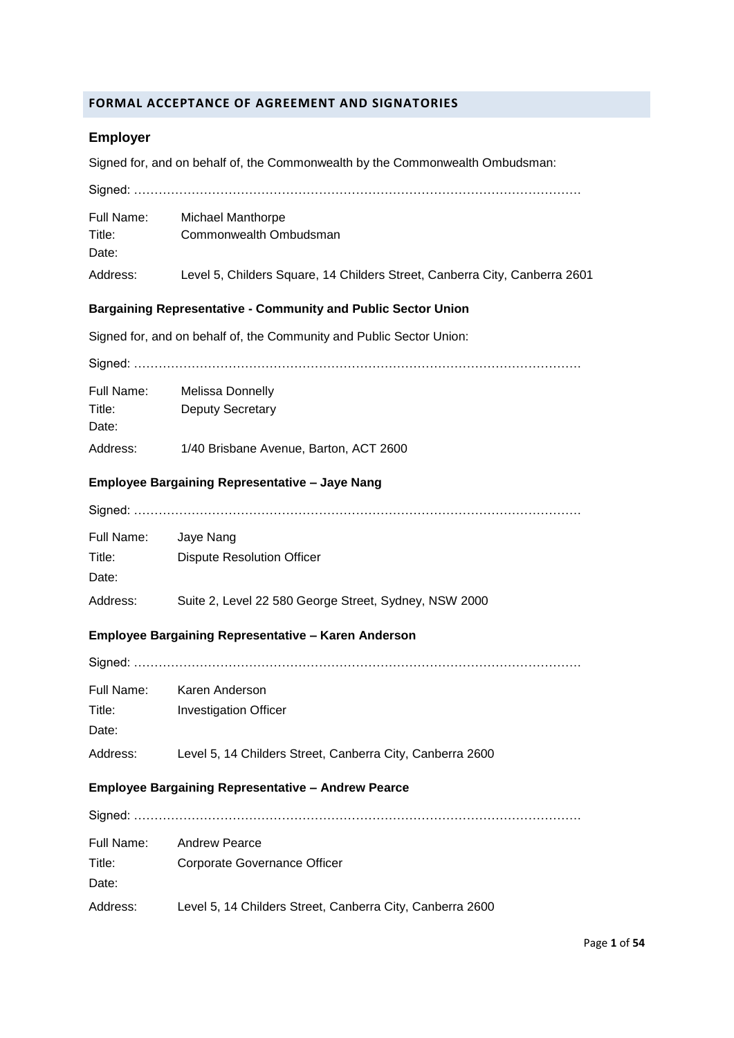## FORMAL ACCEPTANCE OF AGREEMENT AND SIGNATORIES

### Employer

Signed for, and on behalf of, the Commonwealth by the Commonwealth Ombudsman:

Signed: ……………………………………………………………………………………………

Full Name: Michael Manthorpe
Title: Commonwealth Ombudsman
Date:

Address: Level 5, Childers Square, 14 Childers Street, Canberra City, Canberra 2601

**Bargaining Representative - Community and Public Sector Union**

Signed for, and on behalf of, the Community and Public Sector Union:

Signed: ……………………………………………………………………………………………

Full Name: Melissa Donnelly
Title: Deputy Secretary
Date:

Address: 1/40 Brisbane Avenue, Barton, ACT 2600

**Employee Bargaining Representative – Jaye Nang**

Signed: ……………………………………………………………………………………………

Full Name: Jaye Nang
Title: Dispute Resolution Officer
Date:

Address: Suite 2, Level 22 580 George Street, Sydney, NSW 2000

**Employee Bargaining Representative – Karen Anderson**

Signed: ……………………………………………………………………………………………

Full Name: Karen Anderson
Title: Investigation Officer
Date:

Address: Level 5, 14 Childers Street, Canberra City, Canberra 2600

**Employee Bargaining Representative – Andrew Pearce**

Signed: ……………………………………………………………………………………………

Full Name: Andrew Pearce
Title: Corporate Governance Officer
Date:

Address: Level 5, 14 Childers Street, Canberra City, Canberra 2600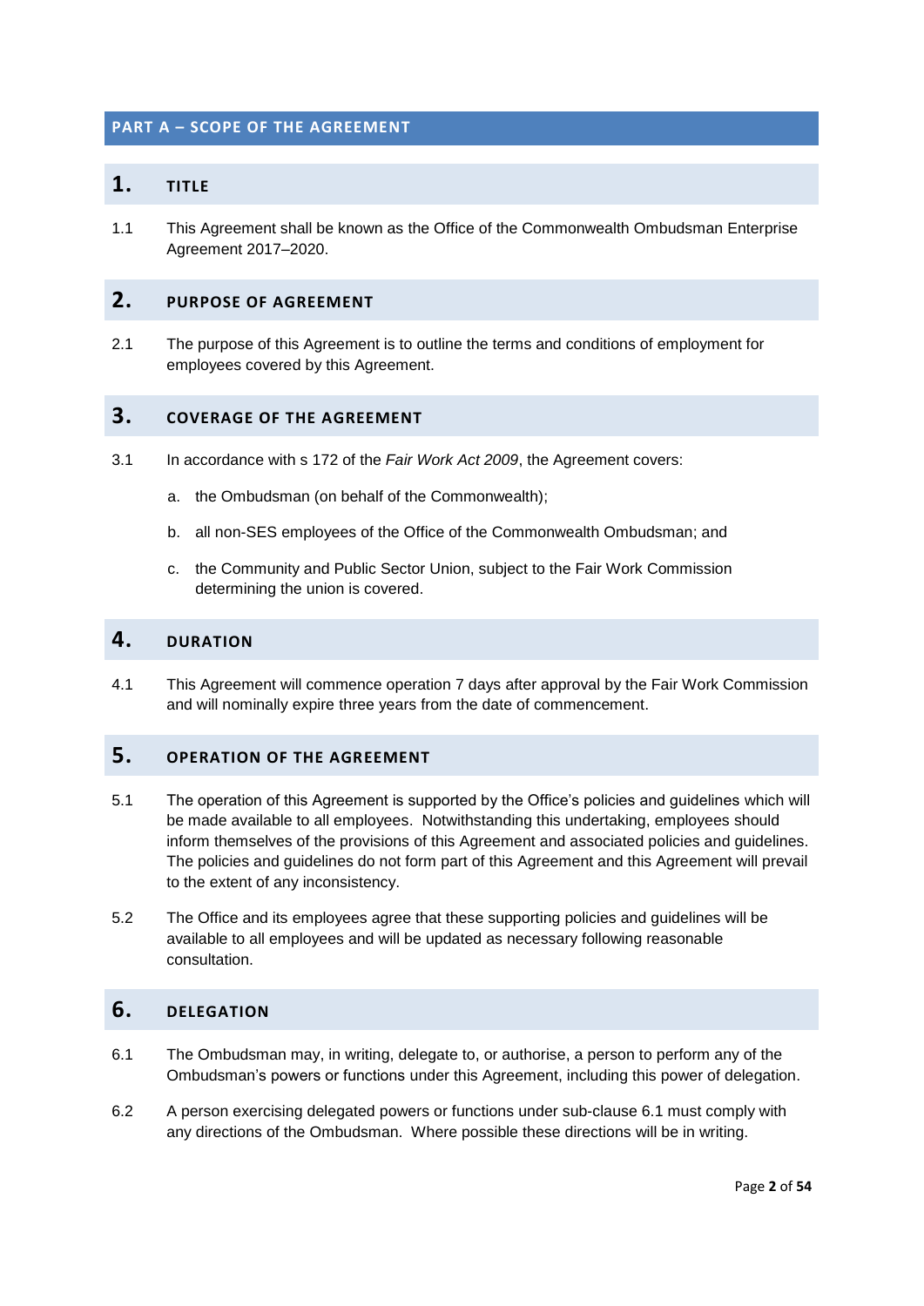## PART A – SCOPE OF THE AGREEMENT

### 1. TITLE

1.1 This Agreement shall be known as the Office of the Commonwealth Ombudsman Enterprise Agreement 2017–2020.

### 2. PURPOSE OF AGREEMENT

2.1 The purpose of this Agreement is to outline the terms and conditions of employment for employees covered by this Agreement.

### 3. COVERAGE OF THE AGREEMENT

3.1 In accordance with s 172 of the *Fair Work Act 2009*, the Agreement covers:

a. the Ombudsman (on behalf of the Commonwealth);

b. all non-SES employees of the Office of the Commonwealth Ombudsman; and

c. the Community and Public Sector Union, subject to the Fair Work Commission determining the union is covered.

### 4. DURATION

4.1 This Agreement will commence operation 7 days after approval by the Fair Work Commission and will nominally expire three years from the date of commencement.

### 5. OPERATION OF THE AGREEMENT

5.1 The operation of this Agreement is supported by the Office's policies and guidelines which will be made available to all employees. Notwithstanding this undertaking, employees should inform themselves of the provisions of this Agreement and associated policies and guidelines. The policies and guidelines do not form part of this Agreement and this Agreement will prevail to the extent of any inconsistency.

5.2 The Office and its employees agree that these supporting policies and guidelines will be available to all employees and will be updated as necessary following reasonable consultation.

### 6. DELEGATION

6.1 The Ombudsman may, in writing, delegate to, or authorise, a person to perform any of the Ombudsman's powers or functions under this Agreement, including this power of delegation.

6.2 A person exercising delegated powers or functions under sub-clause 6.1 must comply with any directions of the Ombudsman. Where possible these directions will be in writing.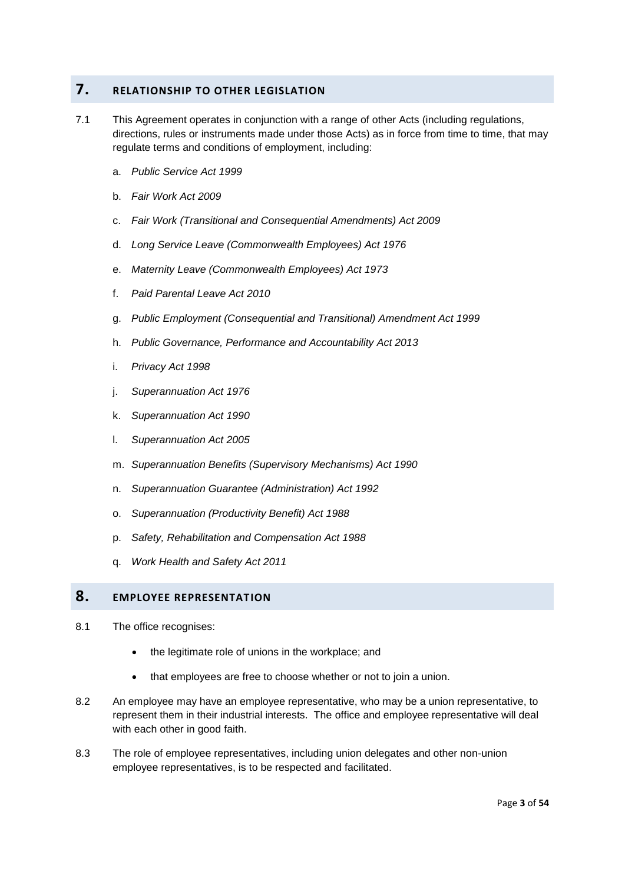## 7. RELATIONSHIP TO OTHER LEGISLATION

7.1 This Agreement operates in conjunction with a range of other Acts (including regulations, directions, rules or instruments made under those Acts) as in force from time to time, that may regulate terms and conditions of employment, including:

a. *Public Service Act 1999*

b. *Fair Work Act 2009*

c. *Fair Work (Transitional and Consequential Amendments) Act 2009*

d. *Long Service Leave (Commonwealth Employees) Act 1976*

e. *Maternity Leave (Commonwealth Employees) Act 1973*

f. *Paid Parental Leave Act 2010*

g. *Public Employment (Consequential and Transitional) Amendment Act 1999*

h. *Public Governance, Performance and Accountability Act 2013*

i. *Privacy Act 1998*

j. *Superannuation Act 1976*

k. *Superannuation Act 1990*

l. *Superannuation Act 2005*

m. *Superannuation Benefits (Supervisory Mechanisms) Act 1990*

n. *Superannuation Guarantee (Administration) Act 1992*

o. *Superannuation (Productivity Benefit) Act 1988*

p. *Safety, Rehabilitation and Compensation Act 1988*

q. *Work Health and Safety Act 2011*

## 8. EMPLOYEE REPRESENTATION

8.1 The office recognises:

- the legitimate role of unions in the workplace; and
- that employees are free to choose whether or not to join a union.

8.2 An employee may have an employee representative, who may be a union representative, to represent them in their industrial interests. The office and employee representative will deal with each other in good faith.

8.3 The role of employee representatives, including union delegates and other non-union employee representatives, is to be respected and facilitated.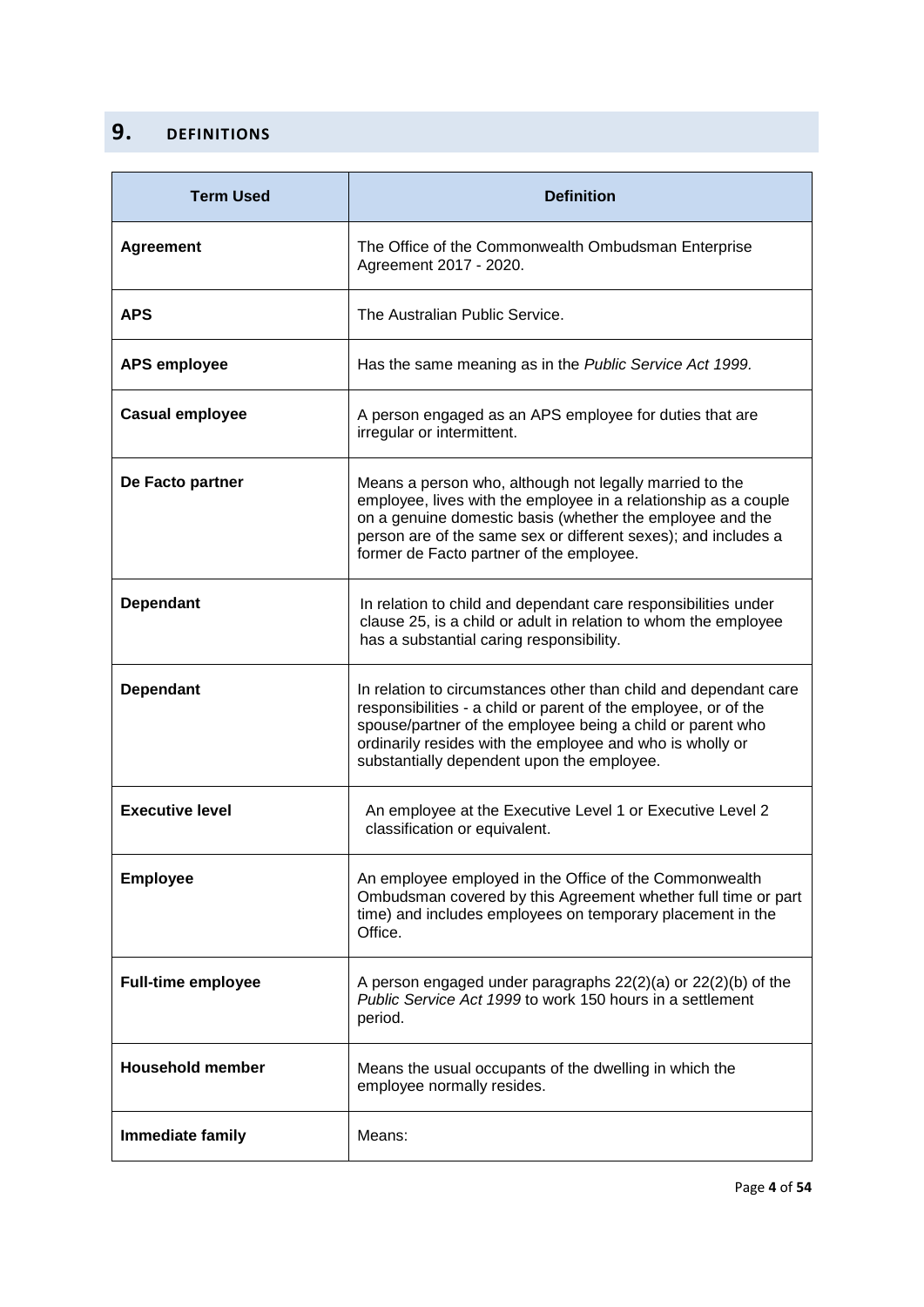## 9. DEFINITIONS

| Term Used | Definition |
|---|---|
| **Agreement** | The Office of the Commonwealth Ombudsman Enterprise Agreement 2017 - 2020. |
| **APS** | The Australian Public Service. |
| **APS employee** | Has the same meaning as in the *Public Service Act 1999.* |
| **Casual employee** | A person engaged as an APS employee for duties that are irregular or intermittent. |
| **De Facto partner** | Means a person who, although not legally married to the employee, lives with the employee in a relationship as a couple on a genuine domestic basis (whether the employee and the person are of the same sex or different sexes); and includes a former de Facto partner of the employee. |
| **Dependant** | In relation to child and dependant care responsibilities under clause 25, is a child or adult in relation to whom the employee has a substantial caring responsibility. |
| **Dependant** | In relation to circumstances other than child and dependant care responsibilities - a child or parent of the employee, or of the spouse/partner of the employee being a child or parent who ordinarily resides with the employee and who is wholly or substantially dependent upon the employee. |
| **Executive level** | An employee at the Executive Level 1 or Executive Level 2 classification or equivalent. |
| **Employee** | An employee employed in the Office of the Commonwealth Ombudsman covered by this Agreement whether full time or part time) and includes employees on temporary placement in the Office. |
| **Full-time employee** | A person engaged under paragraphs 22(2)(a) or 22(2)(b) of the *Public Service Act 1999* to work 150 hours in a settlement period. |
| **Household member** | Means the usual occupants of the dwelling in which the employee normally resides. |
| **Immediate family** | Means: |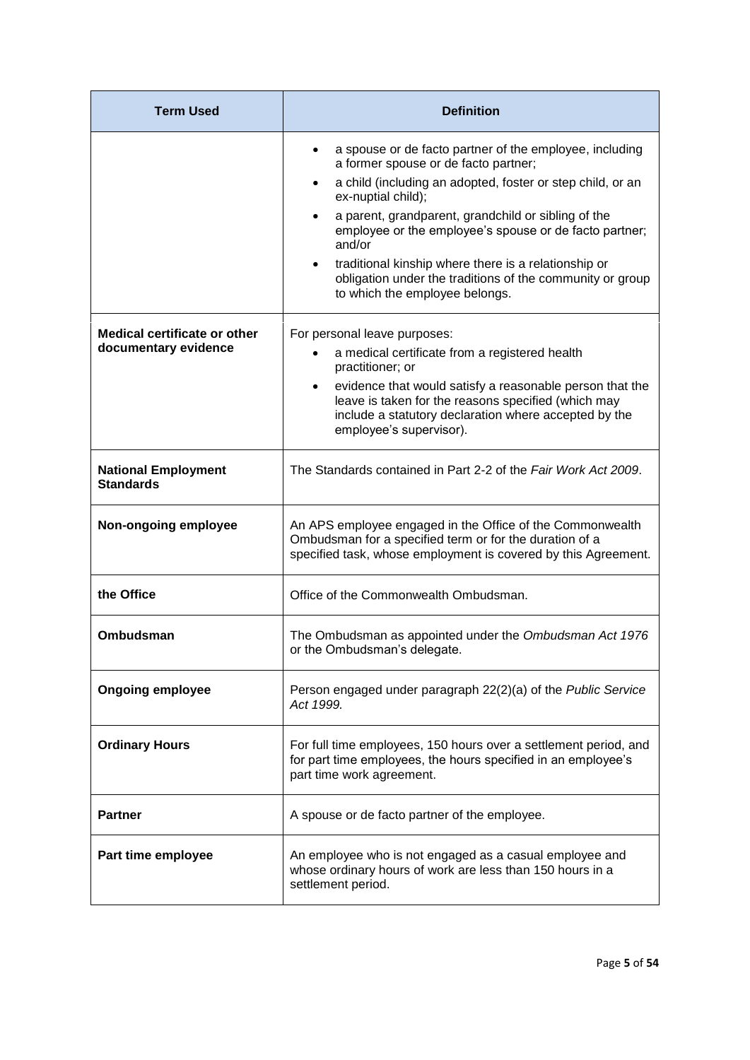| Term Used | Definition |
| --- | --- |
| | • a spouse or de facto partner of the employee, including a former spouse or de facto partner;<br>• a child (including an adopted, foster or step child, or an ex-nuptial child);<br>• a parent, grandparent, grandchild or sibling of the employee or the employee's spouse or de facto partner; and/or<br>• traditional kinship where there is a relationship or obligation under the traditions of the community or group to which the employee belongs. |
| **Medical certificate or other documentary evidence** | For personal leave purposes:<br>• a medical certificate from a registered health practitioner; or<br>• evidence that would satisfy a reasonable person that the leave is taken for the reasons specified (which may include a statutory declaration where accepted by the employee's supervisor). |
| **National Employment Standards** | The Standards contained in Part 2-2 of the *Fair Work Act 2009*. |
| **Non-ongoing employee** | An APS employee engaged in the Office of the Commonwealth Ombudsman for a specified term or for the duration of a specified task, whose employment is covered by this Agreement. |
| **the Office** | Office of the Commonwealth Ombudsman. |
| **Ombudsman** | The Ombudsman as appointed under the *Ombudsman Act 1976* or the Ombudsman's delegate. |
| **Ongoing employee** | Person engaged under paragraph 22(2)(a) of the *Public Service Act 1999.* |
| **Ordinary Hours** | For full time employees, 150 hours over a settlement period, and for part time employees, the hours specified in an employee's part time work agreement. |
| **Partner** | A spouse or de facto partner of the employee. |
| **Part time employee** | An employee who is not engaged as a casual employee and whose ordinary hours of work are less than 150 hours in a settlement period. |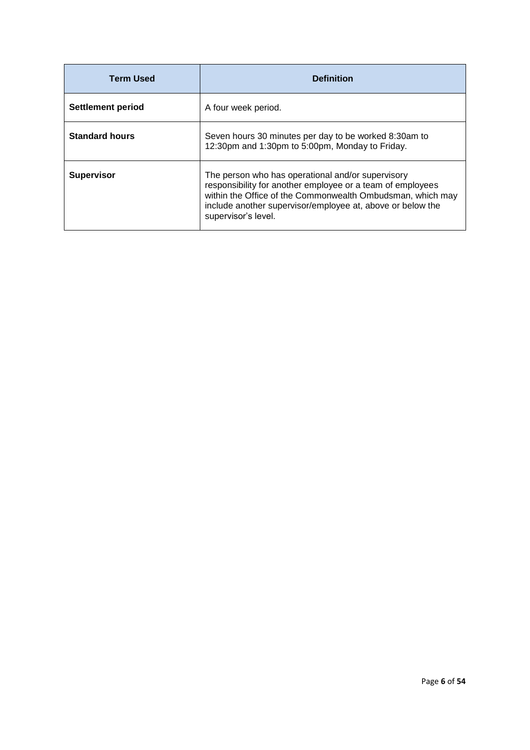| Term Used | Definition |
| --- | --- |
| **Settlement period** | A four week period. |
| **Standard hours** | Seven hours 30 minutes per day to be worked 8:30am to 12:30pm and 1:30pm to 5:00pm, Monday to Friday. |
| **Supervisor** | The person who has operational and/or supervisory responsibility for another employee or a team of employees within the Office of the Commonwealth Ombudsman, which may include another supervisor/employee at, above or below the supervisor's level. |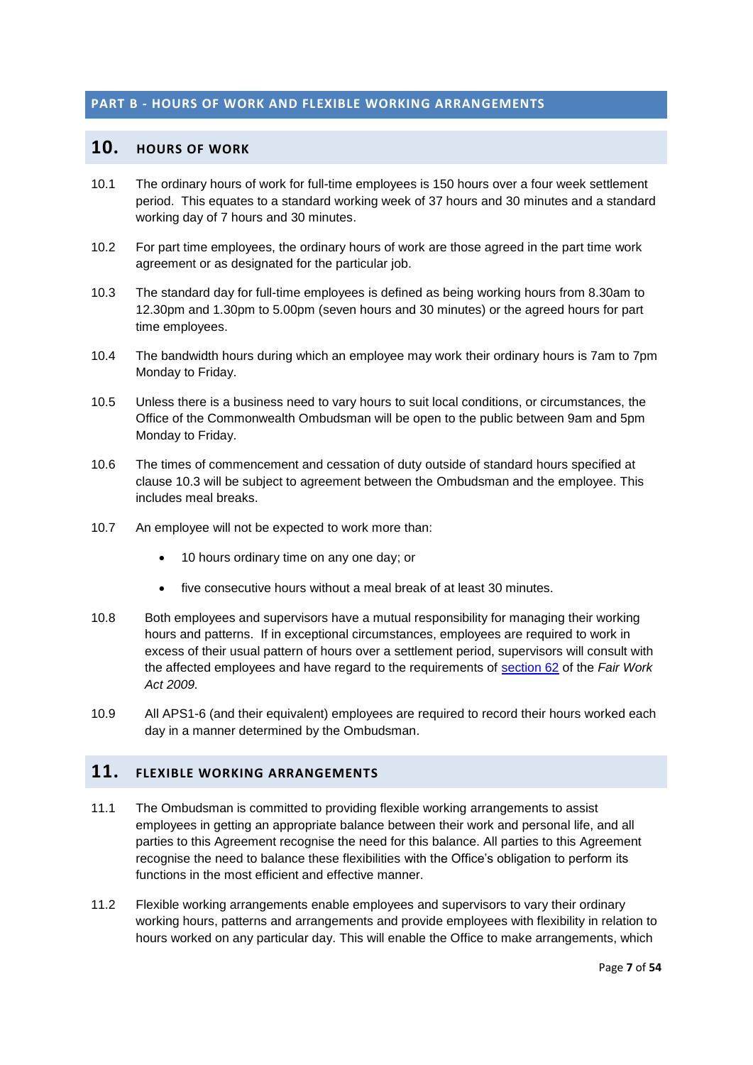# PART B - HOURS OF WORK AND FLEXIBLE WORKING ARRANGEMENTS

## 10. HOURS OF WORK

10.1 The ordinary hours of work for full-time employees is 150 hours over a four week settlement period. This equates to a standard working week of 37 hours and 30 minutes and a standard working day of 7 hours and 30 minutes.

10.2 For part time employees, the ordinary hours of work are those agreed in the part time work agreement or as designated for the particular job.

10.3 The standard day for full-time employees is defined as being working hours from 8.30am to 12.30pm and 1.30pm to 5.00pm (seven hours and 30 minutes) or the agreed hours for part time employees.

10.4 The bandwidth hours during which an employee may work their ordinary hours is 7am to 7pm Monday to Friday.

10.5 Unless there is a business need to vary hours to suit local conditions, or circumstances, the Office of the Commonwealth Ombudsman will be open to the public between 9am and 5pm Monday to Friday.

10.6 The times of commencement and cessation of duty outside of standard hours specified at clause 10.3 will be subject to agreement between the Ombudsman and the employee. This includes meal breaks.

10.7 An employee will not be expected to work more than:

- 10 hours ordinary time on any one day; or
- five consecutive hours without a meal break of at least 30 minutes.

10.8 Both employees and supervisors have a mutual responsibility for managing their working hours and patterns. If in exceptional circumstances, employees are required to work in excess of their usual pattern of hours over a settlement period, supervisors will consult with the affected employees and have regard to the requirements of section 62 of the *Fair Work Act 2009*.

10.9 All APS1-6 (and their equivalent) employees are required to record their hours worked each day in a manner determined by the Ombudsman.

## 11. FLEXIBLE WORKING ARRANGEMENTS

11.1 The Ombudsman is committed to providing flexible working arrangements to assist employees in getting an appropriate balance between their work and personal life, and all parties to this Agreement recognise the need for this balance. All parties to this Agreement recognise the need to balance these flexibilities with the Office's obligation to perform its functions in the most efficient and effective manner.

11.2 Flexible working arrangements enable employees and supervisors to vary their ordinary working hours, patterns and arrangements and provide employees with flexibility in relation to hours worked on any particular day. This will enable the Office to make arrangements, which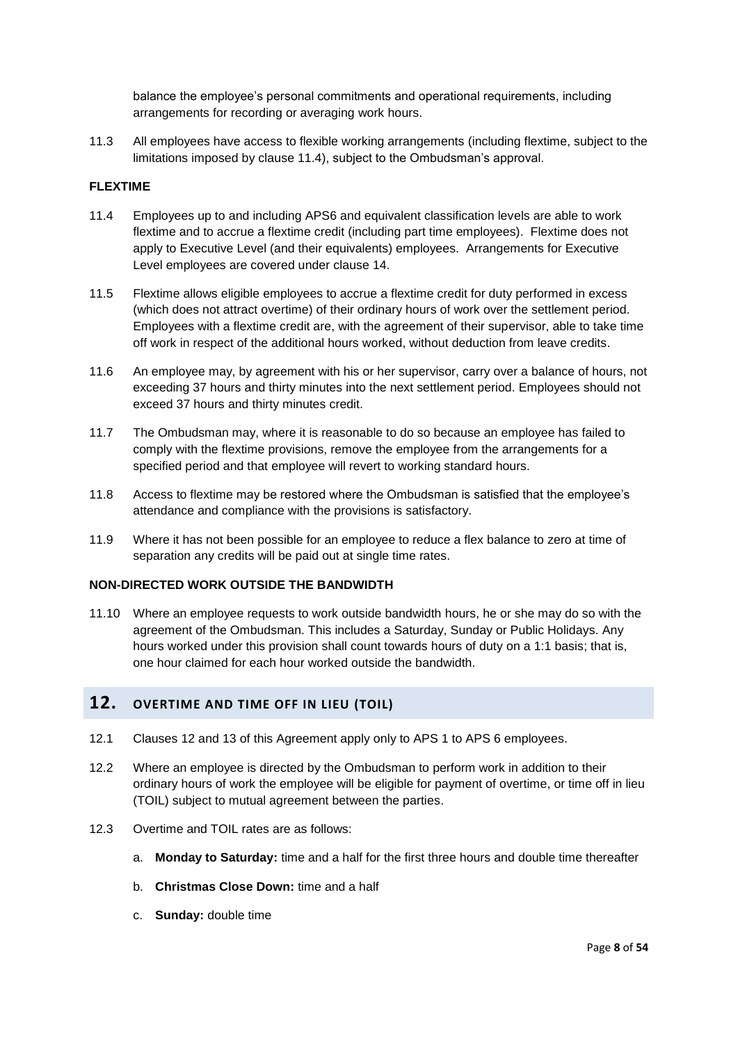balance the employee's personal commitments and operational requirements, including arrangements for recording or averaging work hours.

11.3 All employees have access to flexible working arrangements (including flextime, subject to the limitations imposed by clause 11.4), subject to the Ombudsman's approval.

**FLEXTIME**

11.4 Employees up to and including APS6 and equivalent classification levels are able to work flextime and to accrue a flextime credit (including part time employees). Flextime does not apply to Executive Level (and their equivalents) employees. Arrangements for Executive Level employees are covered under clause 14.

11.5 Flextime allows eligible employees to accrue a flextime credit for duty performed in excess (which does not attract overtime) of their ordinary hours of work over the settlement period. Employees with a flextime credit are, with the agreement of their supervisor, able to take time off work in respect of the additional hours worked, without deduction from leave credits.

11.6 An employee may, by agreement with his or her supervisor, carry over a balance of hours, not exceeding 37 hours and thirty minutes into the next settlement period. Employees should not exceed 37 hours and thirty minutes credit.

11.7 The Ombudsman may, where it is reasonable to do so because an employee has failed to comply with the flextime provisions, remove the employee from the arrangements for a specified period and that employee will revert to working standard hours.

11.8 Access to flextime may be restored where the Ombudsman is satisfied that the employee's attendance and compliance with the provisions is satisfactory.

11.9 Where it has not been possible for an employee to reduce a flex balance to zero at time of separation any credits will be paid out at single time rates.

**NON-DIRECTED WORK OUTSIDE THE BANDWIDTH**

11.10 Where an employee requests to work outside bandwidth hours, he or she may do so with the agreement of the Ombudsman. This includes a Saturday, Sunday or Public Holidays. Any hours worked under this provision shall count towards hours of duty on a 1:1 basis; that is, one hour claimed for each hour worked outside the bandwidth.

## 12. OVERTIME AND TIME OFF IN LIEU (TOIL)

12.1 Clauses 12 and 13 of this Agreement apply only to APS 1 to APS 6 employees.

12.2 Where an employee is directed by the Ombudsman to perform work in addition to their ordinary hours of work the employee will be eligible for payment of overtime, or time off in lieu (TOIL) subject to mutual agreement between the parties.

12.3 Overtime and TOIL rates are as follows:

a. **Monday to Saturday:** time and a half for the first three hours and double time thereafter

b. **Christmas Close Down:** time and a half

c. **Sunday:** double time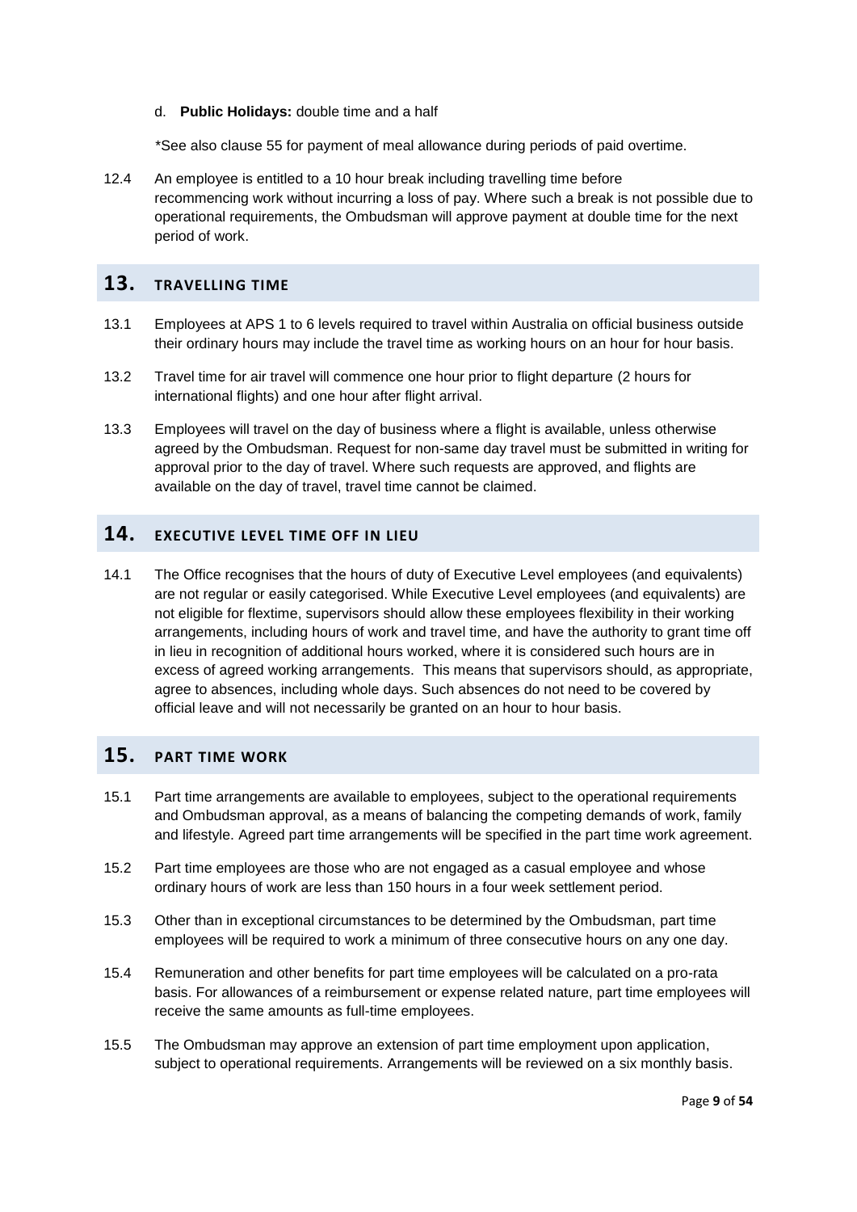d. **Public Holidays:** double time and a half

*See also clause 55 for payment of meal allowance during periods of paid overtime.

12.4 An employee is entitled to a 10 hour break including travelling time before recommencing work without incurring a loss of pay. Where such a break is not possible due to operational requirements, the Ombudsman will approve payment at double time for the next period of work.

## 13. TRAVELLING TIME

13.1 Employees at APS 1 to 6 levels required to travel within Australia on official business outside their ordinary hours may include the travel time as working hours on an hour for hour basis.

13.2 Travel time for air travel will commence one hour prior to flight departure (2 hours for international flights) and one hour after flight arrival.

13.3 Employees will travel on the day of business where a flight is available, unless otherwise agreed by the Ombudsman. Request for non-same day travel must be submitted in writing for approval prior to the day of travel. Where such requests are approved, and flights are available on the day of travel, travel time cannot be claimed.

## 14. EXECUTIVE LEVEL TIME OFF IN LIEU

14.1 The Office recognises that the hours of duty of Executive Level employees (and equivalents) are not regular or easily categorised. While Executive Level employees (and equivalents) are not eligible for flextime, supervisors should allow these employees flexibility in their working arrangements, including hours of work and travel time, and have the authority to grant time off in lieu in recognition of additional hours worked, where it is considered such hours are in excess of agreed working arrangements. This means that supervisors should, as appropriate, agree to absences, including whole days. Such absences do not need to be covered by official leave and will not necessarily be granted on an hour to hour basis.

## 15. PART TIME WORK

15.1 Part time arrangements are available to employees, subject to the operational requirements and Ombudsman approval, as a means of balancing the competing demands of work, family and lifestyle. Agreed part time arrangements will be specified in the part time work agreement.

15.2 Part time employees are those who are not engaged as a casual employee and whose ordinary hours of work are less than 150 hours in a four week settlement period.

15.3 Other than in exceptional circumstances to be determined by the Ombudsman, part time employees will be required to work a minimum of three consecutive hours on any one day.

15.4 Remuneration and other benefits for part time employees will be calculated on a pro-rata basis. For allowances of a reimbursement or expense related nature, part time employees will receive the same amounts as full-time employees.

15.5 The Ombudsman may approve an extension of part time employment upon application, subject to operational requirements. Arrangements will be reviewed on a six monthly basis.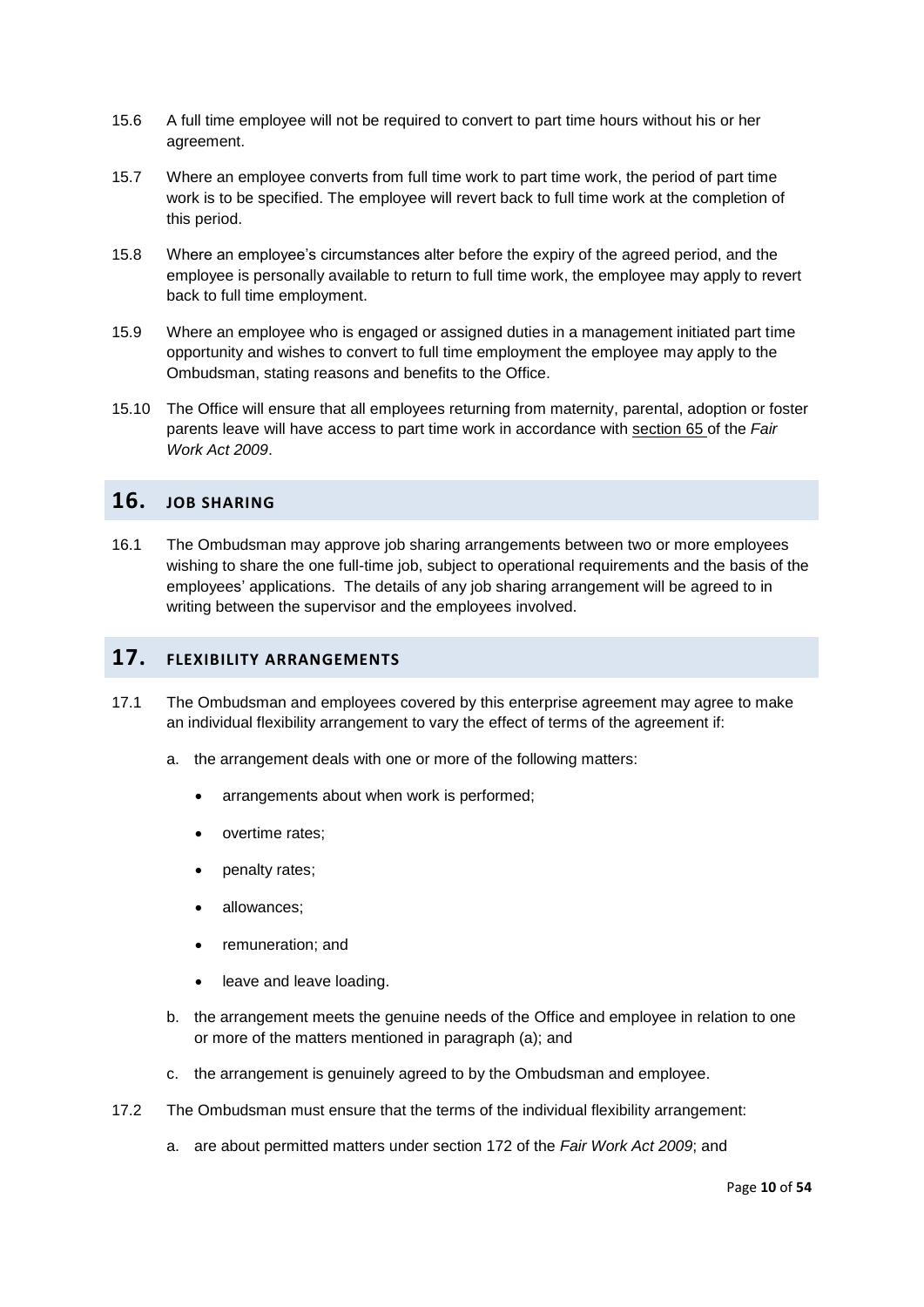15.6 A full time employee will not be required to convert to part time hours without his or her agreement.

15.7 Where an employee converts from full time work to part time work, the period of part time work is to be specified. The employee will revert back to full time work at the completion of this period.

15.8 Where an employee's circumstances alter before the expiry of the agreed period, and the employee is personally available to return to full time work, the employee may apply to revert back to full time employment.

15.9 Where an employee who is engaged or assigned duties in a management initiated part time opportunity and wishes to convert to full time employment the employee may apply to the Ombudsman, stating reasons and benefits to the Office.

15.10 The Office will ensure that all employees returning from maternity, parental, adoption or foster parents leave will have access to part time work in accordance with section 65 of the *Fair Work Act 2009*.

## 16. JOB SHARING

16.1 The Ombudsman may approve job sharing arrangements between two or more employees wishing to share the one full-time job, subject to operational requirements and the basis of the employees' applications. The details of any job sharing arrangement will be agreed to in writing between the supervisor and the employees involved.

## 17. FLEXIBILITY ARRANGEMENTS

17.1 The Ombudsman and employees covered by this enterprise agreement may agree to make an individual flexibility arrangement to vary the effect of terms of the agreement if:

a. the arrangement deals with one or more of the following matters:
   - arrangements about when work is performed;
   - overtime rates;
   - penalty rates;
   - allowances;
   - remuneration; and
   - leave and leave loading.

b. the arrangement meets the genuine needs of the Office and employee in relation to one or more of the matters mentioned in paragraph (a); and

c. the arrangement is genuinely agreed to by the Ombudsman and employee.

17.2 The Ombudsman must ensure that the terms of the individual flexibility arrangement:

a. are about permitted matters under section 172 of the *Fair Work Act 2009*; and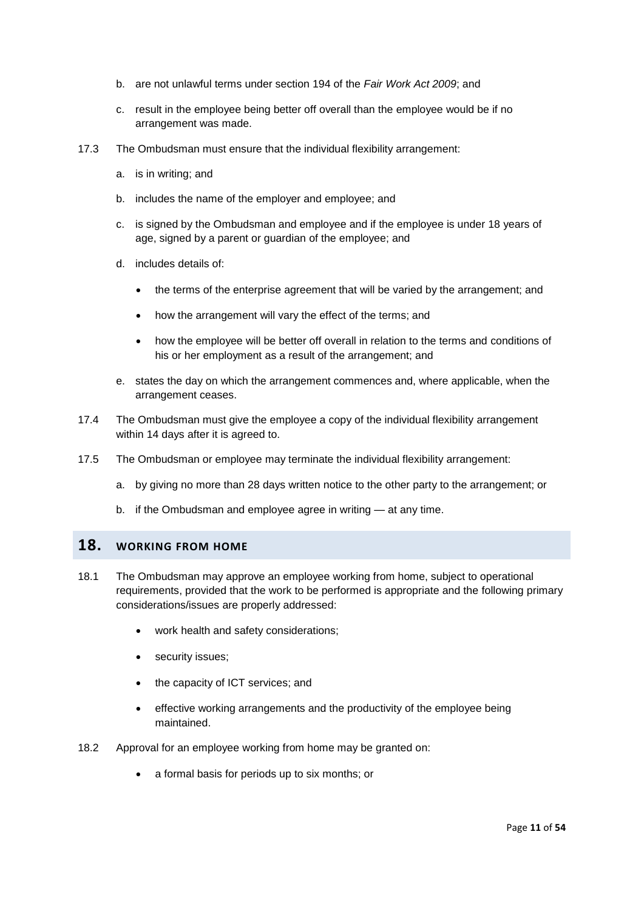b. are not unlawful terms under section 194 of the *Fair Work Act 2009*; and

c. result in the employee being better off overall than the employee would be if no arrangement was made.

17.3 The Ombudsman must ensure that the individual flexibility arrangement:

a. is in writing; and

b. includes the name of the employer and employee; and

c. is signed by the Ombudsman and employee and if the employee is under 18 years of age, signed by a parent or guardian of the employee; and

d. includes details of:

- the terms of the enterprise agreement that will be varied by the arrangement; and
- how the arrangement will vary the effect of the terms; and
- how the employee will be better off overall in relation to the terms and conditions of his or her employment as a result of the arrangement; and

e. states the day on which the arrangement commences and, where applicable, when the arrangement ceases.

17.4 The Ombudsman must give the employee a copy of the individual flexibility arrangement within 14 days after it is agreed to.

17.5 The Ombudsman or employee may terminate the individual flexibility arrangement:

a. by giving no more than 28 days written notice to the other party to the arrangement; or

b. if the Ombudsman and employee agree in writing — at any time.

## 18. WORKING FROM HOME

18.1 The Ombudsman may approve an employee working from home, subject to operational requirements, provided that the work to be performed is appropriate and the following primary considerations/issues are properly addressed:

- work health and safety considerations;
- security issues;
- the capacity of ICT services; and
- effective working arrangements and the productivity of the employee being maintained.

18.2 Approval for an employee working from home may be granted on:

- a formal basis for periods up to six months; or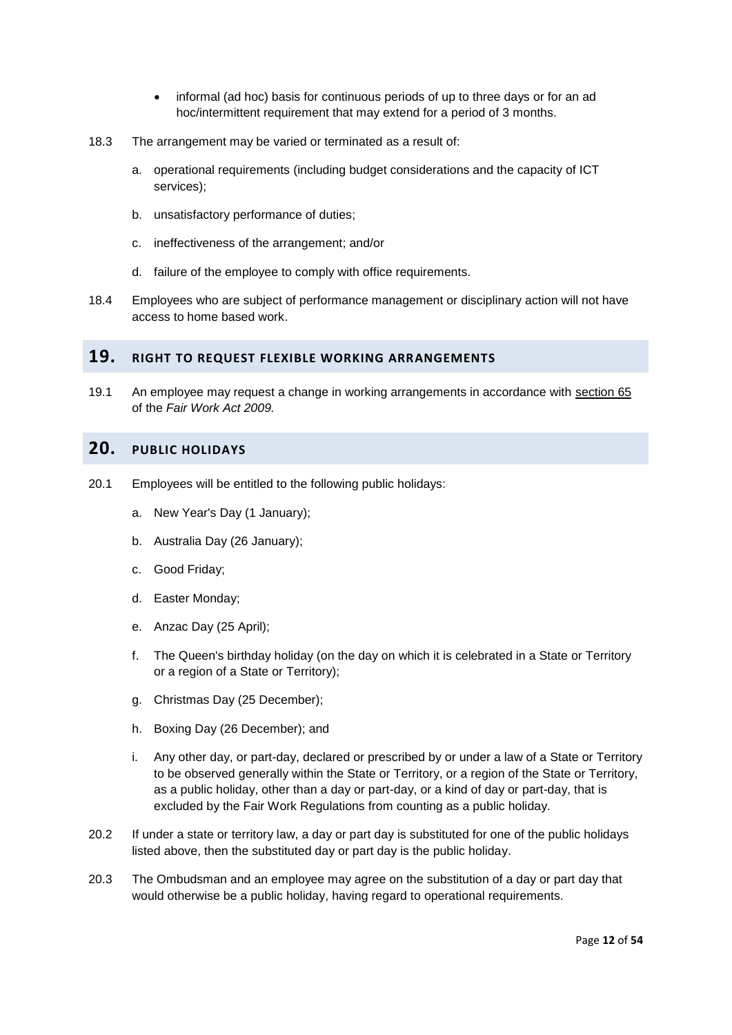- informal (ad hoc) basis for continuous periods of up to three days or for an ad hoc/intermittent requirement that may extend for a period of 3 months.

18.3 The arrangement may be varied or terminated as a result of:

a. operational requirements (including budget considerations and the capacity of ICT services);

b. unsatisfactory performance of duties;

c. ineffectiveness of the arrangement; and/or

d. failure of the employee to comply with office requirements.

18.4 Employees who are subject of performance management or disciplinary action will not have access to home based work.

## 19. RIGHT TO REQUEST FLEXIBLE WORKING ARRANGEMENTS

19.1 An employee may request a change in working arrangements in accordance with section 65 of the *Fair Work Act 2009.*

## 20. PUBLIC HOLIDAYS

20.1 Employees will be entitled to the following public holidays:

a. New Year's Day (1 January);

b. Australia Day (26 January);

c. Good Friday;

d. Easter Monday;

e. Anzac Day (25 April);

f. The Queen's birthday holiday (on the day on which it is celebrated in a State or Territory or a region of a State or Territory);

g. Christmas Day (25 December);

h. Boxing Day (26 December); and

i. Any other day, or part-day, declared or prescribed by or under a law of a State or Territory to be observed generally within the State or Territory, or a region of the State or Territory, as a public holiday, other than a day or part-day, or a kind of day or part-day, that is excluded by the Fair Work Regulations from counting as a public holiday.

20.2 If under a state or territory law, a day or part day is substituted for one of the public holidays listed above, then the substituted day or part day is the public holiday.

20.3 The Ombudsman and an employee may agree on the substitution of a day or part day that would otherwise be a public holiday, having regard to operational requirements.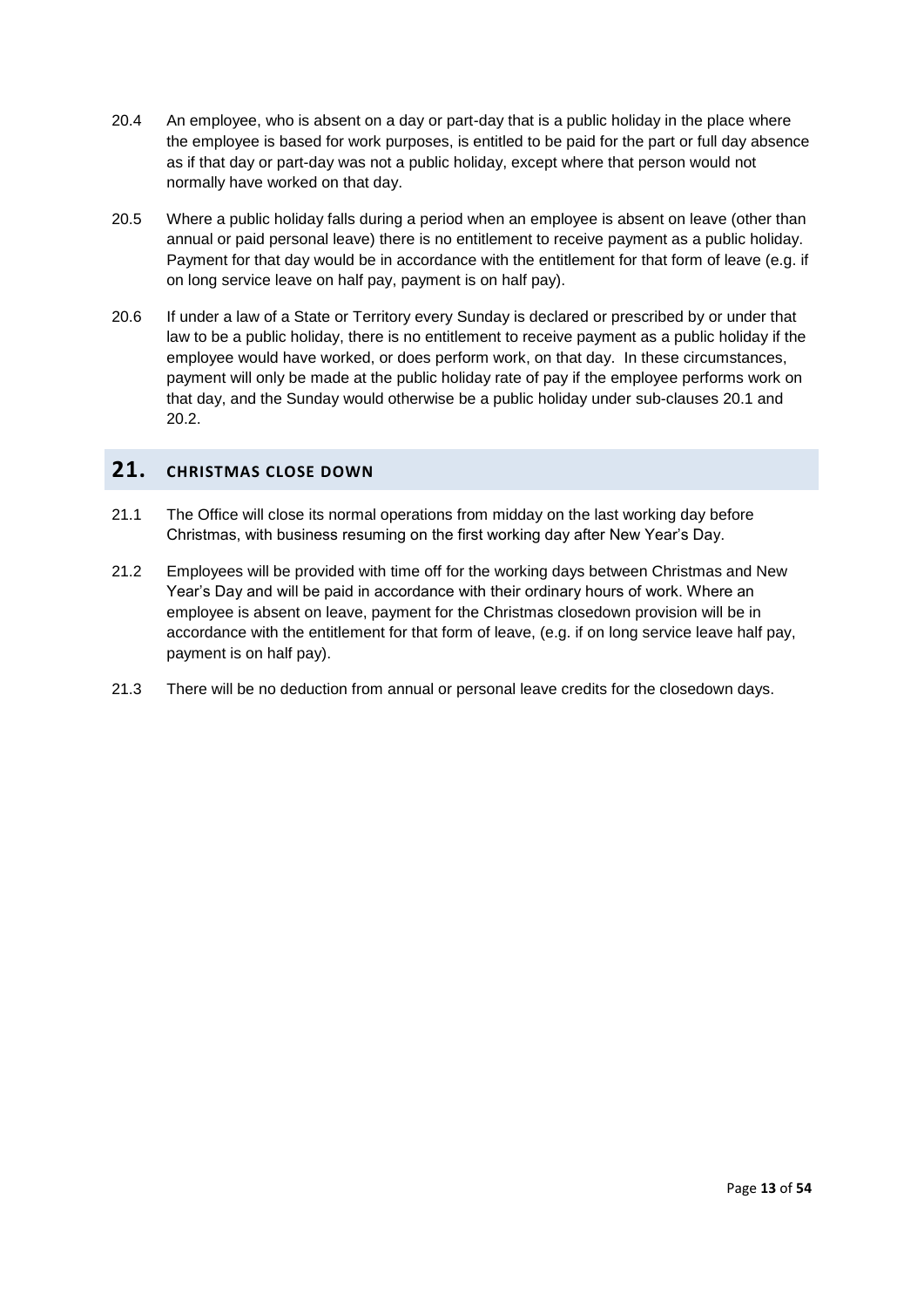20.4 An employee, who is absent on a day or part-day that is a public holiday in the place where the employee is based for work purposes, is entitled to be paid for the part or full day absence as if that day or part-day was not a public holiday, except where that person would not normally have worked on that day.

20.5 Where a public holiday falls during a period when an employee is absent on leave (other than annual or paid personal leave) there is no entitlement to receive payment as a public holiday. Payment for that day would be in accordance with the entitlement for that form of leave (e.g. if on long service leave on half pay, payment is on half pay).

20.6 If under a law of a State or Territory every Sunday is declared or prescribed by or under that law to be a public holiday, there is no entitlement to receive payment as a public holiday if the employee would have worked, or does perform work, on that day. In these circumstances, payment will only be made at the public holiday rate of pay if the employee performs work on that day, and the Sunday would otherwise be a public holiday under sub-clauses 20.1 and 20.2.

## 21. CHRISTMAS CLOSE DOWN

21.1 The Office will close its normal operations from midday on the last working day before Christmas, with business resuming on the first working day after New Year's Day.

21.2 Employees will be provided with time off for the working days between Christmas and New Year's Day and will be paid in accordance with their ordinary hours of work. Where an employee is absent on leave, payment for the Christmas closedown provision will be in accordance with the entitlement for that form of leave, (e.g. if on long service leave half pay, payment is on half pay).

21.3 There will be no deduction from annual or personal leave credits for the closedown days.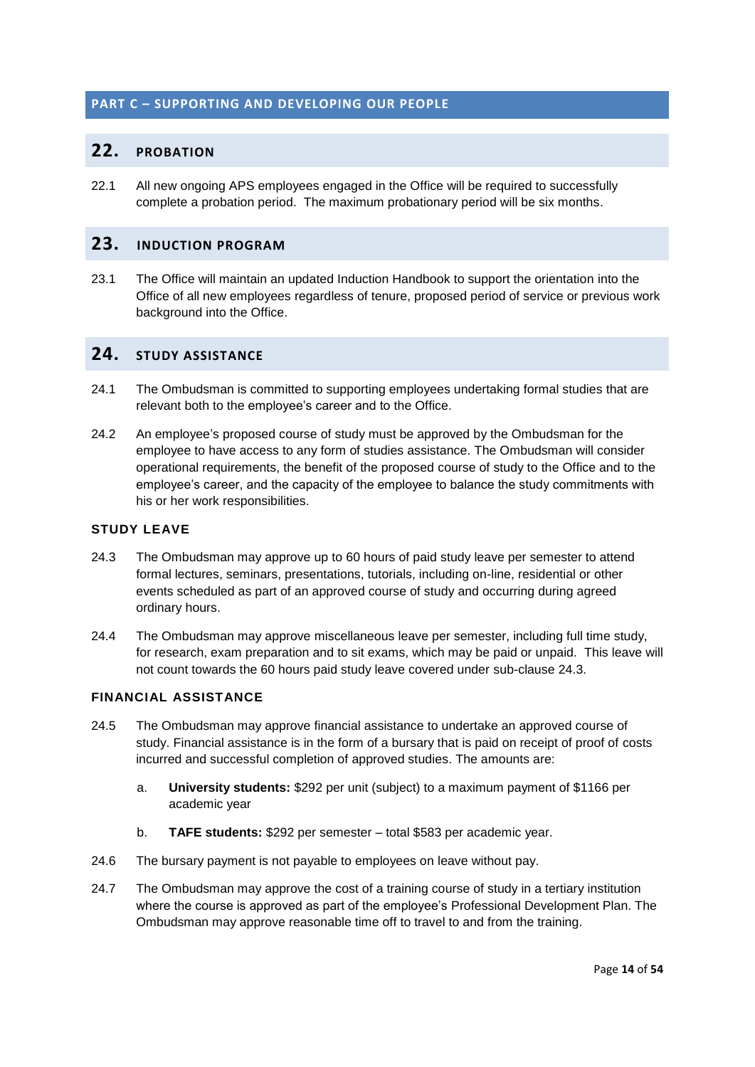# PART C – SUPPORTING AND DEVELOPING OUR PEOPLE

## 22. PROBATION

22.1 All new ongoing APS employees engaged in the Office will be required to successfully complete a probation period. The maximum probationary period will be six months.

## 23. INDUCTION PROGRAM

23.1 The Office will maintain an updated Induction Handbook to support the orientation into the Office of all new employees regardless of tenure, proposed period of service or previous work background into the Office.

## 24. STUDY ASSISTANCE

24.1 The Ombudsman is committed to supporting employees undertaking formal studies that are relevant both to the employee's career and to the Office.

24.2 An employee's proposed course of study must be approved by the Ombudsman for the employee to have access to any form of studies assistance. The Ombudsman will consider operational requirements, the benefit of the proposed course of study to the Office and to the employee's career, and the capacity of the employee to balance the study commitments with his or her work responsibilities.

### STUDY LEAVE

24.3 The Ombudsman may approve up to 60 hours of paid study leave per semester to attend formal lectures, seminars, presentations, tutorials, including on-line, residential or other events scheduled as part of an approved course of study and occurring during agreed ordinary hours.

24.4 The Ombudsman may approve miscellaneous leave per semester, including full time study, for research, exam preparation and to sit exams, which may be paid or unpaid. This leave will not count towards the 60 hours paid study leave covered under sub-clause 24.3.

### FINANCIAL ASSISTANCE

24.5 The Ombudsman may approve financial assistance to undertake an approved course of study. Financial assistance is in the form of a bursary that is paid on receipt of proof of costs incurred and successful completion of approved studies. The amounts are:

a. **University students:** $292 per unit (subject) to a maximum payment of $1166 per academic year

b. **TAFE students:** $292 per semester – total $583 per academic year.

24.6 The bursary payment is not payable to employees on leave without pay.

24.7 The Ombudsman may approve the cost of a training course of study in a tertiary institution where the course is approved as part of the employee's Professional Development Plan. The Ombudsman may approve reasonable time off to travel to and from the training.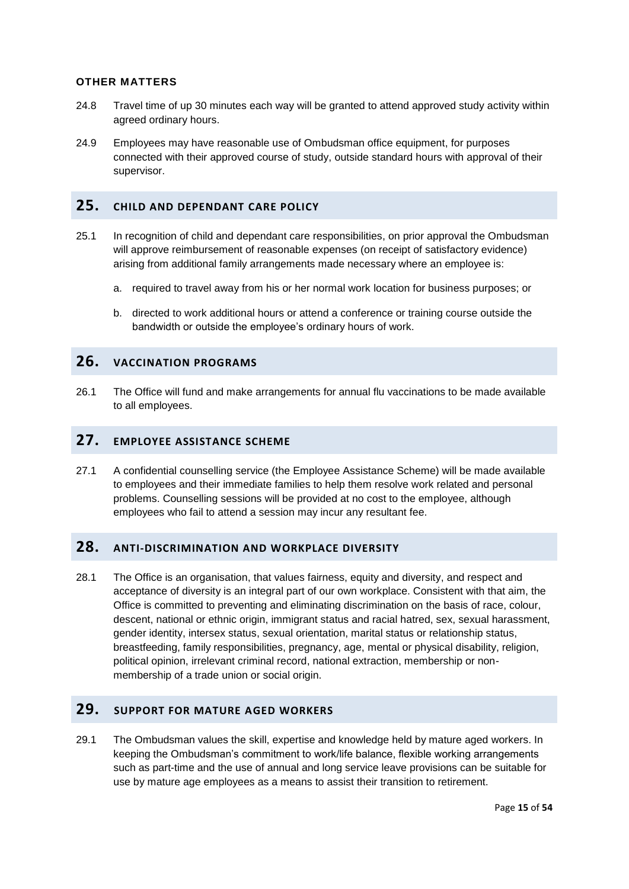#### OTHER MATTERS

24.8 Travel time of up 30 minutes each way will be granted to attend approved study activity within agreed ordinary hours.

24.9 Employees may have reasonable use of Ombudsman office equipment, for purposes connected with their approved course of study, outside standard hours with approval of their supervisor.

## 25. CHILD AND DEPENDANT CARE POLICY

25.1 In recognition of child and dependant care responsibilities, on prior approval the Ombudsman will approve reimbursement of reasonable expenses (on receipt of satisfactory evidence) arising from additional family arrangements made necessary where an employee is:

a. required to travel away from his or her normal work location for business purposes; or

b. directed to work additional hours or attend a conference or training course outside the bandwidth or outside the employee's ordinary hours of work.

## 26. VACCINATION PROGRAMS

26.1 The Office will fund and make arrangements for annual flu vaccinations to be made available to all employees.

## 27. EMPLOYEE ASSISTANCE SCHEME

27.1 A confidential counselling service (the Employee Assistance Scheme) will be made available to employees and their immediate families to help them resolve work related and personal problems. Counselling sessions will be provided at no cost to the employee, although employees who fail to attend a session may incur any resultant fee.

## 28. ANTI-DISCRIMINATION AND WORKPLACE DIVERSITY

28.1 The Office is an organisation, that values fairness, equity and diversity, and respect and acceptance of diversity is an integral part of our own workplace. Consistent with that aim, the Office is committed to preventing and eliminating discrimination on the basis of race, colour, descent, national or ethnic origin, immigrant status and racial hatred, sex, sexual harassment, gender identity, intersex status, sexual orientation, marital status or relationship status, breastfeeding, family responsibilities, pregnancy, age, mental or physical disability, religion, political opinion, irrelevant criminal record, national extraction, membership or non-membership of a trade union or social origin.

## 29. SUPPORT FOR MATURE AGED WORKERS

29.1 The Ombudsman values the skill, expertise and knowledge held by mature aged workers. In keeping the Ombudsman's commitment to work/life balance, flexible working arrangements such as part-time and the use of annual and long service leave provisions can be suitable for use by mature age employees as a means to assist their transition to retirement.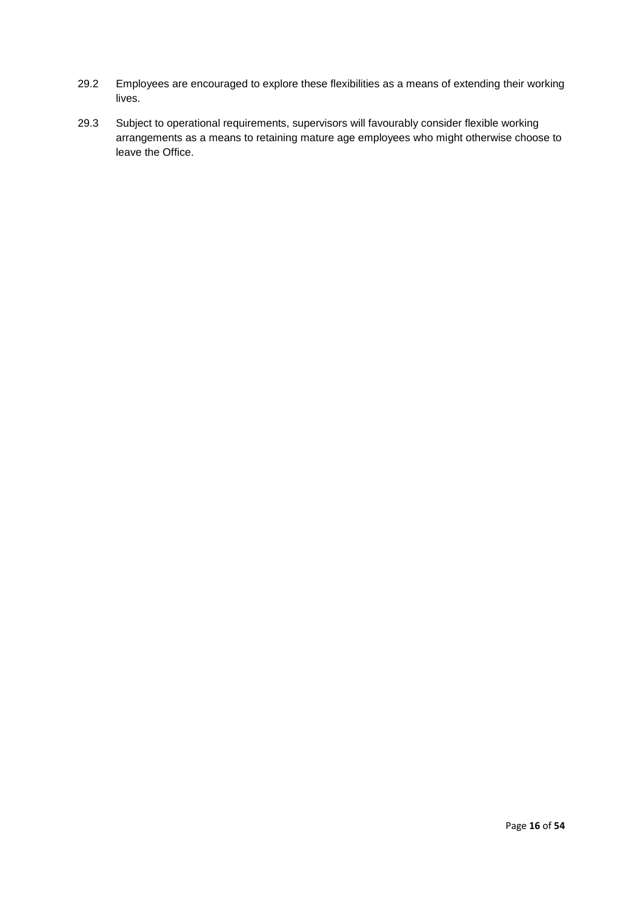29.2 Employees are encouraged to explore these flexibilities as a means of extending their working lives.

29.3 Subject to operational requirements, supervisors will favourably consider flexible working arrangements as a means to retaining mature age employees who might otherwise choose to leave the Office.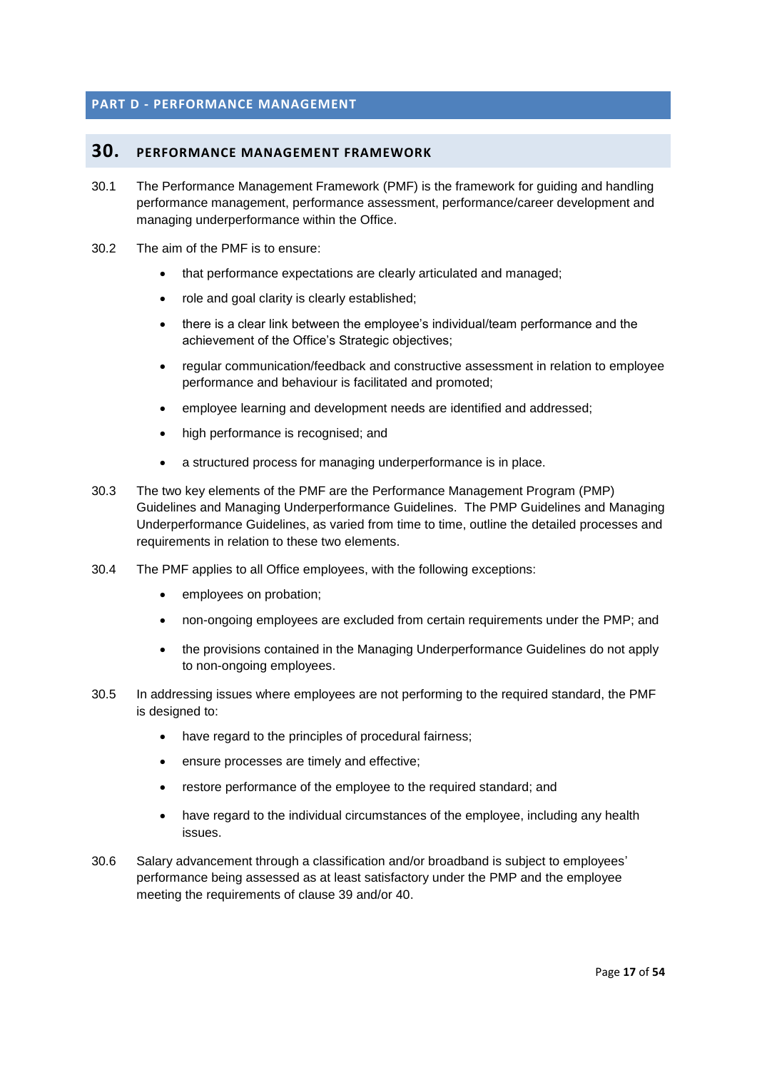## PART D - PERFORMANCE MANAGEMENT

### 30. PERFORMANCE MANAGEMENT FRAMEWORK

30.1 The Performance Management Framework (PMF) is the framework for guiding and handling performance management, performance assessment, performance/career development and managing underperformance within the Office.

30.2 The aim of the PMF is to ensure:

- that performance expectations are clearly articulated and managed;
- role and goal clarity is clearly established;
- there is a clear link between the employee's individual/team performance and the achievement of the Office's Strategic objectives;
- regular communication/feedback and constructive assessment in relation to employee performance and behaviour is facilitated and promoted;
- employee learning and development needs are identified and addressed;
- high performance is recognised; and
- a structured process for managing underperformance is in place.

30.3 The two key elements of the PMF are the Performance Management Program (PMP) Guidelines and Managing Underperformance Guidelines. The PMP Guidelines and Managing Underperformance Guidelines, as varied from time to time, outline the detailed processes and requirements in relation to these two elements.

30.4 The PMF applies to all Office employees, with the following exceptions:

- employees on probation;
- non-ongoing employees are excluded from certain requirements under the PMP; and
- the provisions contained in the Managing Underperformance Guidelines do not apply to non-ongoing employees.

30.5 In addressing issues where employees are not performing to the required standard, the PMF is designed to:

- have regard to the principles of procedural fairness;
- ensure processes are timely and effective;
- restore performance of the employee to the required standard; and
- have regard to the individual circumstances of the employee, including any health issues.

30.6 Salary advancement through a classification and/or broadband is subject to employees' performance being assessed as at least satisfactory under the PMP and the employee meeting the requirements of clause 39 and/or 40.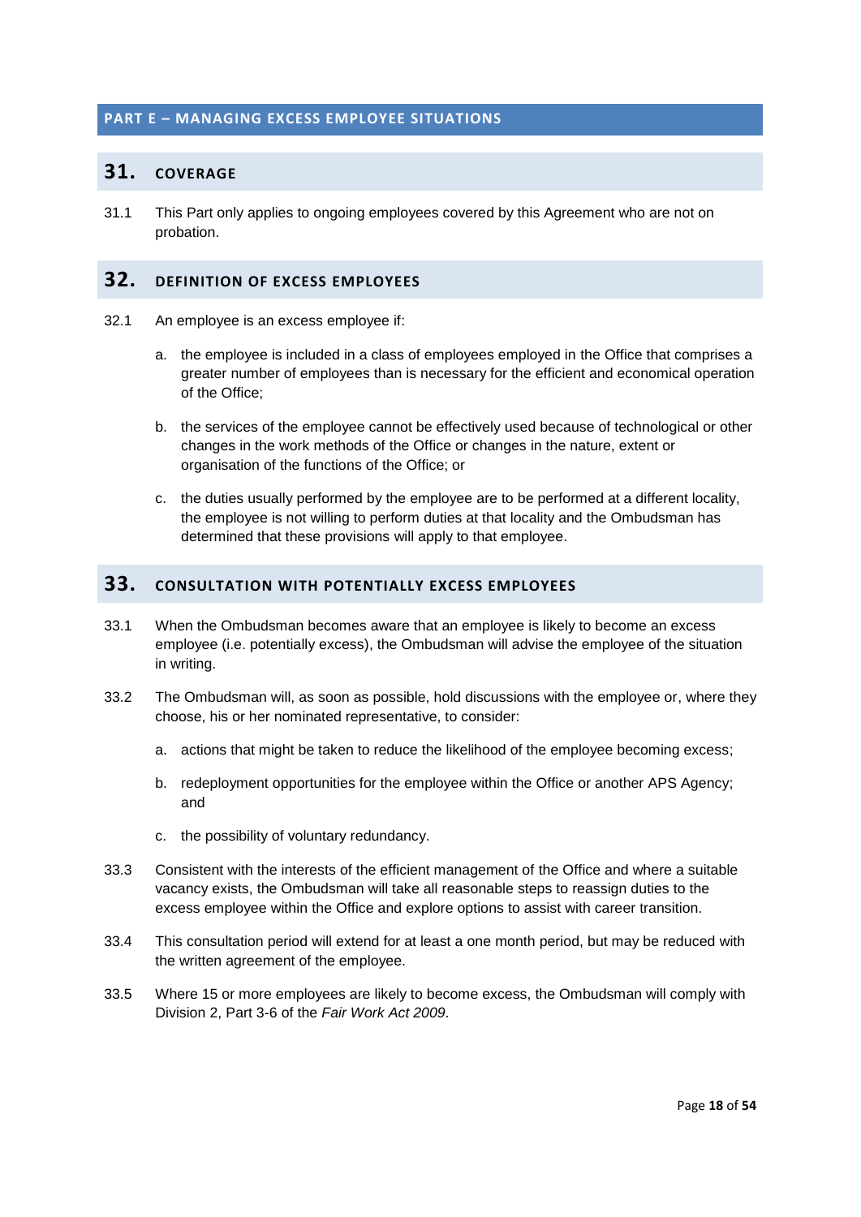# PART E – MANAGING EXCESS EMPLOYEE SITUATIONS

## 31. COVERAGE

31.1 This Part only applies to ongoing employees covered by this Agreement who are not on probation.

## 32. DEFINITION OF EXCESS EMPLOYEES

32.1 An employee is an excess employee if:

a. the employee is included in a class of employees employed in the Office that comprises a greater number of employees than is necessary for the efficient and economical operation of the Office;

b. the services of the employee cannot be effectively used because of technological or other changes in the work methods of the Office or changes in the nature, extent or organisation of the functions of the Office; or

c. the duties usually performed by the employee are to be performed at a different locality, the employee is not willing to perform duties at that locality and the Ombudsman has determined that these provisions will apply to that employee.

## 33. CONSULTATION WITH POTENTIALLY EXCESS EMPLOYEES

33.1 When the Ombudsman becomes aware that an employee is likely to become an excess employee (i.e. potentially excess), the Ombudsman will advise the employee of the situation in writing.

33.2 The Ombudsman will, as soon as possible, hold discussions with the employee or, where they choose, his or her nominated representative, to consider:

a. actions that might be taken to reduce the likelihood of the employee becoming excess;

b. redeployment opportunities for the employee within the Office or another APS Agency; and

c. the possibility of voluntary redundancy.

33.3 Consistent with the interests of the efficient management of the Office and where a suitable vacancy exists, the Ombudsman will take all reasonable steps to reassign duties to the excess employee within the Office and explore options to assist with career transition.

33.4 This consultation period will extend for at least a one month period, but may be reduced with the written agreement of the employee.

33.5 Where 15 or more employees are likely to become excess, the Ombudsman will comply with Division 2, Part 3-6 of the *Fair Work Act 2009*.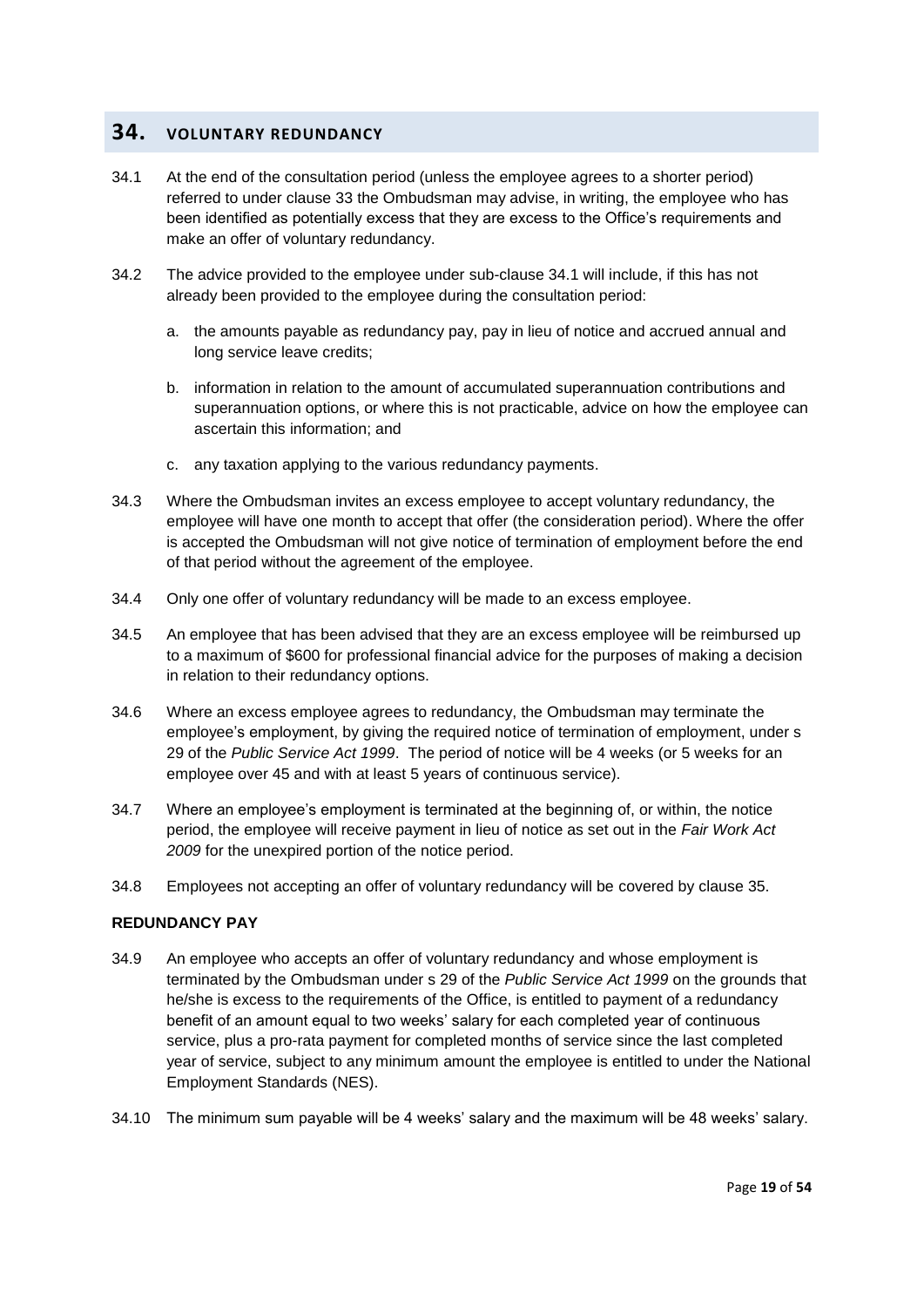## 34. VOLUNTARY REDUNDANCY

34.1 At the end of the consultation period (unless the employee agrees to a shorter period) referred to under clause 33 the Ombudsman may advise, in writing, the employee who has been identified as potentially excess that they are excess to the Office's requirements and make an offer of voluntary redundancy.

34.2 The advice provided to the employee under sub-clause 34.1 will include, if this has not already been provided to the employee during the consultation period:

a. the amounts payable as redundancy pay, pay in lieu of notice and accrued annual and long service leave credits;

b. information in relation to the amount of accumulated superannuation contributions and superannuation options, or where this is not practicable, advice on how the employee can ascertain this information; and

c. any taxation applying to the various redundancy payments.

34.3 Where the Ombudsman invites an excess employee to accept voluntary redundancy, the employee will have one month to accept that offer (the consideration period). Where the offer is accepted the Ombudsman will not give notice of termination of employment before the end of that period without the agreement of the employee.

34.4 Only one offer of voluntary redundancy will be made to an excess employee.

34.5 An employee that has been advised that they are an excess employee will be reimbursed up to a maximum of $600 for professional financial advice for the purposes of making a decision in relation to their redundancy options.

34.6 Where an excess employee agrees to redundancy, the Ombudsman may terminate the employee's employment, by giving the required notice of termination of employment, under s 29 of the *Public Service Act 1999*. The period of notice will be 4 weeks (or 5 weeks for an employee over 45 and with at least 5 years of continuous service).

34.7 Where an employee's employment is terminated at the beginning of, or within, the notice period, the employee will receive payment in lieu of notice as set out in the *Fair Work Act 2009* for the unexpired portion of the notice period.

34.8 Employees not accepting an offer of voluntary redundancy will be covered by clause 35.

### REDUNDANCY PAY

34.9 An employee who accepts an offer of voluntary redundancy and whose employment is terminated by the Ombudsman under s 29 of the *Public Service Act 1999* on the grounds that he/she is excess to the requirements of the Office, is entitled to payment of a redundancy benefit of an amount equal to two weeks' salary for each completed year of continuous service, plus a pro-rata payment for completed months of service since the last completed year of service, subject to any minimum amount the employee is entitled to under the National Employment Standards (NES).

34.10 The minimum sum payable will be 4 weeks' salary and the maximum will be 48 weeks' salary.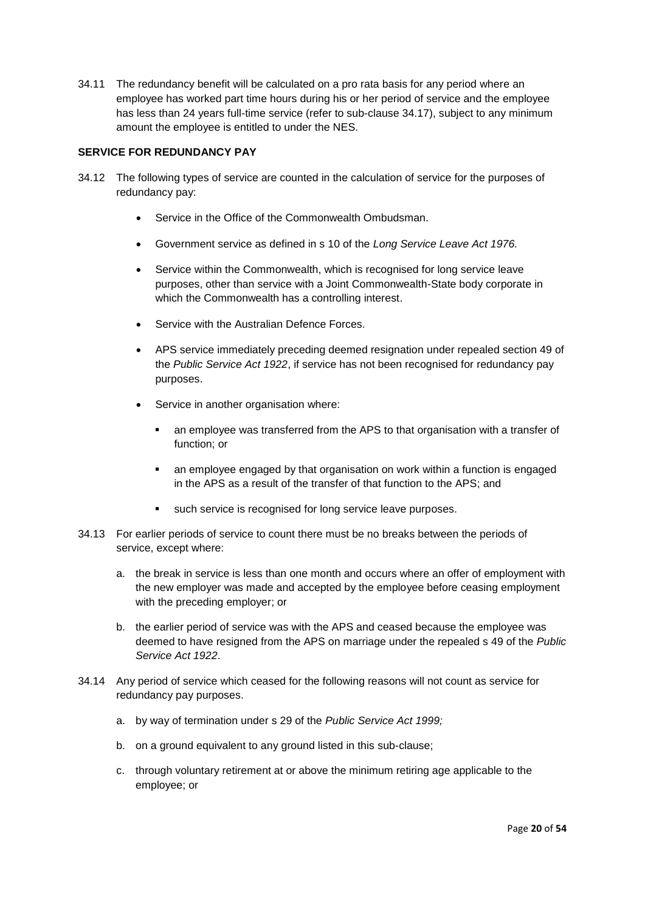34.11 The redundancy benefit will be calculated on a pro rata basis for any period where an employee has worked part time hours during his or her period of service and the employee has less than 24 years full-time service (refer to sub-clause 34.17), subject to any minimum amount the employee is entitled to under the NES.

**SERVICE FOR REDUNDANCY PAY**

34.12 The following types of service are counted in the calculation of service for the purposes of redundancy pay:

- Service in the Office of the Commonwealth Ombudsman.
- Government service as defined in s 10 of the *Long Service Leave Act 1976.*
- Service within the Commonwealth, which is recognised for long service leave purposes, other than service with a Joint Commonwealth-State body corporate in which the Commonwealth has a controlling interest.
- Service with the Australian Defence Forces.
- APS service immediately preceding deemed resignation under repealed section 49 of the *Public Service Act 1922*, if service has not been recognised for redundancy pay purposes.
- Service in another organisation where:
  - an employee was transferred from the APS to that organisation with a transfer of function; or
  - an employee engaged by that organisation on work within a function is engaged in the APS as a result of the transfer of that function to the APS; and
  - such service is recognised for long service leave purposes.

34.13 For earlier periods of service to count there must be no breaks between the periods of service, except where:

a. the break in service is less than one month and occurs where an offer of employment with the new employer was made and accepted by the employee before ceasing employment with the preceding employer; or

b. the earlier period of service was with the APS and ceased because the employee was deemed to have resigned from the APS on marriage under the repealed s 49 of the *Public Service Act 1922*.

34.14 Any period of service which ceased for the following reasons will not count as service for redundancy pay purposes.

a. by way of termination under s 29 of the *Public Service Act 1999;*

b. on a ground equivalent to any ground listed in this sub-clause;

c. through voluntary retirement at or above the minimum retiring age applicable to the employee; or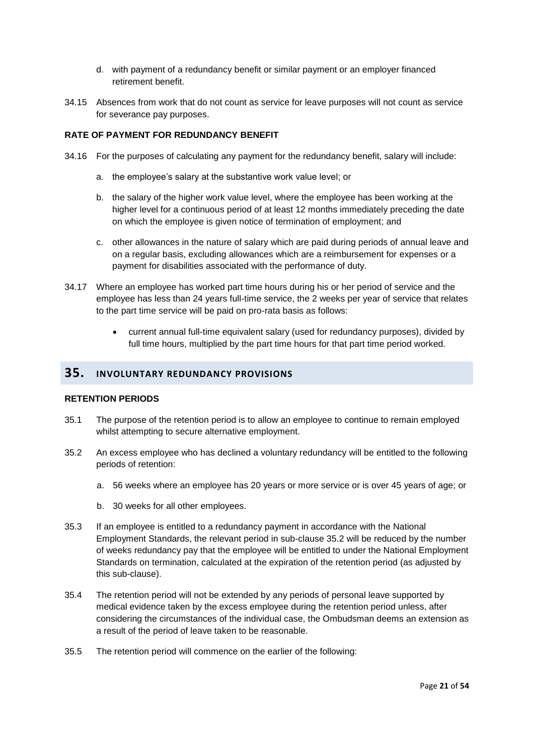d. with payment of a redundancy benefit or similar payment or an employer financed retirement benefit.

34.15 Absences from work that do not count as service for leave purposes will not count as service for severance pay purposes.

**RATE OF PAYMENT FOR REDUNDANCY BENEFIT**

34.16 For the purposes of calculating any payment for the redundancy benefit, salary will include:

a. the employee's salary at the substantive work value level; or

b. the salary of the higher work value level, where the employee has been working at the higher level for a continuous period of at least 12 months immediately preceding the date on which the employee is given notice of termination of employment; and

c. other allowances in the nature of salary which are paid during periods of annual leave and on a regular basis, excluding allowances which are a reimbursement for expenses or a payment for disabilities associated with the performance of duty.

34.17 Where an employee has worked part time hours during his or her period of service and the employee has less than 24 years full-time service, the 2 weeks per year of service that relates to the part time service will be paid on pro-rata basis as follows:

- current annual full-time equivalent salary (used for redundancy purposes), divided by full time hours, multiplied by the part time hours for that part time period worked.

## 35. INVOLUNTARY REDUNDANCY PROVISIONS

**RETENTION PERIODS**

35.1 The purpose of the retention period is to allow an employee to continue to remain employed whilst attempting to secure alternative employment.

35.2 An excess employee who has declined a voluntary redundancy will be entitled to the following periods of retention:

a. 56 weeks where an employee has 20 years or more service or is over 45 years of age; or

b. 30 weeks for all other employees.

35.3 If an employee is entitled to a redundancy payment in accordance with the National Employment Standards, the relevant period in sub-clause 35.2 will be reduced by the number of weeks redundancy pay that the employee will be entitled to under the National Employment Standards on termination, calculated at the expiration of the retention period (as adjusted by this sub-clause).

35.4 The retention period will not be extended by any periods of personal leave supported by medical evidence taken by the excess employee during the retention period unless, after considering the circumstances of the individual case, the Ombudsman deems an extension as a result of the period of leave taken to be reasonable.

35.5 The retention period will commence on the earlier of the following: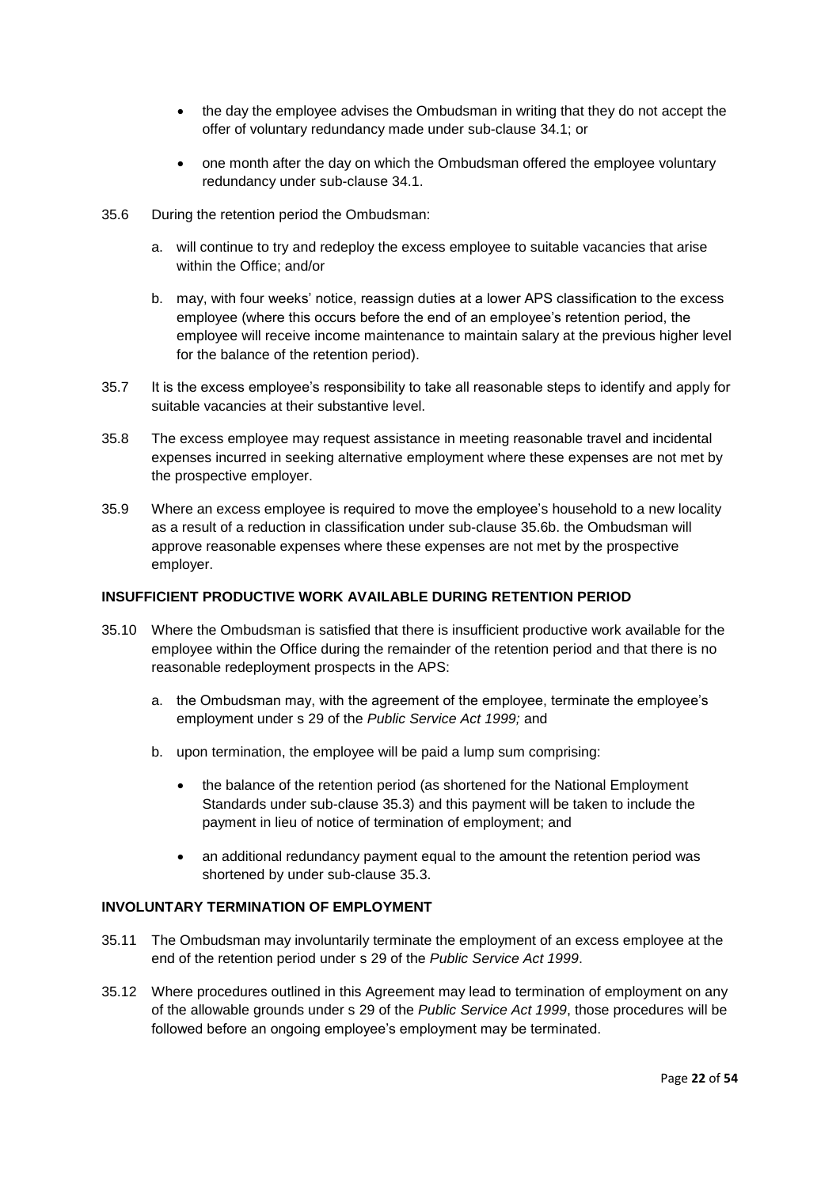- the day the employee advises the Ombudsman in writing that they do not accept the offer of voluntary redundancy made under sub-clause 34.1; or
- one month after the day on which the Ombudsman offered the employee voluntary redundancy under sub-clause 34.1.

35.6 During the retention period the Ombudsman:

a. will continue to try and redeploy the excess employee to suitable vacancies that arise within the Office; and/or

b. may, with four weeks' notice, reassign duties at a lower APS classification to the excess employee (where this occurs before the end of an employee's retention period, the employee will receive income maintenance to maintain salary at the previous higher level for the balance of the retention period).

35.7 It is the excess employee's responsibility to take all reasonable steps to identify and apply for suitable vacancies at their substantive level.

35.8 The excess employee may request assistance in meeting reasonable travel and incidental expenses incurred in seeking alternative employment where these expenses are not met by the prospective employer.

35.9 Where an excess employee is required to move the employee's household to a new locality as a result of a reduction in classification under sub-clause 35.6b. the Ombudsman will approve reasonable expenses where these expenses are not met by the prospective employer.

**INSUFFICIENT PRODUCTIVE WORK AVAILABLE DURING RETENTION PERIOD**

35.10 Where the Ombudsman is satisfied that there is insufficient productive work available for the employee within the Office during the remainder of the retention period and that there is no reasonable redeployment prospects in the APS:

a. the Ombudsman may, with the agreement of the employee, terminate the employee's employment under s 29 of the *Public Service Act 1999;* and

b. upon termination, the employee will be paid a lump sum comprising:

- the balance of the retention period (as shortened for the National Employment Standards under sub-clause 35.3) and this payment will be taken to include the payment in lieu of notice of termination of employment; and
- an additional redundancy payment equal to the amount the retention period was shortened by under sub-clause 35.3.

**INVOLUNTARY TERMINATION OF EMPLOYMENT**

35.11 The Ombudsman may involuntarily terminate the employment of an excess employee at the end of the retention period under s 29 of the *Public Service Act 1999*.

35.12 Where procedures outlined in this Agreement may lead to termination of employment on any of the allowable grounds under s 29 of the *Public Service Act 1999*, those procedures will be followed before an ongoing employee's employment may be terminated.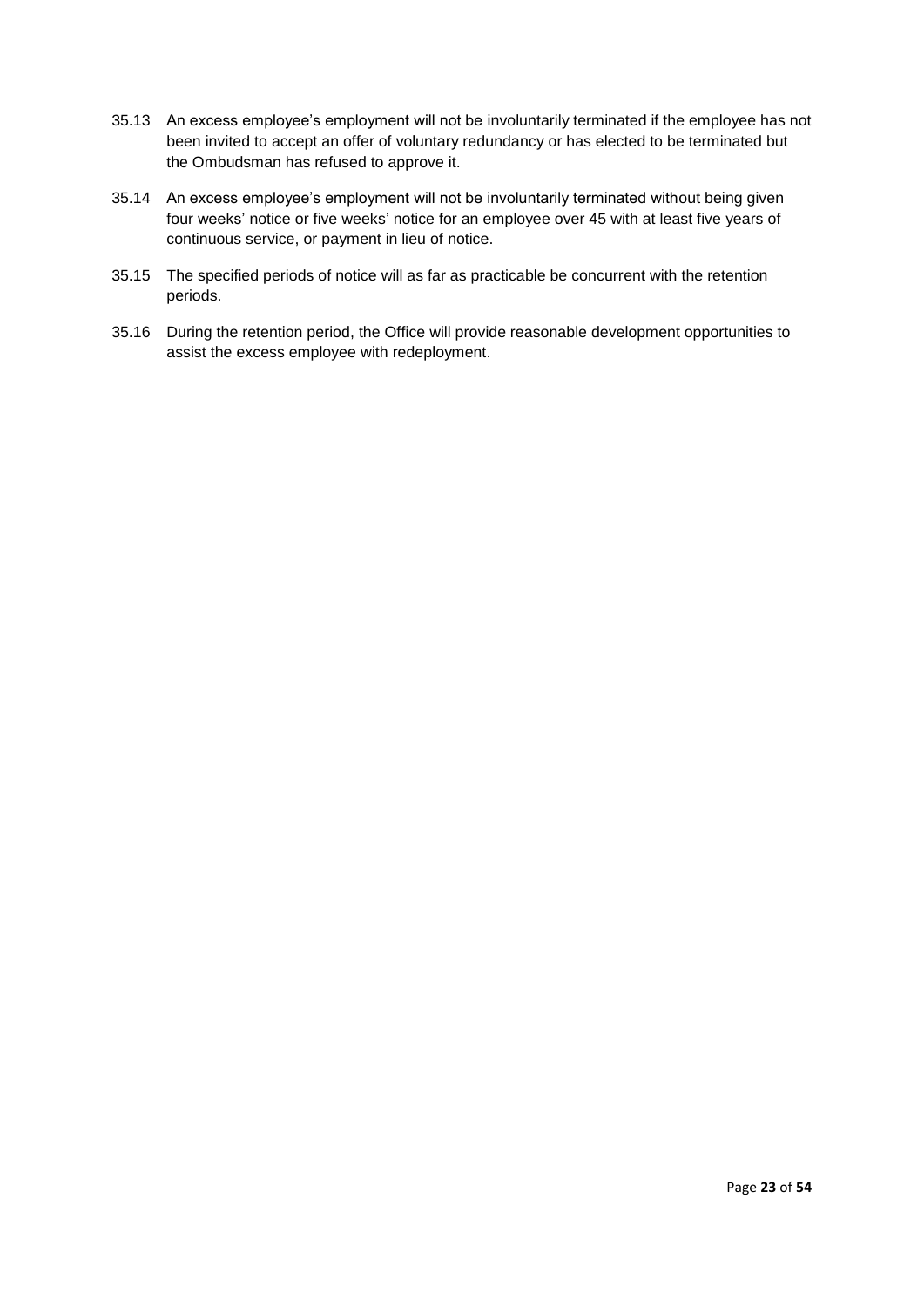35.13 An excess employee's employment will not be involuntarily terminated if the employee has not been invited to accept an offer of voluntary redundancy or has elected to be terminated but the Ombudsman has refused to approve it.

35.14 An excess employee's employment will not be involuntarily terminated without being given four weeks' notice or five weeks' notice for an employee over 45 with at least five years of continuous service, or payment in lieu of notice.

35.15 The specified periods of notice will as far as practicable be concurrent with the retention periods.

35.16 During the retention period, the Office will provide reasonable development opportunities to assist the excess employee with redeployment.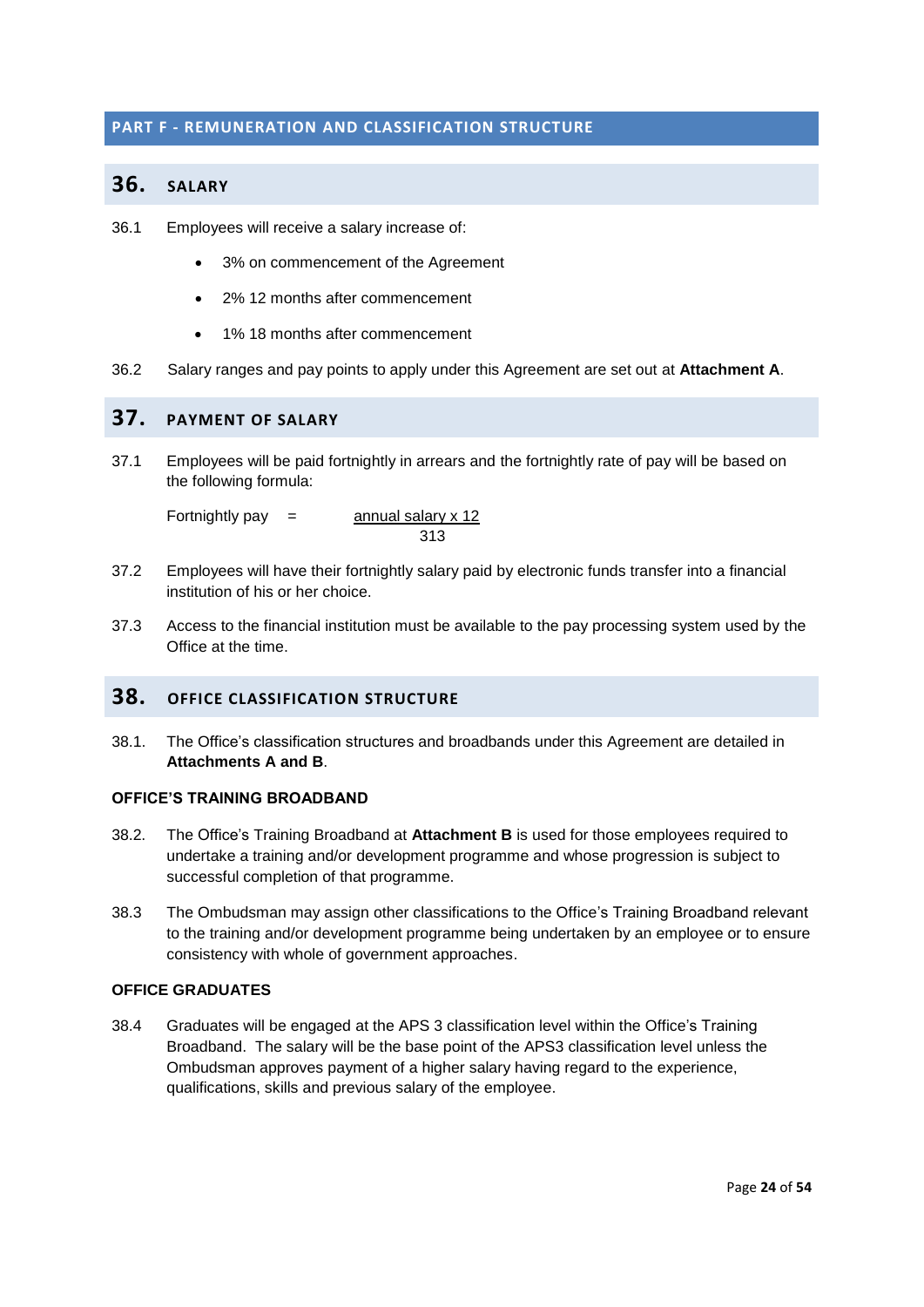# PART F - REMUNERATION AND CLASSIFICATION STRUCTURE

## 36. SALARY

36.1 Employees will receive a salary increase of:

- 3% on commencement of the Agreement
- 2% 12 months after commencement
- 1% 18 months after commencement

36.2 Salary ranges and pay points to apply under this Agreement are set out at **Attachment A**.

## 37. PAYMENT OF SALARY

37.1 Employees will be paid fortnightly in arrears and the fortnightly rate of pay will be based on the following formula:

$$\text{Fortnightly pay} = \frac{\text{annual salary} \times 12}{313}$$

37.2 Employees will have their fortnightly salary paid by electronic funds transfer into a financial institution of his or her choice.

37.3 Access to the financial institution must be available to the pay processing system used by the Office at the time.

## 38. OFFICE CLASSIFICATION STRUCTURE

38.1. The Office's classification structures and broadbands under this Agreement are detailed in **Attachments A and B**.

### OFFICE'S TRAINING BROADBAND

38.2. The Office's Training Broadband at **Attachment B** is used for those employees required to undertake a training and/or development programme and whose progression is subject to successful completion of that programme.

38.3 The Ombudsman may assign other classifications to the Office's Training Broadband relevant to the training and/or development programme being undertaken by an employee or to ensure consistency with whole of government approaches.

### OFFICE GRADUATES

38.4 Graduates will be engaged at the APS 3 classification level within the Office's Training Broadband. The salary will be the base point of the APS3 classification level unless the Ombudsman approves payment of a higher salary having regard to the experience, qualifications, skills and previous salary of the employee.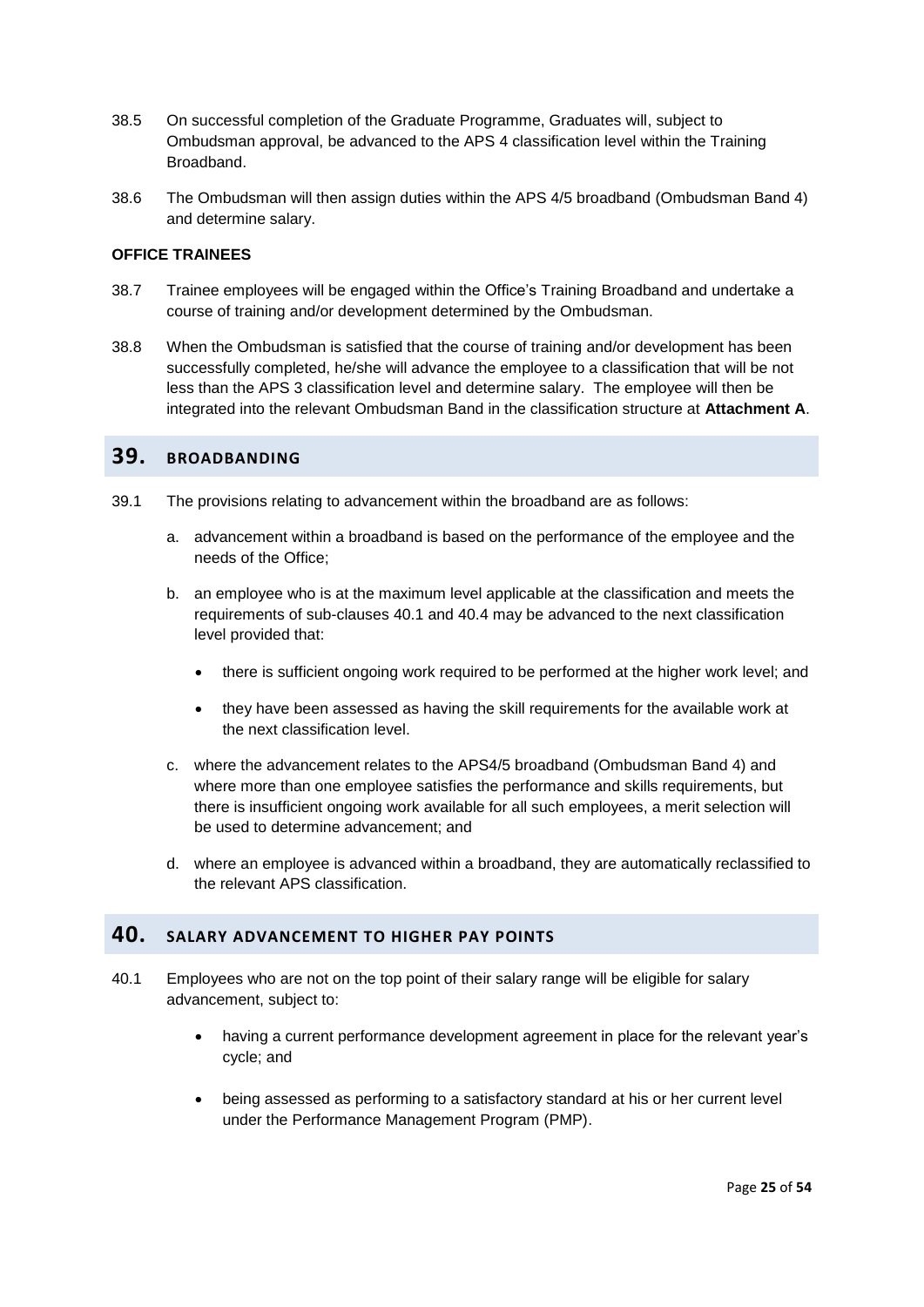38.5 On successful completion of the Graduate Programme, Graduates will, subject to Ombudsman approval, be advanced to the APS 4 classification level within the Training Broadband.

38.6 The Ombudsman will then assign duties within the APS 4/5 broadband (Ombudsman Band 4) and determine salary.

**OFFICE TRAINEES**

38.7 Trainee employees will be engaged within the Office's Training Broadband and undertake a course of training and/or development determined by the Ombudsman.

38.8 When the Ombudsman is satisfied that the course of training and/or development has been successfully completed, he/she will advance the employee to a classification that will be not less than the APS 3 classification level and determine salary. The employee will then be integrated into the relevant Ombudsman Band in the classification structure at **Attachment A**.

## 39. BROADBANDING

39.1 The provisions relating to advancement within the broadband are as follows:

a. advancement within a broadband is based on the performance of the employee and the needs of the Office;

b. an employee who is at the maximum level applicable at the classification and meets the requirements of sub-clauses 40.1 and 40.4 may be advanced to the next classification level provided that:

- there is sufficient ongoing work required to be performed at the higher work level; and
- they have been assessed as having the skill requirements for the available work at the next classification level.

c. where the advancement relates to the APS4/5 broadband (Ombudsman Band 4) and where more than one employee satisfies the performance and skills requirements, but there is insufficient ongoing work available for all such employees, a merit selection will be used to determine advancement; and

d. where an employee is advanced within a broadband, they are automatically reclassified to the relevant APS classification.

## 40. SALARY ADVANCEMENT TO HIGHER PAY POINTS

40.1 Employees who are not on the top point of their salary range will be eligible for salary advancement, subject to:

- having a current performance development agreement in place for the relevant year's cycle; and
- being assessed as performing to a satisfactory standard at his or her current level under the Performance Management Program (PMP).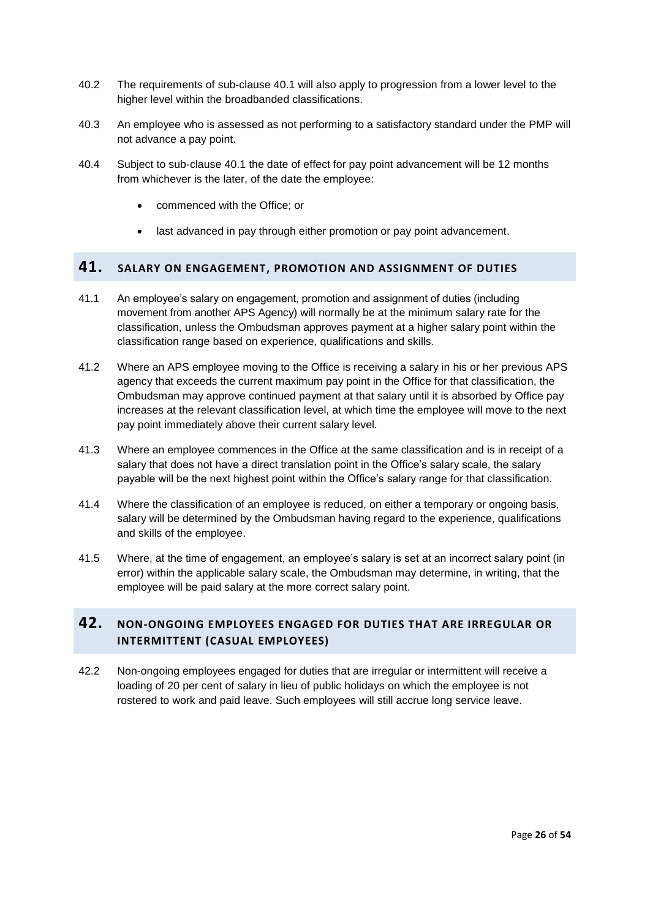40.2 The requirements of sub-clause 40.1 will also apply to progression from a lower level to the higher level within the broadbanded classifications.

40.3 An employee who is assessed as not performing to a satisfactory standard under the PMP will not advance a pay point.

40.4 Subject to sub-clause 40.1 the date of effect for pay point advancement will be 12 months from whichever is the later, of the date the employee:

- commenced with the Office; or
- last advanced in pay through either promotion or pay point advancement.

## 41. SALARY ON ENGAGEMENT, PROMOTION AND ASSIGNMENT OF DUTIES

41.1 An employee's salary on engagement, promotion and assignment of duties (including movement from another APS Agency) will normally be at the minimum salary rate for the classification, unless the Ombudsman approves payment at a higher salary point within the classification range based on experience, qualifications and skills.

41.2 Where an APS employee moving to the Office is receiving a salary in his or her previous APS agency that exceeds the current maximum pay point in the Office for that classification, the Ombudsman may approve continued payment at that salary until it is absorbed by Office pay increases at the relevant classification level, at which time the employee will move to the next pay point immediately above their current salary level.

41.3 Where an employee commences in the Office at the same classification and is in receipt of a salary that does not have a direct translation point in the Office's salary scale, the salary payable will be the next highest point within the Office's salary range for that classification.

41.4 Where the classification of an employee is reduced, on either a temporary or ongoing basis, salary will be determined by the Ombudsman having regard to the experience, qualifications and skills of the employee.

41.5 Where, at the time of engagement, an employee's salary is set at an incorrect salary point (in error) within the applicable salary scale, the Ombudsman may determine, in writing, that the employee will be paid salary at the more correct salary point.

## 42. NON-ONGOING EMPLOYEES ENGAGED FOR DUTIES THAT ARE IRREGULAR OR INTERMITTENT (CASUAL EMPLOYEES)

42.2 Non-ongoing employees engaged for duties that are irregular or intermittent will receive a loading of 20 per cent of salary in lieu of public holidays on which the employee is not rostered to work and paid leave. Such employees will still accrue long service leave.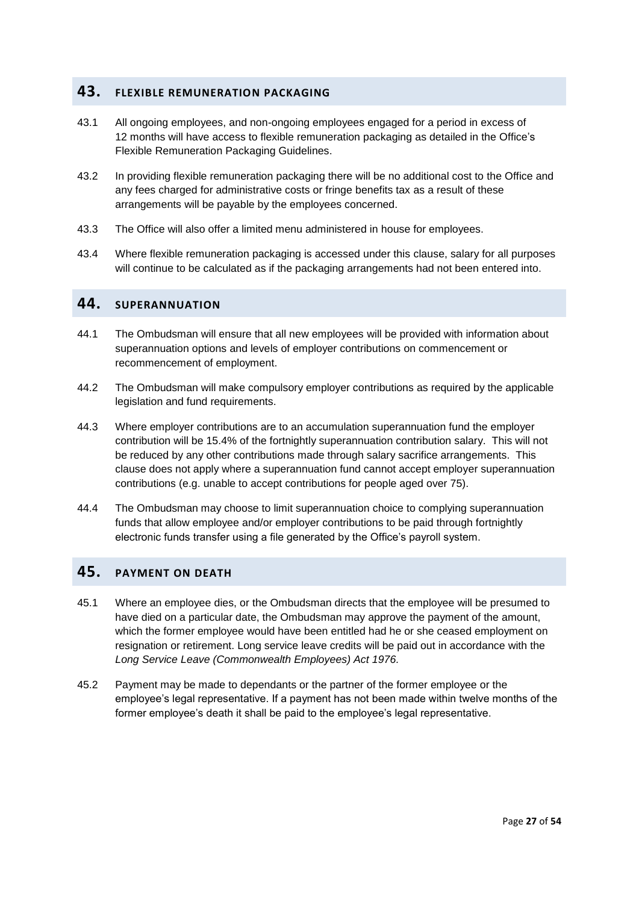## 43. FLEXIBLE REMUNERATION PACKAGING

43.1 All ongoing employees, and non-ongoing employees engaged for a period in excess of 12 months will have access to flexible remuneration packaging as detailed in the Office's Flexible Remuneration Packaging Guidelines.

43.2 In providing flexible remuneration packaging there will be no additional cost to the Office and any fees charged for administrative costs or fringe benefits tax as a result of these arrangements will be payable by the employees concerned.

43.3 The Office will also offer a limited menu administered in house for employees.

43.4 Where flexible remuneration packaging is accessed under this clause, salary for all purposes will continue to be calculated as if the packaging arrangements had not been entered into.

## 44. SUPERANNUATION

44.1 The Ombudsman will ensure that all new employees will be provided with information about superannuation options and levels of employer contributions on commencement or recommencement of employment.

44.2 The Ombudsman will make compulsory employer contributions as required by the applicable legislation and fund requirements.

44.3 Where employer contributions are to an accumulation superannuation fund the employer contribution will be 15.4% of the fortnightly superannuation contribution salary. This will not be reduced by any other contributions made through salary sacrifice arrangements. This clause does not apply where a superannuation fund cannot accept employer superannuation contributions (e.g. unable to accept contributions for people aged over 75).

44.4 The Ombudsman may choose to limit superannuation choice to complying superannuation funds that allow employee and/or employer contributions to be paid through fortnightly electronic funds transfer using a file generated by the Office's payroll system.

## 45. PAYMENT ON DEATH

45.1 Where an employee dies, or the Ombudsman directs that the employee will be presumed to have died on a particular date, the Ombudsman may approve the payment of the amount, which the former employee would have been entitled had he or she ceased employment on resignation or retirement. Long service leave credits will be paid out in accordance with the *Long Service Leave (Commonwealth Employees) Act 1976.*

45.2 Payment may be made to dependants or the partner of the former employee or the employee's legal representative. If a payment has not been made within twelve months of the former employee's death it shall be paid to the employee's legal representative.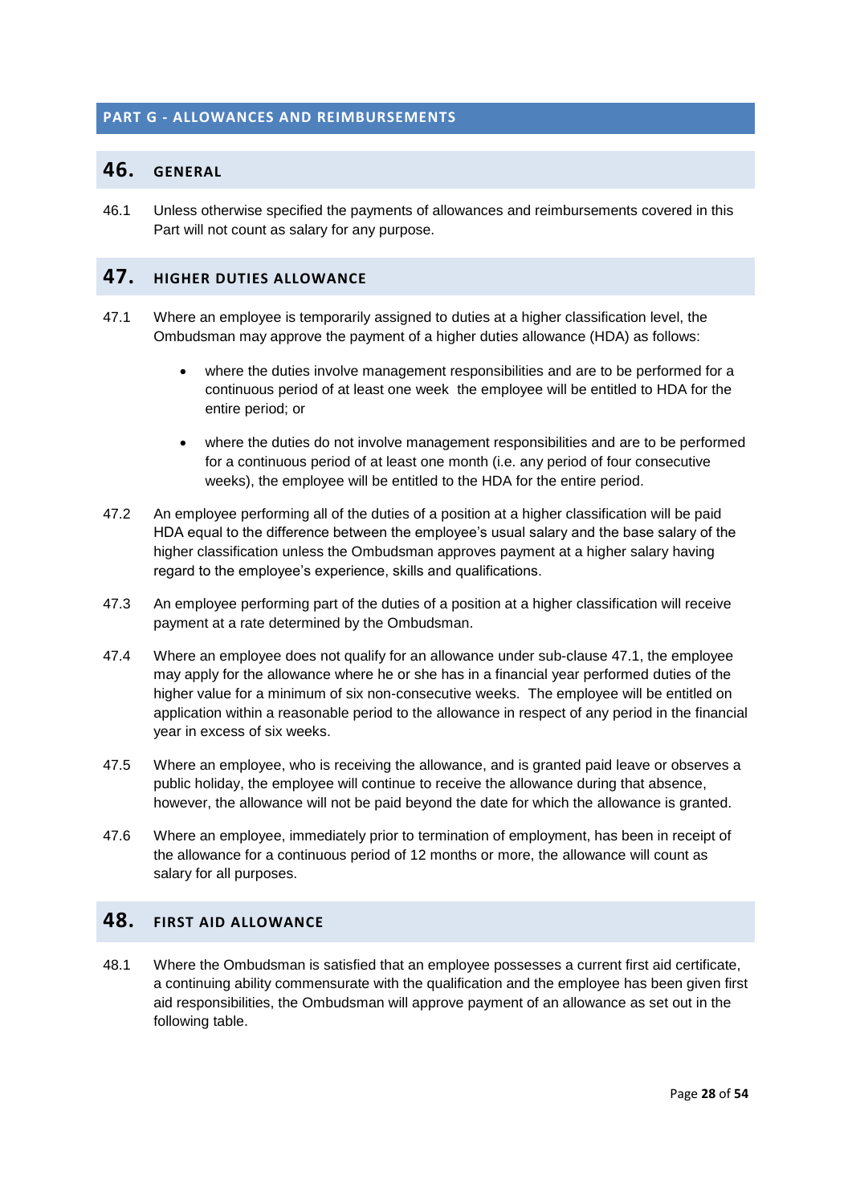## PART G - ALLOWANCES AND REIMBURSEMENTS

### 46. GENERAL

46.1 Unless otherwise specified the payments of allowances and reimbursements covered in this Part will not count as salary for any purpose.

### 47. HIGHER DUTIES ALLOWANCE

47.1 Where an employee is temporarily assigned to duties at a higher classification level, the Ombudsman may approve the payment of a higher duties allowance (HDA) as follows:

- where the duties involve management responsibilities and are to be performed for a continuous period of at least one week the employee will be entitled to HDA for the entire period; or
- where the duties do not involve management responsibilities and are to be performed for a continuous period of at least one month (i.e. any period of four consecutive weeks), the employee will be entitled to the HDA for the entire period.

47.2 An employee performing all of the duties of a position at a higher classification will be paid HDA equal to the difference between the employee's usual salary and the base salary of the higher classification unless the Ombudsman approves payment at a higher salary having regard to the employee's experience, skills and qualifications.

47.3 An employee performing part of the duties of a position at a higher classification will receive payment at a rate determined by the Ombudsman.

47.4 Where an employee does not qualify for an allowance under sub-clause 47.1, the employee may apply for the allowance where he or she has in a financial year performed duties of the higher value for a minimum of six non-consecutive weeks. The employee will be entitled on application within a reasonable period to the allowance in respect of any period in the financial year in excess of six weeks.

47.5 Where an employee, who is receiving the allowance, and is granted paid leave or observes a public holiday, the employee will continue to receive the allowance during that absence, however, the allowance will not be paid beyond the date for which the allowance is granted.

47.6 Where an employee, immediately prior to termination of employment, has been in receipt of the allowance for a continuous period of 12 months or more, the allowance will count as salary for all purposes.

### 48. FIRST AID ALLOWANCE

48.1 Where the Ombudsman is satisfied that an employee possesses a current first aid certificate, a continuing ability commensurate with the qualification and the employee has been given first aid responsibilities, the Ombudsman will approve payment of an allowance as set out in the following table.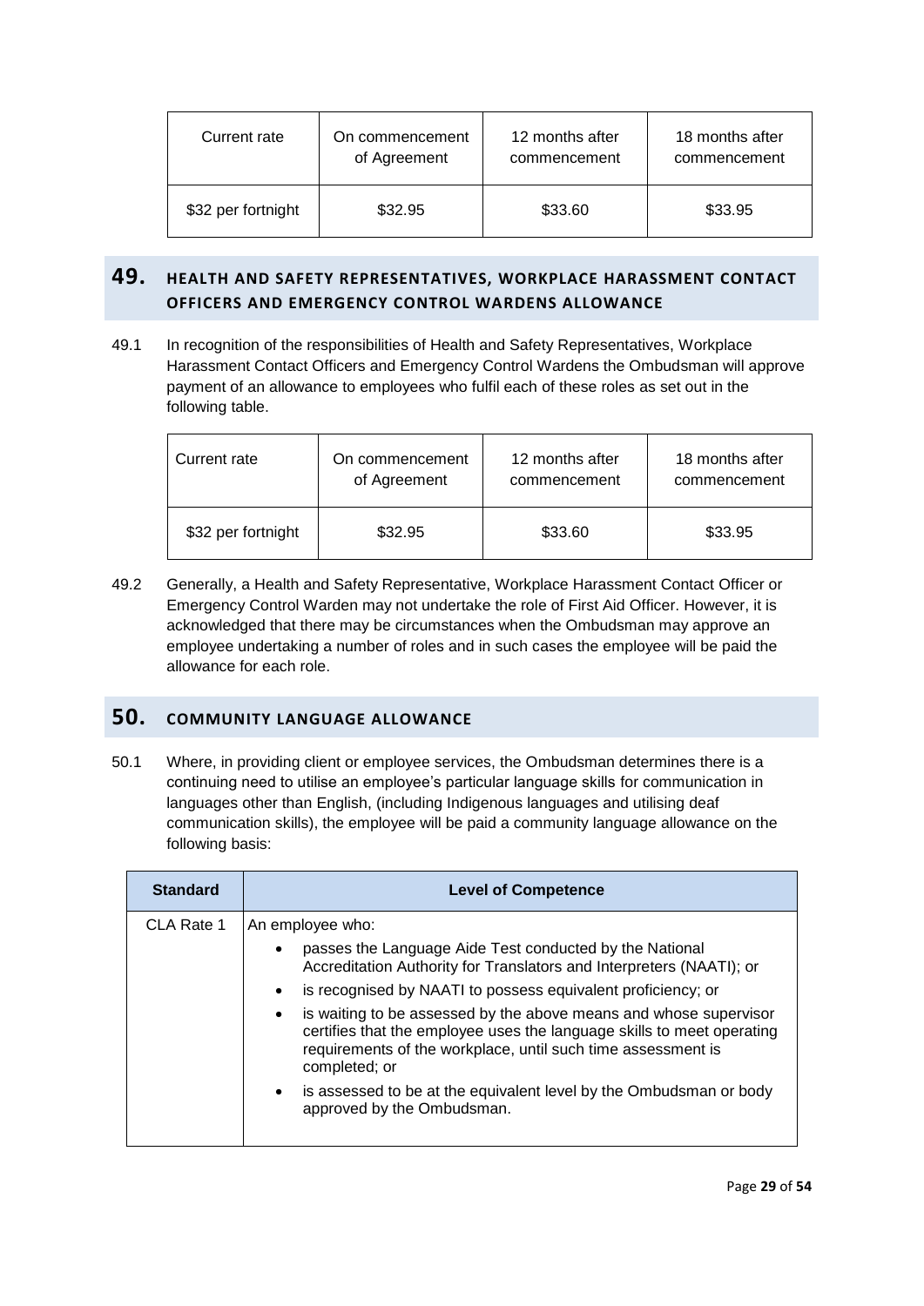| Current rate | On commencement of Agreement | 12 months after commencement | 18 months after commencement |
| --- | --- | --- | --- |
| $32 per fortnight | $32.95 | $33.60 | $33.95 |

## 49. HEALTH AND SAFETY REPRESENTATIVES, WORKPLACE HARASSMENT CONTACT OFFICERS AND EMERGENCY CONTROL WARDENS ALLOWANCE

49.1 In recognition of the responsibilities of Health and Safety Representatives, Workplace Harassment Contact Officers and Emergency Control Wardens the Ombudsman will approve payment of an allowance to employees who fulfil each of these roles as set out in the following table.

| Current rate | On commencement of Agreement | 12 months after commencement | 18 months after commencement |
| --- | --- | --- | --- |
| $32 per fortnight | $32.95 | $33.60 | $33.95 |

49.2 Generally, a Health and Safety Representative, Workplace Harassment Contact Officer or Emergency Control Warden may not undertake the role of First Aid Officer. However, it is acknowledged that there may be circumstances when the Ombudsman may approve an employee undertaking a number of roles and in such cases the employee will be paid the allowance for each role.

## 50. COMMUNITY LANGUAGE ALLOWANCE

50.1 Where, in providing client or employee services, the Ombudsman determines there is a continuing need to utilise an employee's particular language skills for communication in languages other than English, (including Indigenous languages and utilising deaf communication skills), the employee will be paid a community language allowance on the following basis:

| Standard | Level of Competence |
| --- | --- |
| CLA Rate 1 | An employee who:<br>• passes the Language Aide Test conducted by the National Accreditation Authority for Translators and Interpreters (NAATI); or<br>• is recognised by NAATI to possess equivalent proficiency; or<br>• is waiting to be assessed by the above means and whose supervisor certifies that the employee uses the language skills to meet operating requirements of the workplace, until such time assessment is completed; or<br>• is assessed to be at the equivalent level by the Ombudsman or body approved by the Ombudsman. |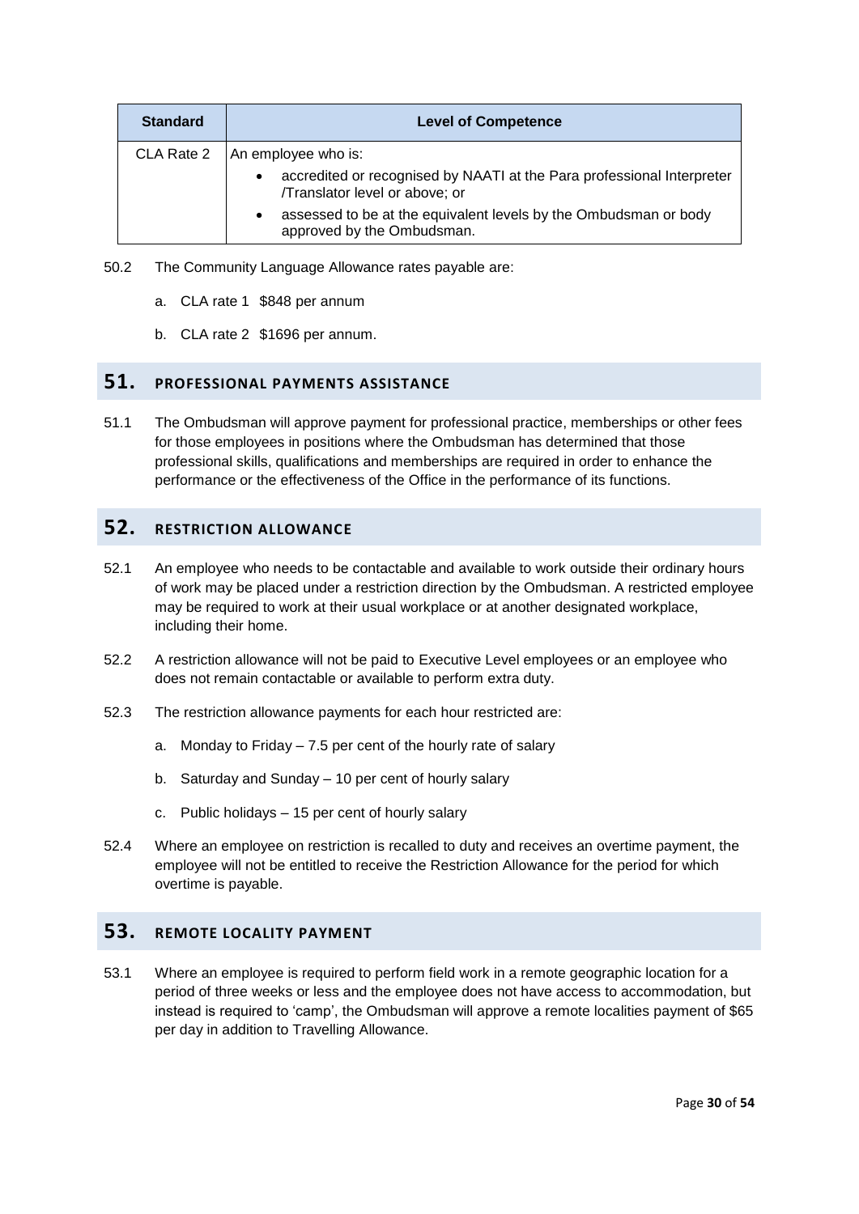| Standard | Level of Competence |
|---|---|
| CLA Rate 2 | An employee who is:<br>• accredited or recognised by NAATI at the Para professional Interpreter /Translator level or above; or<br>• assessed to be at the equivalent levels by the Ombudsman or body approved by the Ombudsman. |

50.2 The Community Language Allowance rates payable are:

a. CLA rate 1 $848 per annum

b. CLA rate 2 $1696 per annum.

## 51. PROFESSIONAL PAYMENTS ASSISTANCE

51.1 The Ombudsman will approve payment for professional practice, memberships or other fees for those employees in positions where the Ombudsman has determined that those professional skills, qualifications and memberships are required in order to enhance the performance or the effectiveness of the Office in the performance of its functions.

## 52. RESTRICTION ALLOWANCE

52.1 An employee who needs to be contactable and available to work outside their ordinary hours of work may be placed under a restriction direction by the Ombudsman. A restricted employee may be required to work at their usual workplace or at another designated workplace, including their home.

52.2 A restriction allowance will not be paid to Executive Level employees or an employee who does not remain contactable or available to perform extra duty.

52.3 The restriction allowance payments for each hour restricted are:

a. Monday to Friday – 7.5 per cent of the hourly rate of salary

b. Saturday and Sunday – 10 per cent of hourly salary

c. Public holidays – 15 per cent of hourly salary

52.4 Where an employee on restriction is recalled to duty and receives an overtime payment, the employee will not be entitled to receive the Restriction Allowance for the period for which overtime is payable.

## 53. REMOTE LOCALITY PAYMENT

53.1 Where an employee is required to perform field work in a remote geographic location for a period of three weeks or less and the employee does not have access to accommodation, but instead is required to 'camp', the Ombudsman will approve a remote localities payment of $65 per day in addition to Travelling Allowance.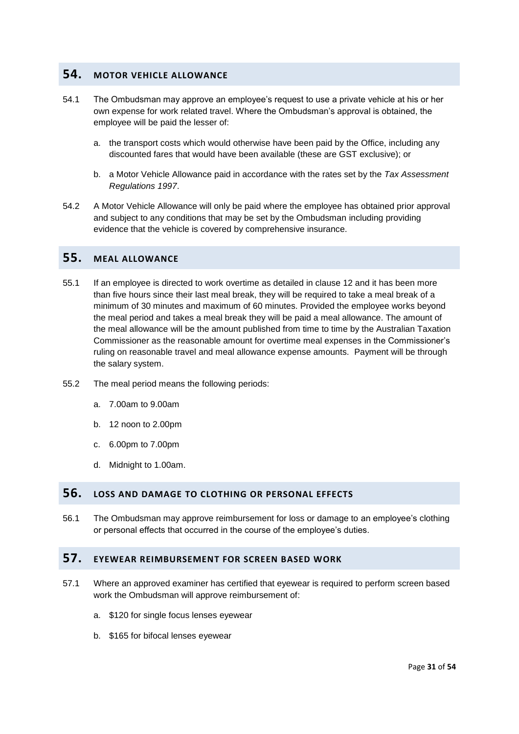## 54. MOTOR VEHICLE ALLOWANCE

54.1 The Ombudsman may approve an employee's request to use a private vehicle at his or her own expense for work related travel. Where the Ombudsman's approval is obtained, the employee will be paid the lesser of:

a. the transport costs which would otherwise have been paid by the Office, including any discounted fares that would have been available (these are GST exclusive); or

b. a Motor Vehicle Allowance paid in accordance with the rates set by the *Tax Assessment Regulations 1997*.

54.2 A Motor Vehicle Allowance will only be paid where the employee has obtained prior approval and subject to any conditions that may be set by the Ombudsman including providing evidence that the vehicle is covered by comprehensive insurance.

## 55. MEAL ALLOWANCE

55.1 If an employee is directed to work overtime as detailed in clause 12 and it has been more than five hours since their last meal break, they will be required to take a meal break of a minimum of 30 minutes and maximum of 60 minutes. Provided the employee works beyond the meal period and takes a meal break they will be paid a meal allowance. The amount of the meal allowance will be the amount published from time to time by the Australian Taxation Commissioner as the reasonable amount for overtime meal expenses in the Commissioner's ruling on reasonable travel and meal allowance expense amounts. Payment will be through the salary system.

55.2 The meal period means the following periods:

a. 7.00am to 9.00am

b. 12 noon to 2.00pm

c. 6.00pm to 7.00pm

d. Midnight to 1.00am.

## 56. LOSS AND DAMAGE TO CLOTHING OR PERSONAL EFFECTS

56.1 The Ombudsman may approve reimbursement for loss or damage to an employee's clothing or personal effects that occurred in the course of the employee's duties.

## 57. EYEWEAR REIMBURSEMENT FOR SCREEN BASED WORK

57.1 Where an approved examiner has certified that eyewear is required to perform screen based work the Ombudsman will approve reimbursement of:

a. $120 for single focus lenses eyewear

b. $165 for bifocal lenses eyewear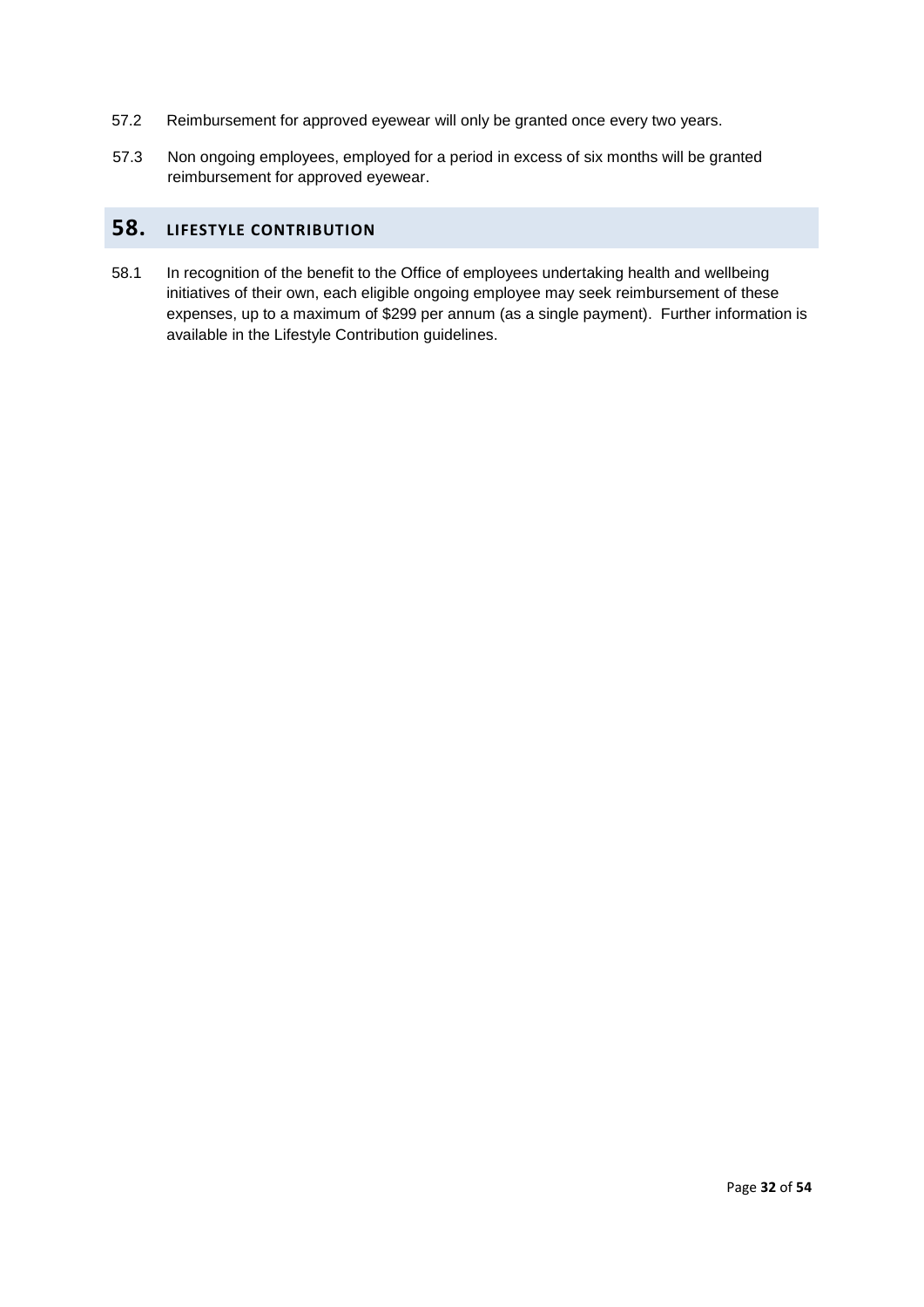57.2 Reimbursement for approved eyewear will only be granted once every two years.

57.3 Non ongoing employees, employed for a period in excess of six months will be granted reimbursement for approved eyewear.

## 58. LIFESTYLE CONTRIBUTION

58.1 In recognition of the benefit to the Office of employees undertaking health and wellbeing initiatives of their own, each eligible ongoing employee may seek reimbursement of these expenses, up to a maximum of $299 per annum (as a single payment). Further information is available in the Lifestyle Contribution guidelines.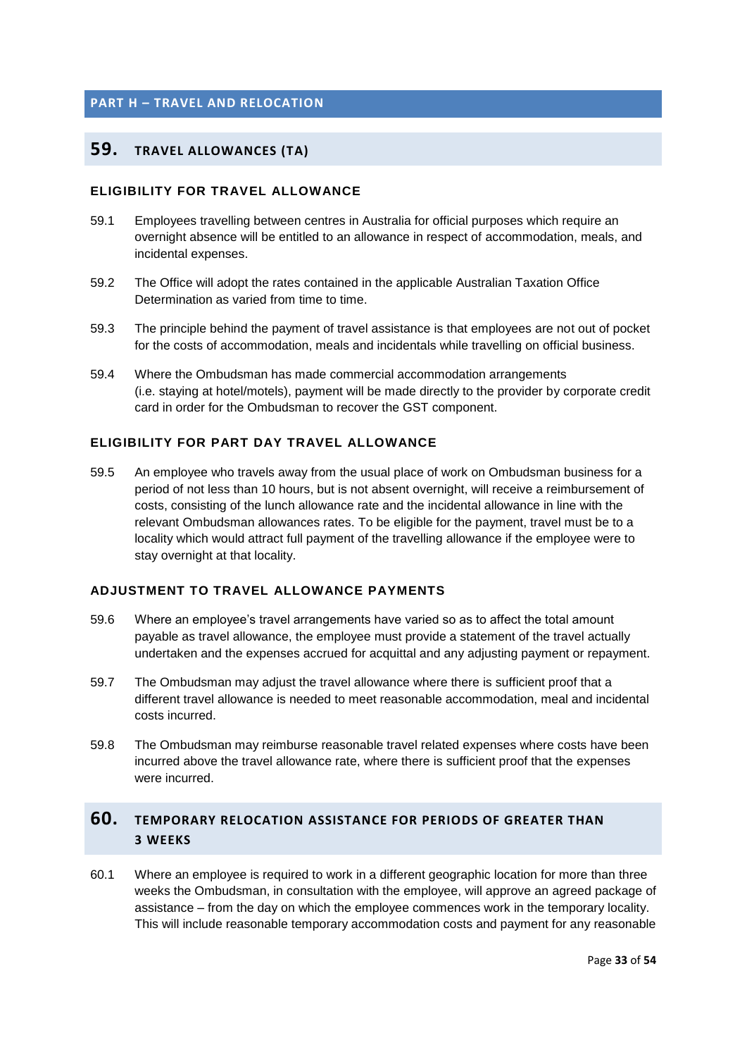# PART H – TRAVEL AND RELOCATION

## 59. TRAVEL ALLOWANCES (TA)

### ELIGIBILITY FOR TRAVEL ALLOWANCE

59.1 Employees travelling between centres in Australia for official purposes which require an overnight absence will be entitled to an allowance in respect of accommodation, meals, and incidental expenses.

59.2 The Office will adopt the rates contained in the applicable Australian Taxation Office Determination as varied from time to time.

59.3 The principle behind the payment of travel assistance is that employees are not out of pocket for the costs of accommodation, meals and incidentals while travelling on official business.

59.4 Where the Ombudsman has made commercial accommodation arrangements (i.e. staying at hotel/motels), payment will be made directly to the provider by corporate credit card in order for the Ombudsman to recover the GST component.

### ELIGIBILITY FOR PART DAY TRAVEL ALLOWANCE

59.5 An employee who travels away from the usual place of work on Ombudsman business for a period of not less than 10 hours, but is not absent overnight, will receive a reimbursement of costs, consisting of the lunch allowance rate and the incidental allowance in line with the relevant Ombudsman allowances rates. To be eligible for the payment, travel must be to a locality which would attract full payment of the travelling allowance if the employee were to stay overnight at that locality.

### ADJUSTMENT TO TRAVEL ALLOWANCE PAYMENTS

59.6 Where an employee's travel arrangements have varied so as to affect the total amount payable as travel allowance, the employee must provide a statement of the travel actually undertaken and the expenses accrued for acquittal and any adjusting payment or repayment.

59.7 The Ombudsman may adjust the travel allowance where there is sufficient proof that a different travel allowance is needed to meet reasonable accommodation, meal and incidental costs incurred.

59.8 The Ombudsman may reimburse reasonable travel related expenses where costs have been incurred above the travel allowance rate, where there is sufficient proof that the expenses were incurred.

## 60. TEMPORARY RELOCATION ASSISTANCE FOR PERIODS OF GREATER THAN 3 WEEKS

60.1 Where an employee is required to work in a different geographic location for more than three weeks the Ombudsman, in consultation with the employee, will approve an agreed package of assistance – from the day on which the employee commences work in the temporary locality. This will include reasonable temporary accommodation costs and payment for any reasonable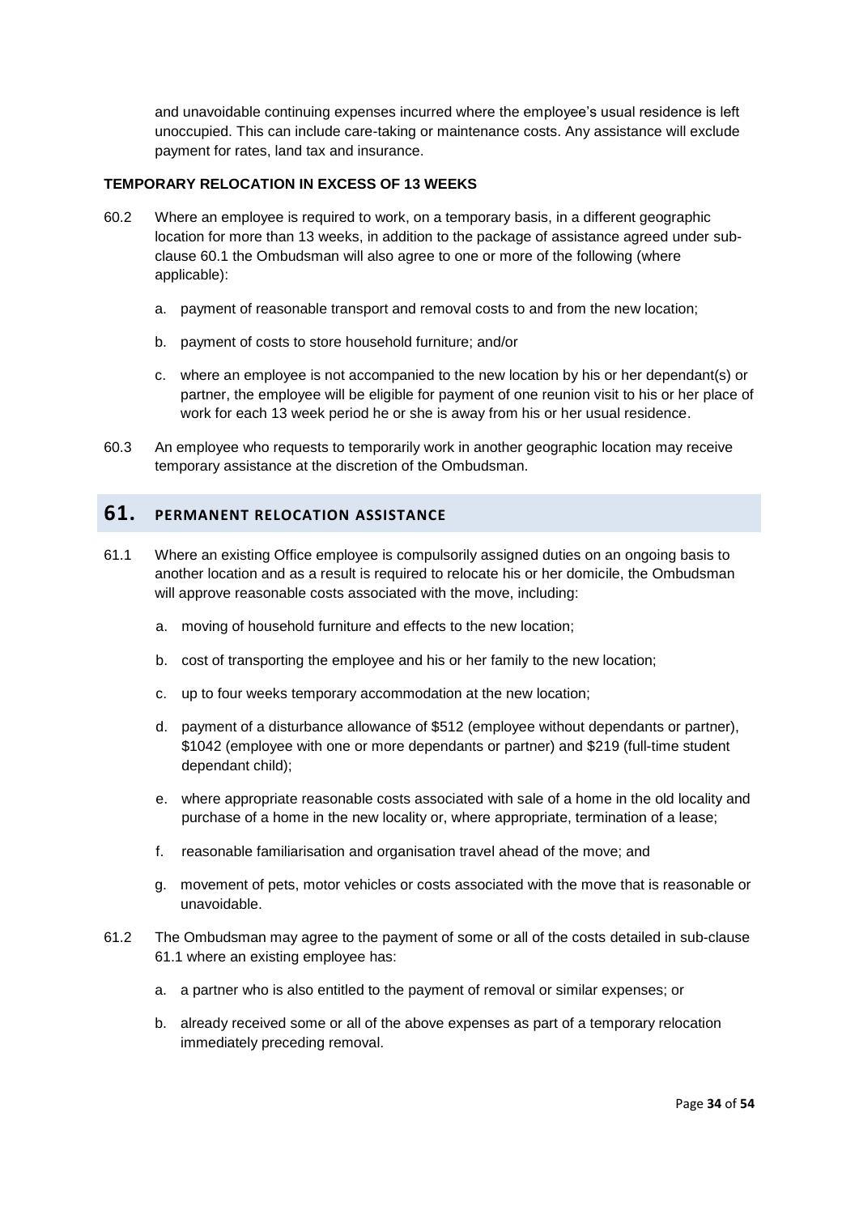and unavoidable continuing expenses incurred where the employee's usual residence is left unoccupied. This can include care-taking or maintenance costs. Any assistance will exclude payment for rates, land tax and insurance.

**TEMPORARY RELOCATION IN EXCESS OF 13 WEEKS**

60.2 Where an employee is required to work, on a temporary basis, in a different geographic location for more than 13 weeks, in addition to the package of assistance agreed under sub-clause 60.1 the Ombudsman will also agree to one or more of the following (where applicable):

a. payment of reasonable transport and removal costs to and from the new location;

b. payment of costs to store household furniture; and/or

c. where an employee is not accompanied to the new location by his or her dependant(s) or partner, the employee will be eligible for payment of one reunion visit to his or her place of work for each 13 week period he or she is away from his or her usual residence.

60.3 An employee who requests to temporarily work in another geographic location may receive temporary assistance at the discretion of the Ombudsman.

## 61. PERMANENT RELOCATION ASSISTANCE

61.1 Where an existing Office employee is compulsorily assigned duties on an ongoing basis to another location and as a result is required to relocate his or her domicile, the Ombudsman will approve reasonable costs associated with the move, including:

a. moving of household furniture and effects to the new location;

b. cost of transporting the employee and his or her family to the new location;

c. up to four weeks temporary accommodation at the new location;

d. payment of a disturbance allowance of $512 (employee without dependants or partner), $1042 (employee with one or more dependants or partner) and $219 (full-time student dependant child);

e. where appropriate reasonable costs associated with sale of a home in the old locality and purchase of a home in the new locality or, where appropriate, termination of a lease;

f. reasonable familiarisation and organisation travel ahead of the move; and

g. movement of pets, motor vehicles or costs associated with the move that is reasonable or unavoidable.

61.2 The Ombudsman may agree to the payment of some or all of the costs detailed in sub-clause 61.1 where an existing employee has:

a. a partner who is also entitled to the payment of removal or similar expenses; or

b. already received some or all of the above expenses as part of a temporary relocation immediately preceding removal.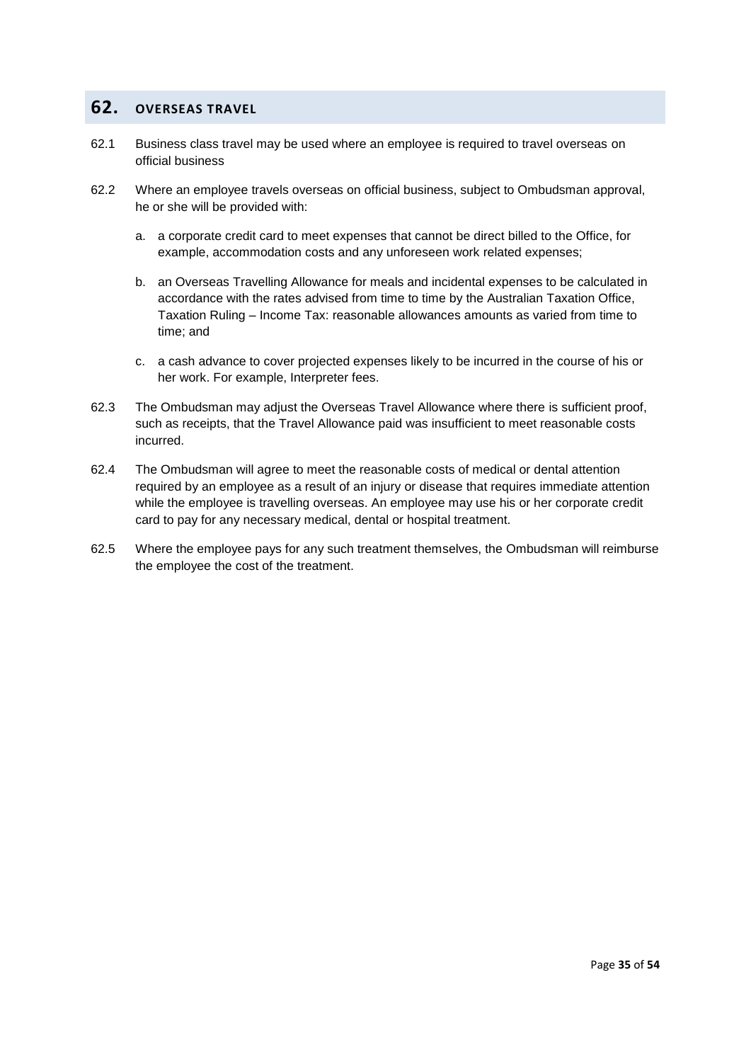## 62. OVERSEAS TRAVEL

62.1 Business class travel may be used where an employee is required to travel overseas on official business

62.2 Where an employee travels overseas on official business, subject to Ombudsman approval, he or she will be provided with:

a. a corporate credit card to meet expenses that cannot be direct billed to the Office, for example, accommodation costs and any unforeseen work related expenses;

b. an Overseas Travelling Allowance for meals and incidental expenses to be calculated in accordance with the rates advised from time to time by the Australian Taxation Office, Taxation Ruling – Income Tax: reasonable allowances amounts as varied from time to time; and

c. a cash advance to cover projected expenses likely to be incurred in the course of his or her work. For example, Interpreter fees.

62.3 The Ombudsman may adjust the Overseas Travel Allowance where there is sufficient proof, such as receipts, that the Travel Allowance paid was insufficient to meet reasonable costs incurred.

62.4 The Ombudsman will agree to meet the reasonable costs of medical or dental attention required by an employee as a result of an injury or disease that requires immediate attention while the employee is travelling overseas. An employee may use his or her corporate credit card to pay for any necessary medical, dental or hospital treatment.

62.5 Where the employee pays for any such treatment themselves, the Ombudsman will reimburse the employee the cost of the treatment.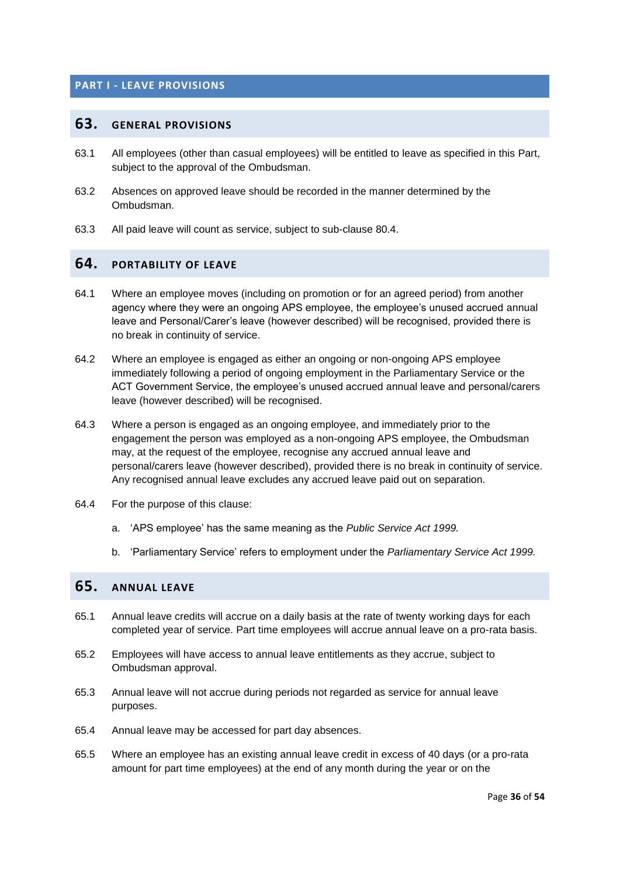## PART I - LEAVE PROVISIONS

### 63. GENERAL PROVISIONS

63.1 All employees (other than casual employees) will be entitled to leave as specified in this Part, subject to the approval of the Ombudsman.

63.2 Absences on approved leave should be recorded in the manner determined by the Ombudsman.

63.3 All paid leave will count as service, subject to sub-clause 80.4.

### 64. PORTABILITY OF LEAVE

64.1 Where an employee moves (including on promotion or for an agreed period) from another agency where they were an ongoing APS employee, the employee's unused accrued annual leave and Personal/Carer's leave (however described) will be recognised, provided there is no break in continuity of service.

64.2 Where an employee is engaged as either an ongoing or non-ongoing APS employee immediately following a period of ongoing employment in the Parliamentary Service or the ACT Government Service, the employee's unused accrued annual leave and personal/carers leave (however described) will be recognised.

64.3 Where a person is engaged as an ongoing employee, and immediately prior to the engagement the person was employed as a non-ongoing APS employee, the Ombudsman may, at the request of the employee, recognise any accrued annual leave and personal/carers leave (however described), provided there is no break in continuity of service. Any recognised annual leave excludes any accrued leave paid out on separation.

64.4 For the purpose of this clause:

a. 'APS employee' has the same meaning as the *Public Service Act 1999.*

b. 'Parliamentary Service' refers to employment under the *Parliamentary Service Act 1999.*

### 65. ANNUAL LEAVE

65.1 Annual leave credits will accrue on a daily basis at the rate of twenty working days for each completed year of service. Part time employees will accrue annual leave on a pro-rata basis.

65.2 Employees will have access to annual leave entitlements as they accrue, subject to Ombudsman approval.

65.3 Annual leave will not accrue during periods not regarded as service for annual leave purposes.

65.4 Annual leave may be accessed for part day absences.

65.5 Where an employee has an existing annual leave credit in excess of 40 days (or a pro-rata amount for part time employees) at the end of any month during the year or on the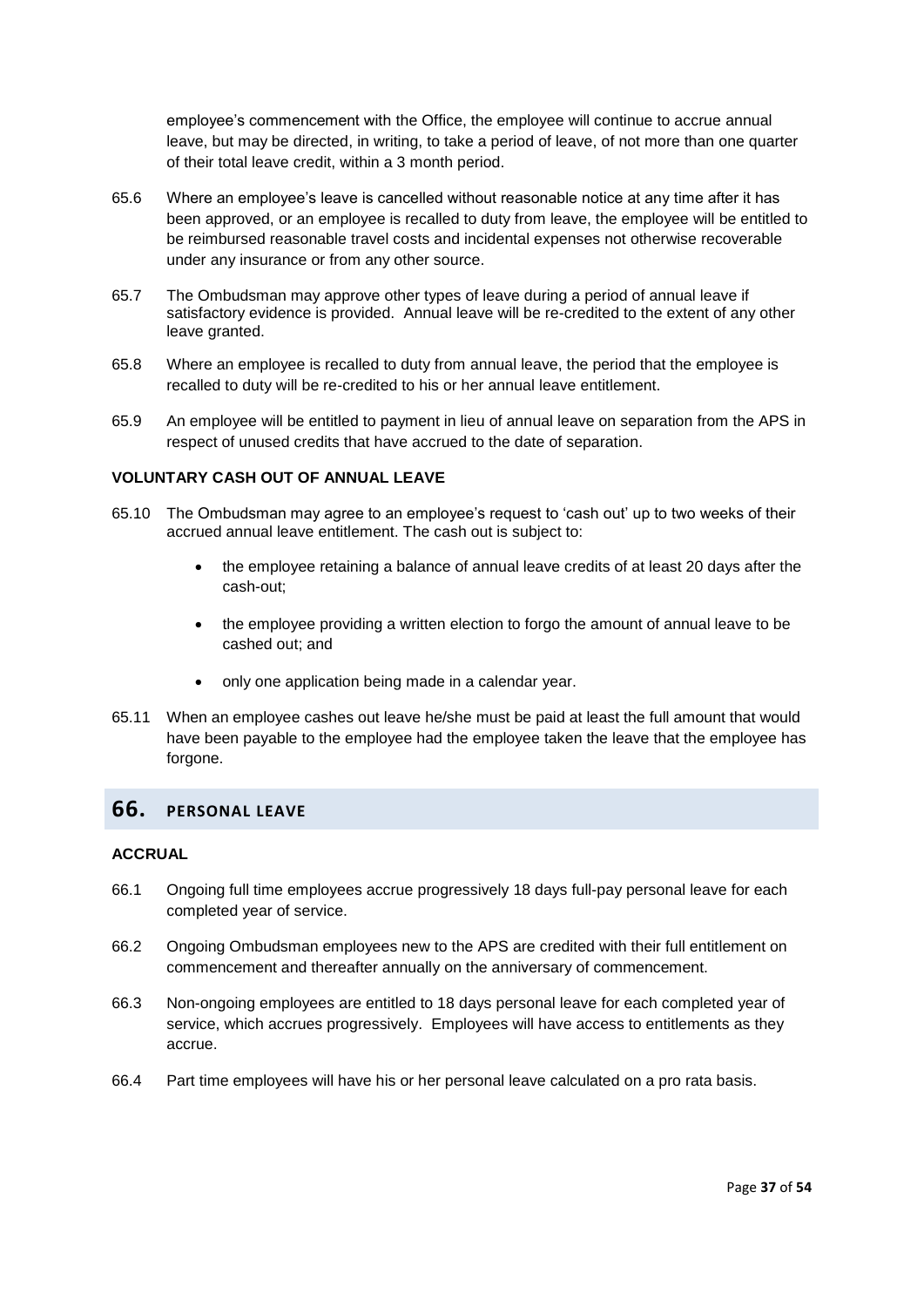employee's commencement with the Office, the employee will continue to accrue annual leave, but may be directed, in writing, to take a period of leave, of not more than one quarter of their total leave credit, within a 3 month period.

65.6 Where an employee's leave is cancelled without reasonable notice at any time after it has been approved, or an employee is recalled to duty from leave, the employee will be entitled to be reimbursed reasonable travel costs and incidental expenses not otherwise recoverable under any insurance or from any other source.

65.7 The Ombudsman may approve other types of leave during a period of annual leave if satisfactory evidence is provided. Annual leave will be re-credited to the extent of any other leave granted.

65.8 Where an employee is recalled to duty from annual leave, the period that the employee is recalled to duty will be re-credited to his or her annual leave entitlement.

65.9 An employee will be entitled to payment in lieu of annual leave on separation from the APS in respect of unused credits that have accrued to the date of separation.

**VOLUNTARY CASH OUT OF ANNUAL LEAVE**

65.10 The Ombudsman may agree to an employee's request to 'cash out' up to two weeks of their accrued annual leave entitlement. The cash out is subject to:

- the employee retaining a balance of annual leave credits of at least 20 days after the cash-out;
- the employee providing a written election to forgo the amount of annual leave to be cashed out; and
- only one application being made in a calendar year.

65.11 When an employee cashes out leave he/she must be paid at least the full amount that would have been payable to the employee had the employee taken the leave that the employee has forgone.

## 66. PERSONAL LEAVE

**ACCRUAL**

66.1 Ongoing full time employees accrue progressively 18 days full-pay personal leave for each completed year of service.

66.2 Ongoing Ombudsman employees new to the APS are credited with their full entitlement on commencement and thereafter annually on the anniversary of commencement.

66.3 Non-ongoing employees are entitled to 18 days personal leave for each completed year of service, which accrues progressively. Employees will have access to entitlements as they accrue.

66.4 Part time employees will have his or her personal leave calculated on a pro rata basis.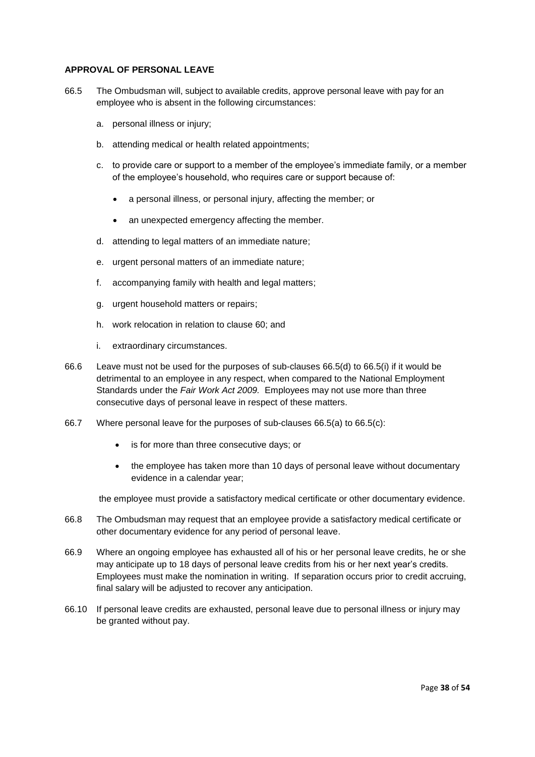**APPROVAL OF PERSONAL LEAVE**

66.5 The Ombudsman will, subject to available credits, approve personal leave with pay for an employee who is absent in the following circumstances:

a. personal illness or injury;

b. attending medical or health related appointments;

c. to provide care or support to a member of the employee's immediate family, or a member of the employee's household, who requires care or support because of:

- a personal illness, or personal injury, affecting the member; or
- an unexpected emergency affecting the member.

d. attending to legal matters of an immediate nature;

e. urgent personal matters of an immediate nature;

f. accompanying family with health and legal matters;

g. urgent household matters or repairs;

h. work relocation in relation to clause 60; and

i. extraordinary circumstances.

66.6 Leave must not be used for the purposes of sub-clauses 66.5(d) to 66.5(i) if it would be detrimental to an employee in any respect, when compared to the National Employment Standards under the *Fair Work Act 2009.* Employees may not use more than three consecutive days of personal leave in respect of these matters.

66.7 Where personal leave for the purposes of sub-clauses 66.5(a) to 66.5(c):

- is for more than three consecutive days; or
- the employee has taken more than 10 days of personal leave without documentary evidence in a calendar year;

the employee must provide a satisfactory medical certificate or other documentary evidence.

66.8 The Ombudsman may request that an employee provide a satisfactory medical certificate or other documentary evidence for any period of personal leave.

66.9 Where an ongoing employee has exhausted all of his or her personal leave credits, he or she may anticipate up to 18 days of personal leave credits from his or her next year's credits. Employees must make the nomination in writing. If separation occurs prior to credit accruing, final salary will be adjusted to recover any anticipation.

66.10 If personal leave credits are exhausted, personal leave due to personal illness or injury may be granted without pay.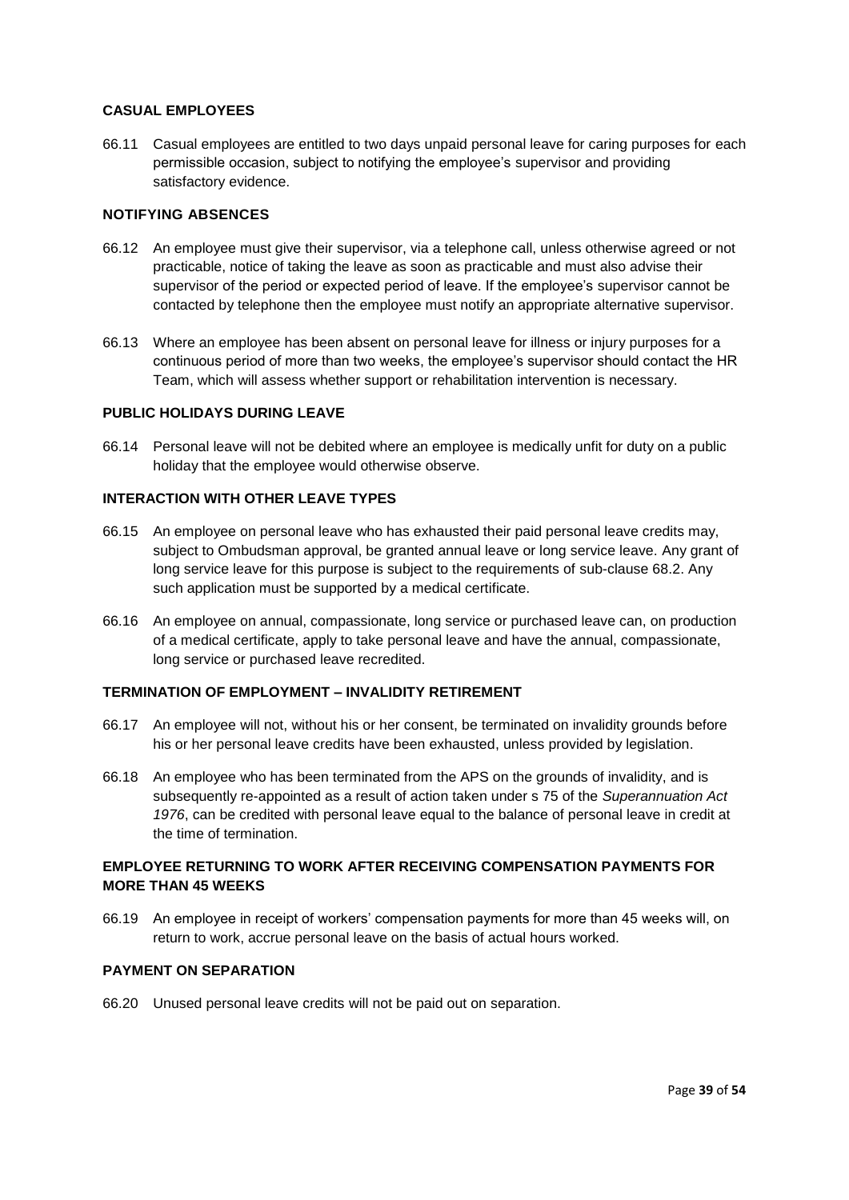#### CASUAL EMPLOYEES

66.11 Casual employees are entitled to two days unpaid personal leave for caring purposes for each permissible occasion, subject to notifying the employee's supervisor and providing satisfactory evidence.

#### NOTIFYING ABSENCES

66.12 An employee must give their supervisor, via a telephone call, unless otherwise agreed or not practicable, notice of taking the leave as soon as practicable and must also advise their supervisor of the period or expected period of leave. If the employee's supervisor cannot be contacted by telephone then the employee must notify an appropriate alternative supervisor.

66.13 Where an employee has been absent on personal leave for illness or injury purposes for a continuous period of more than two weeks, the employee's supervisor should contact the HR Team, which will assess whether support or rehabilitation intervention is necessary.

#### PUBLIC HOLIDAYS DURING LEAVE

66.14 Personal leave will not be debited where an employee is medically unfit for duty on a public holiday that the employee would otherwise observe.

#### INTERACTION WITH OTHER LEAVE TYPES

66.15 An employee on personal leave who has exhausted their paid personal leave credits may, subject to Ombudsman approval, be granted annual leave or long service leave. Any grant of long service leave for this purpose is subject to the requirements of sub-clause 68.2. Any such application must be supported by a medical certificate.

66.16 An employee on annual, compassionate, long service or purchased leave can, on production of a medical certificate, apply to take personal leave and have the annual, compassionate, long service or purchased leave recredited.

#### TERMINATION OF EMPLOYMENT – INVALIDITY RETIREMENT

66.17 An employee will not, without his or her consent, be terminated on invalidity grounds before his or her personal leave credits have been exhausted, unless provided by legislation.

66.18 An employee who has been terminated from the APS on the grounds of invalidity, and is subsequently re-appointed as a result of action taken under s 75 of the *Superannuation Act 1976*, can be credited with personal leave equal to the balance of personal leave in credit at the time of termination.

#### EMPLOYEE RETURNING TO WORK AFTER RECEIVING COMPENSATION PAYMENTS FOR MORE THAN 45 WEEKS

66.19 An employee in receipt of workers' compensation payments for more than 45 weeks will, on return to work, accrue personal leave on the basis of actual hours worked.

#### PAYMENT ON SEPARATION

66.20 Unused personal leave credits will not be paid out on separation.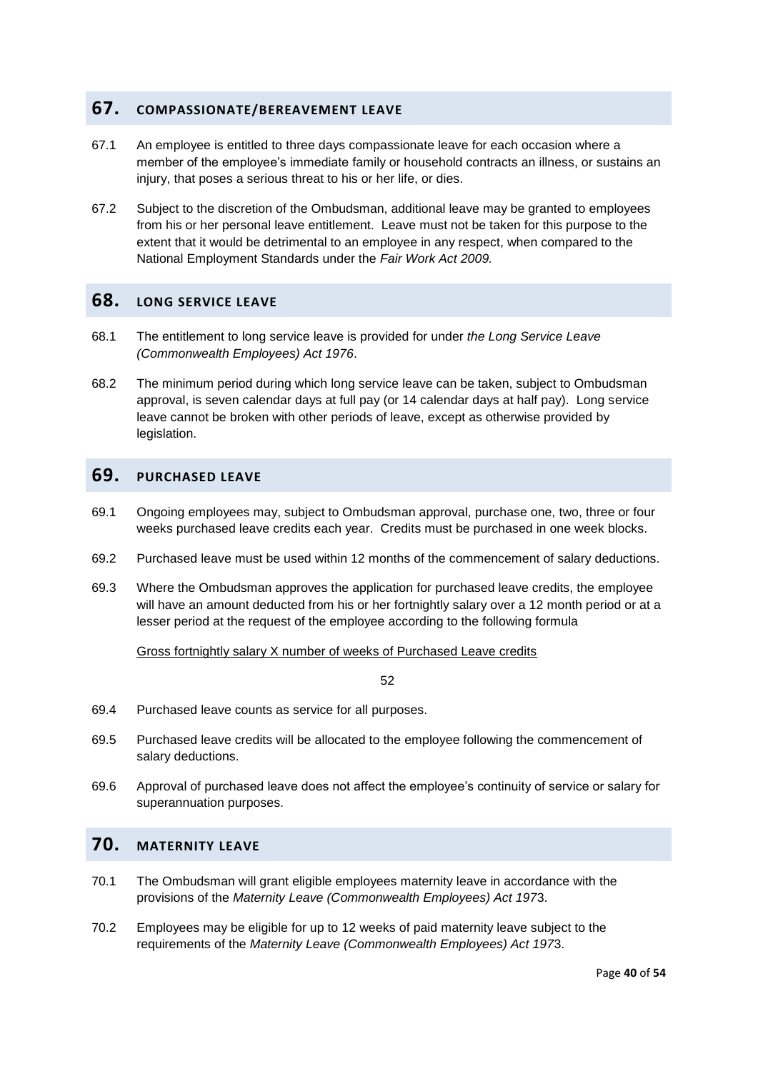## 67. COMPASSIONATE/BEREAVEMENT LEAVE

67.1 An employee is entitled to three days compassionate leave for each occasion where a member of the employee's immediate family or household contracts an illness, or sustains an injury, that poses a serious threat to his or her life, or dies.

67.2 Subject to the discretion of the Ombudsman, additional leave may be granted to employees from his or her personal leave entitlement. Leave must not be taken for this purpose to the extent that it would be detrimental to an employee in any respect, when compared to the National Employment Standards under the *Fair Work Act 2009.*

## 68. LONG SERVICE LEAVE

68.1 The entitlement to long service leave is provided for under *the Long Service Leave (Commonwealth Employees) Act 1976*.

68.2 The minimum period during which long service leave can be taken, subject to Ombudsman approval, is seven calendar days at full pay (or 14 calendar days at half pay). Long service leave cannot be broken with other periods of leave, except as otherwise provided by legislation.

## 69. PURCHASED LEAVE

69.1 Ongoing employees may, subject to Ombudsman approval, purchase one, two, three or four weeks purchased leave credits each year. Credits must be purchased in one week blocks.

69.2 Purchased leave must be used within 12 months of the commencement of salary deductions.

69.3 Where the Ombudsman approves the application for purchased leave credits, the employee will have an amount deducted from his or her fortnightly salary over a 12 month period or at a lesser period at the request of the employee according to the following formula

$$\frac{\text{Gross fortnightly salary X number of weeks of Purchased Leave credits}}{52}$$

69.4 Purchased leave counts as service for all purposes.

69.5 Purchased leave credits will be allocated to the employee following the commencement of salary deductions.

69.6 Approval of purchased leave does not affect the employee's continuity of service or salary for superannuation purposes.

## 70. MATERNITY LEAVE

70.1 The Ombudsman will grant eligible employees maternity leave in accordance with the provisions of the *Maternity Leave (Commonwealth Employees) Act 1973*.

70.2 Employees may be eligible for up to 12 weeks of paid maternity leave subject to the requirements of the *Maternity Leave (Commonwealth Employees) Act 1973*.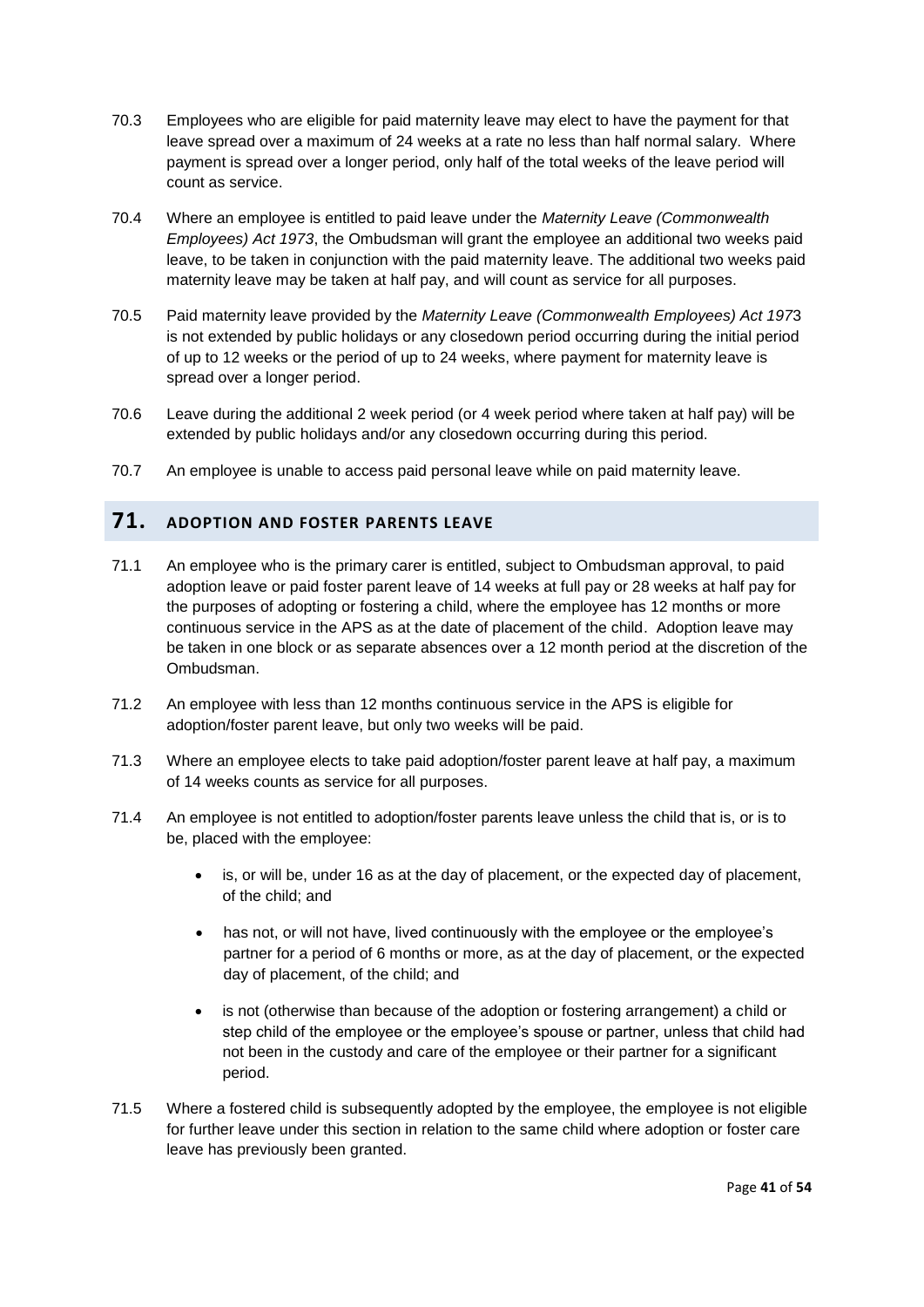70.3 Employees who are eligible for paid maternity leave may elect to have the payment for that leave spread over a maximum of 24 weeks at a rate no less than half normal salary. Where payment is spread over a longer period, only half of the total weeks of the leave period will count as service.

70.4 Where an employee is entitled to paid leave under the *Maternity Leave (Commonwealth Employees) Act 1973*, the Ombudsman will grant the employee an additional two weeks paid leave, to be taken in conjunction with the paid maternity leave. The additional two weeks paid maternity leave may be taken at half pay, and will count as service for all purposes.

70.5 Paid maternity leave provided by the *Maternity Leave (Commonwealth Employees) Act 197*3 is not extended by public holidays or any closedown period occurring during the initial period of up to 12 weeks or the period of up to 24 weeks, where payment for maternity leave is spread over a longer period.

70.6 Leave during the additional 2 week period (or 4 week period where taken at half pay) will be extended by public holidays and/or any closedown occurring during this period.

70.7 An employee is unable to access paid personal leave while on paid maternity leave.

## 71. ADOPTION AND FOSTER PARENTS LEAVE

71.1 An employee who is the primary carer is entitled, subject to Ombudsman approval, to paid adoption leave or paid foster parent leave of 14 weeks at full pay or 28 weeks at half pay for the purposes of adopting or fostering a child, where the employee has 12 months or more continuous service in the APS as at the date of placement of the child. Adoption leave may be taken in one block or as separate absences over a 12 month period at the discretion of the Ombudsman.

71.2 An employee with less than 12 months continuous service in the APS is eligible for adoption/foster parent leave, but only two weeks will be paid.

71.3 Where an employee elects to take paid adoption/foster parent leave at half pay, a maximum of 14 weeks counts as service for all purposes.

71.4 An employee is not entitled to adoption/foster parents leave unless the child that is, or is to be, placed with the employee:

- is, or will be, under 16 as at the day of placement, or the expected day of placement, of the child; and
- has not, or will not have, lived continuously with the employee or the employee's partner for a period of 6 months or more, as at the day of placement, or the expected day of placement, of the child; and
- is not (otherwise than because of the adoption or fostering arrangement) a child or step child of the employee or the employee's spouse or partner, unless that child had not been in the custody and care of the employee or their partner for a significant period.

71.5 Where a fostered child is subsequently adopted by the employee, the employee is not eligible for further leave under this section in relation to the same child where adoption or foster care leave has previously been granted.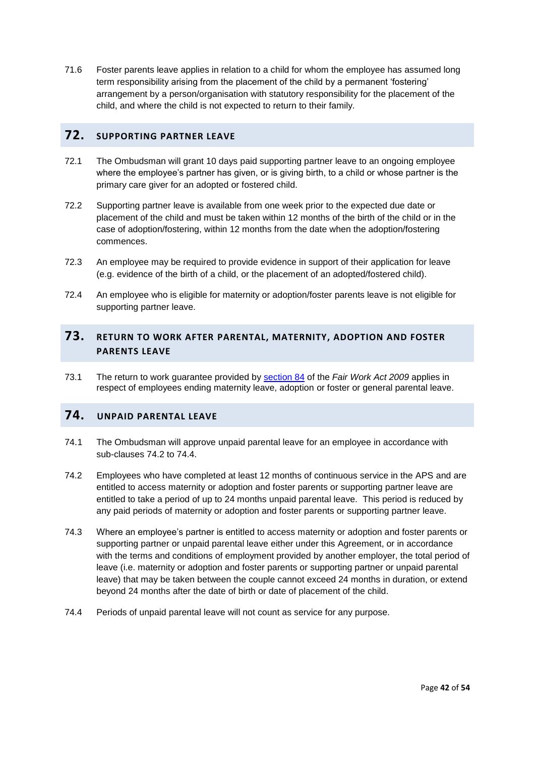71.6 Foster parents leave applies in relation to a child for whom the employee has assumed long term responsibility arising from the placement of the child by a permanent 'fostering' arrangement by a person/organisation with statutory responsibility for the placement of the child, and where the child is not expected to return to their family.

## 72. SUPPORTING PARTNER LEAVE

72.1 The Ombudsman will grant 10 days paid supporting partner leave to an ongoing employee where the employee's partner has given, or is giving birth, to a child or whose partner is the primary care giver for an adopted or fostered child.

72.2 Supporting partner leave is available from one week prior to the expected due date or placement of the child and must be taken within 12 months of the birth of the child or in the case of adoption/fostering, within 12 months from the date when the adoption/fostering commences.

72.3 An employee may be required to provide evidence in support of their application for leave (e.g. evidence of the birth of a child, or the placement of an adopted/fostered child).

72.4 An employee who is eligible for maternity or adoption/foster parents leave is not eligible for supporting partner leave.

## 73. RETURN TO WORK AFTER PARENTAL, MATERNITY, ADOPTION AND FOSTER PARENTS LEAVE

73.1 The return to work guarantee provided by section 84 of the *Fair Work Act 2009* applies in respect of employees ending maternity leave, adoption or foster or general parental leave.

## 74. UNPAID PARENTAL LEAVE

74.1 The Ombudsman will approve unpaid parental leave for an employee in accordance with sub-clauses 74.2 to 74.4.

74.2 Employees who have completed at least 12 months of continuous service in the APS and are entitled to access maternity or adoption and foster parents or supporting partner leave are entitled to take a period of up to 24 months unpaid parental leave. This period is reduced by any paid periods of maternity or adoption and foster parents or supporting partner leave.

74.3 Where an employee's partner is entitled to access maternity or adoption and foster parents or supporting partner or unpaid parental leave either under this Agreement, or in accordance with the terms and conditions of employment provided by another employer, the total period of leave (i.e. maternity or adoption and foster parents or supporting partner or unpaid parental leave) that may be taken between the couple cannot exceed 24 months in duration, or extend beyond 24 months after the date of birth or date of placement of the child.

74.4 Periods of unpaid parental leave will not count as service for any purpose.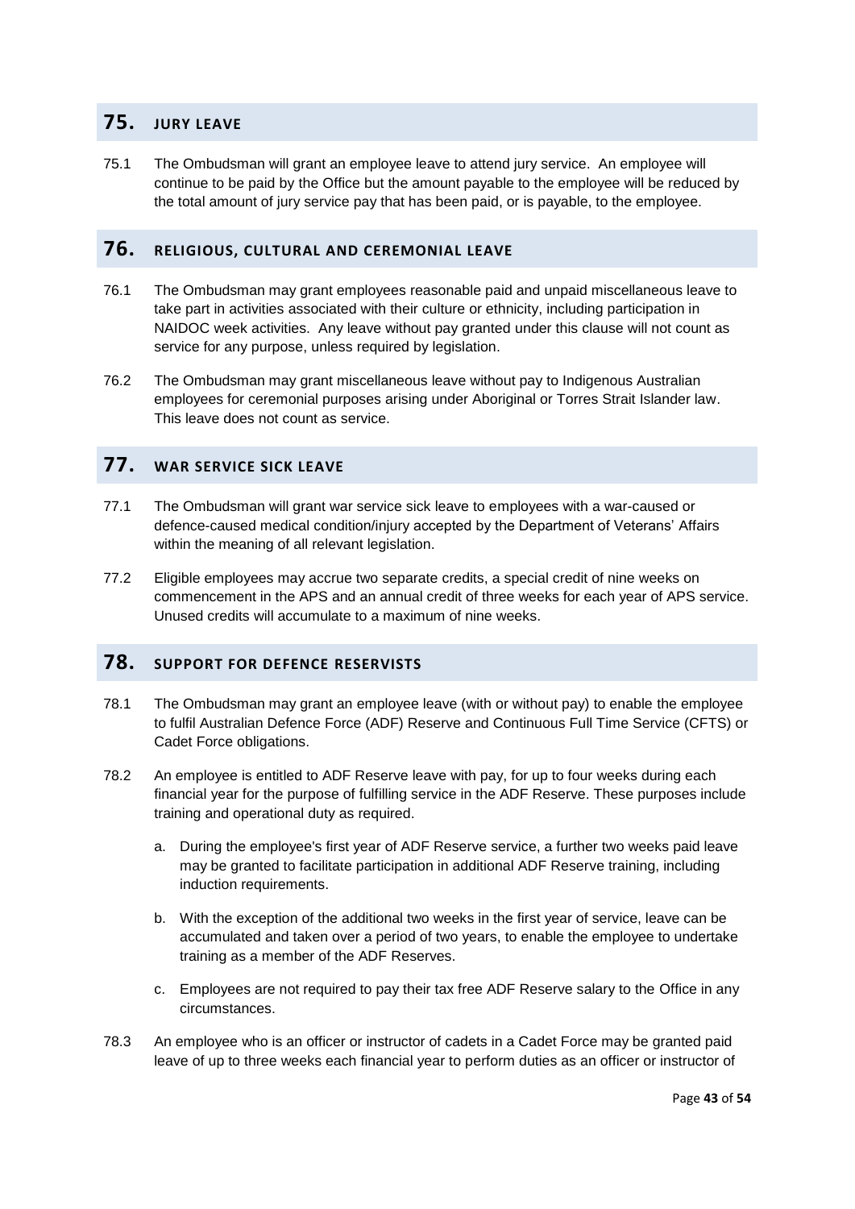## 75. JURY LEAVE

75.1 The Ombudsman will grant an employee leave to attend jury service. An employee will continue to be paid by the Office but the amount payable to the employee will be reduced by the total amount of jury service pay that has been paid, or is payable, to the employee.

## 76. RELIGIOUS, CULTURAL AND CEREMONIAL LEAVE

76.1 The Ombudsman may grant employees reasonable paid and unpaid miscellaneous leave to take part in activities associated with their culture or ethnicity, including participation in NAIDOC week activities. Any leave without pay granted under this clause will not count as service for any purpose, unless required by legislation.

76.2 The Ombudsman may grant miscellaneous leave without pay to Indigenous Australian employees for ceremonial purposes arising under Aboriginal or Torres Strait Islander law. This leave does not count as service.

## 77. WAR SERVICE SICK LEAVE

77.1 The Ombudsman will grant war service sick leave to employees with a war-caused or defence-caused medical condition/injury accepted by the Department of Veterans' Affairs within the meaning of all relevant legislation.

77.2 Eligible employees may accrue two separate credits, a special credit of nine weeks on commencement in the APS and an annual credit of three weeks for each year of APS service. Unused credits will accumulate to a maximum of nine weeks.

## 78. SUPPORT FOR DEFENCE RESERVISTS

78.1 The Ombudsman may grant an employee leave (with or without pay) to enable the employee to fulfil Australian Defence Force (ADF) Reserve and Continuous Full Time Service (CFTS) or Cadet Force obligations.

78.2 An employee is entitled to ADF Reserve leave with pay, for up to four weeks during each financial year for the purpose of fulfilling service in the ADF Reserve. These purposes include training and operational duty as required.

a. During the employee's first year of ADF Reserve service, a further two weeks paid leave may be granted to facilitate participation in additional ADF Reserve training, including induction requirements.

b. With the exception of the additional two weeks in the first year of service, leave can be accumulated and taken over a period of two years, to enable the employee to undertake training as a member of the ADF Reserves.

c. Employees are not required to pay their tax free ADF Reserve salary to the Office in any circumstances.

78.3 An employee who is an officer or instructor of cadets in a Cadet Force may be granted paid leave of up to three weeks each financial year to perform duties as an officer or instructor of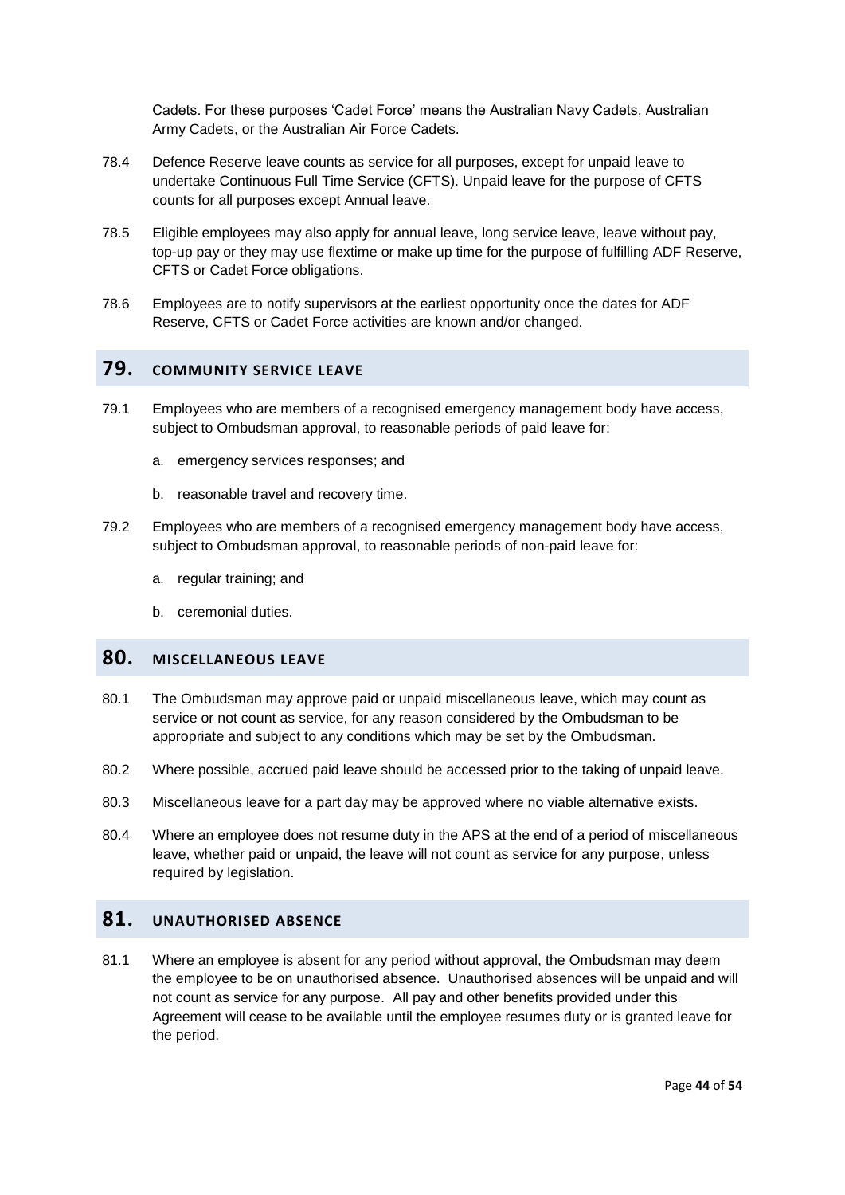Cadets. For these purposes 'Cadet Force' means the Australian Navy Cadets, Australian Army Cadets, or the Australian Air Force Cadets.

78.4 Defence Reserve leave counts as service for all purposes, except for unpaid leave to undertake Continuous Full Time Service (CFTS). Unpaid leave for the purpose of CFTS counts for all purposes except Annual leave.

78.5 Eligible employees may also apply for annual leave, long service leave, leave without pay, top-up pay or they may use flextime or make up time for the purpose of fulfilling ADF Reserve, CFTS or Cadet Force obligations.

78.6 Employees are to notify supervisors at the earliest opportunity once the dates for ADF Reserve, CFTS or Cadet Force activities are known and/or changed.

## 79. COMMUNITY SERVICE LEAVE

79.1 Employees who are members of a recognised emergency management body have access, subject to Ombudsman approval, to reasonable periods of paid leave for:

a. emergency services responses; and

b. reasonable travel and recovery time.

79.2 Employees who are members of a recognised emergency management body have access, subject to Ombudsman approval, to reasonable periods of non-paid leave for:

a. regular training; and

b. ceremonial duties.

## 80. MISCELLANEOUS LEAVE

80.1 The Ombudsman may approve paid or unpaid miscellaneous leave, which may count as service or not count as service, for any reason considered by the Ombudsman to be appropriate and subject to any conditions which may be set by the Ombudsman.

80.2 Where possible, accrued paid leave should be accessed prior to the taking of unpaid leave.

80.3 Miscellaneous leave for a part day may be approved where no viable alternative exists.

80.4 Where an employee does not resume duty in the APS at the end of a period of miscellaneous leave, whether paid or unpaid, the leave will not count as service for any purpose, unless required by legislation.

## 81. UNAUTHORISED ABSENCE

81.1 Where an employee is absent for any period without approval, the Ombudsman may deem the employee to be on unauthorised absence. Unauthorised absences will be unpaid and will not count as service for any purpose. All pay and other benefits provided under this Agreement will cease to be available until the employee resumes duty or is granted leave for the period.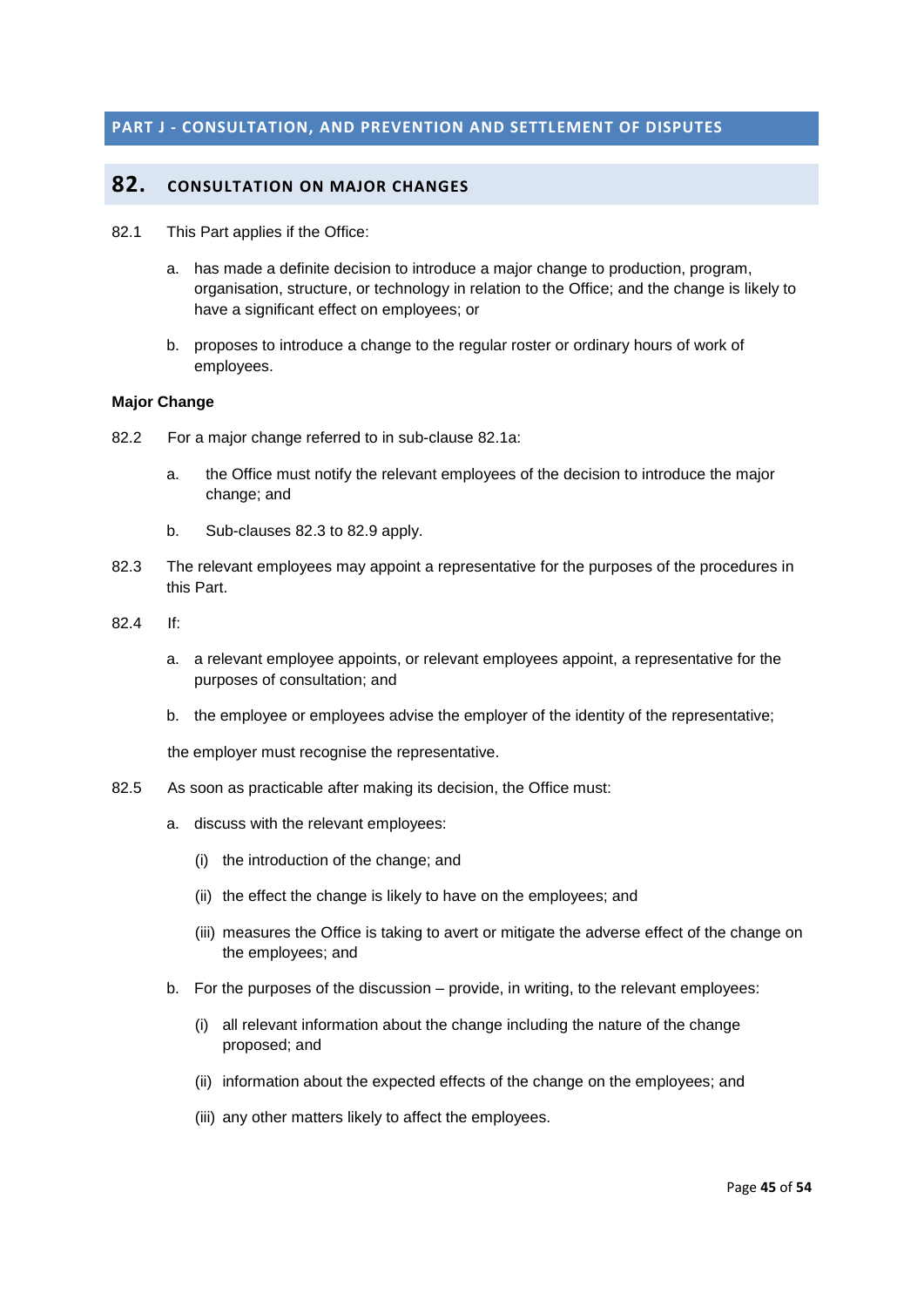## PART J - CONSULTATION, AND PREVENTION AND SETTLEMENT OF DISPUTES

### 82. CONSULTATION ON MAJOR CHANGES

82.1 This Part applies if the Office:

a. has made a definite decision to introduce a major change to production, program, organisation, structure, or technology in relation to the Office; and the change is likely to have a significant effect on employees; or

b. proposes to introduce a change to the regular roster or ordinary hours of work of employees.

**Major Change**

82.2 For a major change referred to in sub-clause 82.1a:

a. the Office must notify the relevant employees of the decision to introduce the major change; and

b. Sub-clauses 82.3 to 82.9 apply.

82.3 The relevant employees may appoint a representative for the purposes of the procedures in this Part.

82.4 If:

a. a relevant employee appoints, or relevant employees appoint, a representative for the purposes of consultation; and

b. the employee or employees advise the employer of the identity of the representative;

the employer must recognise the representative.

82.5 As soon as practicable after making its decision, the Office must:

a. discuss with the relevant employees:

(i) the introduction of the change; and

(ii) the effect the change is likely to have on the employees; and

(iii) measures the Office is taking to avert or mitigate the adverse effect of the change on the employees; and

b. For the purposes of the discussion – provide, in writing, to the relevant employees:

(i) all relevant information about the change including the nature of the change proposed; and

(ii) information about the expected effects of the change on the employees; and

(iii) any other matters likely to affect the employees.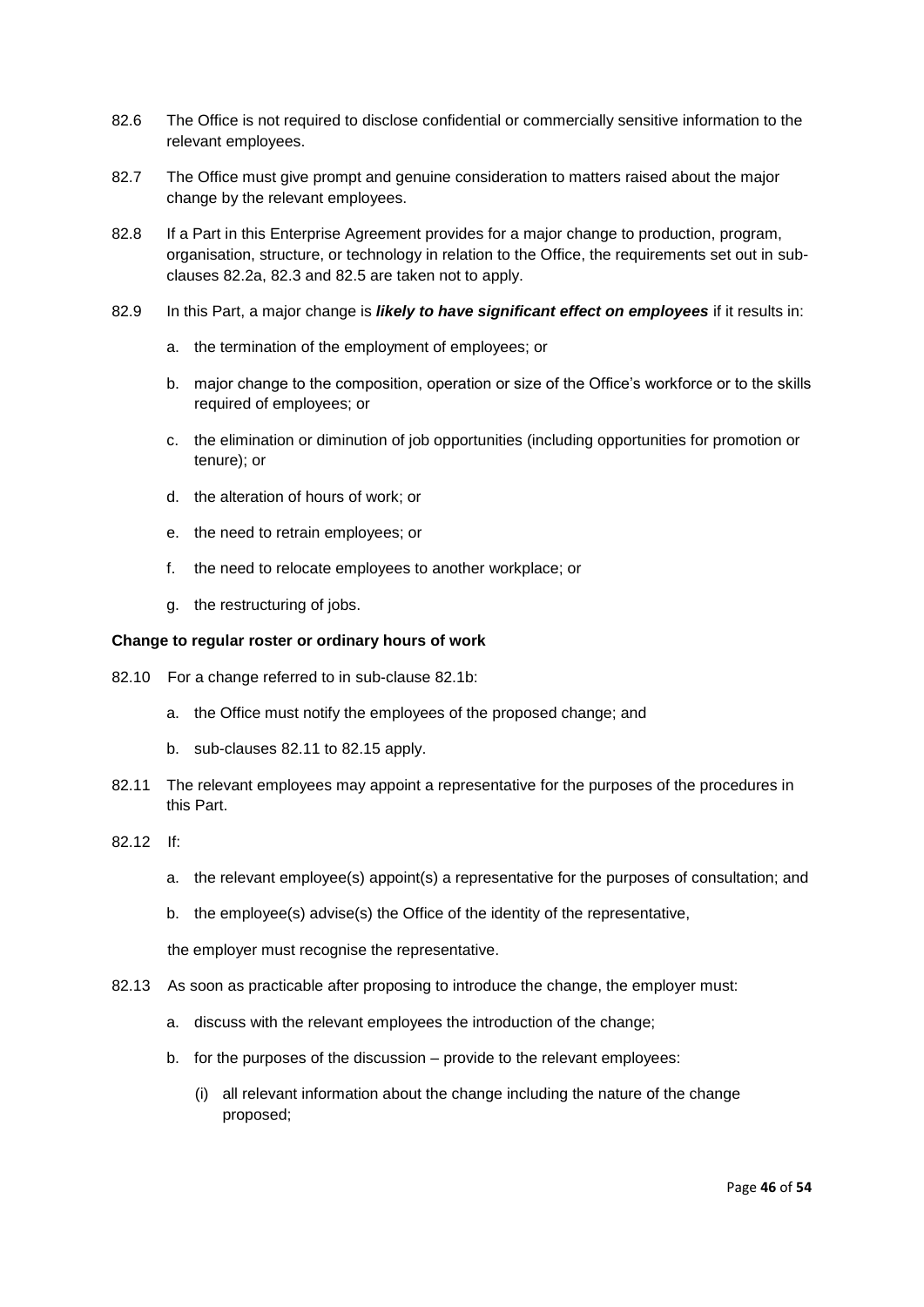82.6 The Office is not required to disclose confidential or commercially sensitive information to the relevant employees.

82.7 The Office must give prompt and genuine consideration to matters raised about the major change by the relevant employees.

82.8 If a Part in this Enterprise Agreement provides for a major change to production, program, organisation, structure, or technology in relation to the Office, the requirements set out in sub-clauses 82.2a, 82.3 and 82.5 are taken not to apply.

82.9 In this Part, a major change is ***likely to have significant effect on employees*** if it results in:

a. the termination of the employment of employees; or

b. major change to the composition, operation or size of the Office's workforce or to the skills required of employees; or

c. the elimination or diminution of job opportunities (including opportunities for promotion or tenure); or

d. the alteration of hours of work; or

e. the need to retrain employees; or

f. the need to relocate employees to another workplace; or

g. the restructuring of jobs.

**Change to regular roster or ordinary hours of work**

82.10 For a change referred to in sub-clause 82.1b:

a. the Office must notify the employees of the proposed change; and

b. sub-clauses 82.11 to 82.15 apply.

82.11 The relevant employees may appoint a representative for the purposes of the procedures in this Part.

82.12 If:

a. the relevant employee(s) appoint(s) a representative for the purposes of consultation; and

b. the employee(s) advise(s) the Office of the identity of the representative,

the employer must recognise the representative.

82.13 As soon as practicable after proposing to introduce the change, the employer must:

a. discuss with the relevant employees the introduction of the change;

b. for the purposes of the discussion – provide to the relevant employees:

(i) all relevant information about the change including the nature of the change proposed;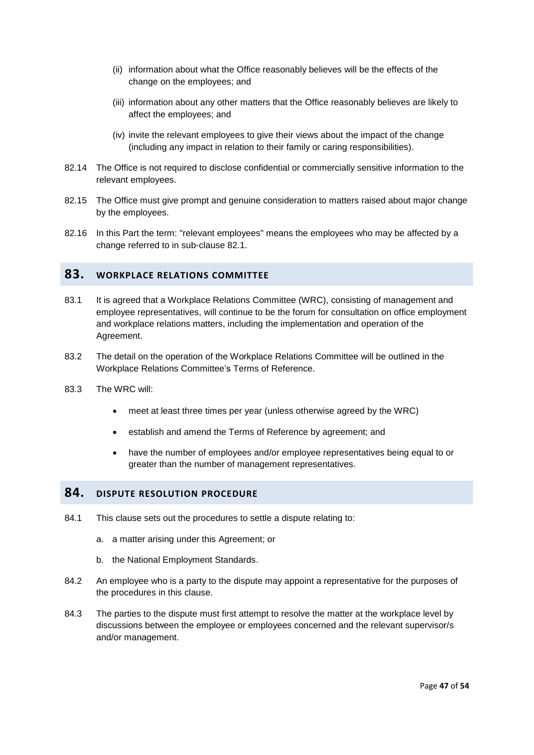(ii) information about what the Office reasonably believes will be the effects of the change on the employees; and

(iii) information about any other matters that the Office reasonably believes are likely to affect the employees; and

(iv) invite the relevant employees to give their views about the impact of the change (including any impact in relation to their family or caring responsibilities).

82.14 The Office is not required to disclose confidential or commercially sensitive information to the relevant employees.

82.15 The Office must give prompt and genuine consideration to matters raised about major change by the employees.

82.16 In this Part the term: "relevant employees" means the employees who may be affected by a change referred to in sub-clause 82.1.

## 83. WORKPLACE RELATIONS COMMITTEE

83.1 It is agreed that a Workplace Relations Committee (WRC), consisting of management and employee representatives, will continue to be the forum for consultation on office employment and workplace relations matters, including the implementation and operation of the Agreement.

83.2 The detail on the operation of the Workplace Relations Committee will be outlined in the Workplace Relations Committee's Terms of Reference.

83.3 The WRC will:

- meet at least three times per year (unless otherwise agreed by the WRC)
- establish and amend the Terms of Reference by agreement; and
- have the number of employees and/or employee representatives being equal to or greater than the number of management representatives.

## 84. DISPUTE RESOLUTION PROCEDURE

84.1 This clause sets out the procedures to settle a dispute relating to:

a. a matter arising under this Agreement; or

b. the National Employment Standards.

84.2 An employee who is a party to the dispute may appoint a representative for the purposes of the procedures in this clause.

84.3 The parties to the dispute must first attempt to resolve the matter at the workplace level by discussions between the employee or employees concerned and the relevant supervisor/s and/or management.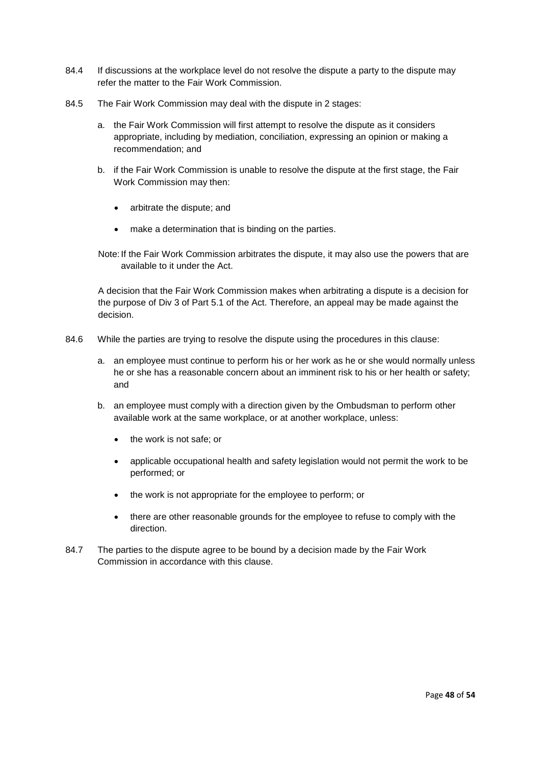84.4 If discussions at the workplace level do not resolve the dispute a party to the dispute may refer the matter to the Fair Work Commission.

84.5 The Fair Work Commission may deal with the dispute in 2 stages:

a. the Fair Work Commission will first attempt to resolve the dispute as it considers appropriate, including by mediation, conciliation, expressing an opinion or making a recommendation; and

b. if the Fair Work Commission is unable to resolve the dispute at the first stage, the Fair Work Commission may then:

- arbitrate the dispute; and
- make a determination that is binding on the parties.

Note: If the Fair Work Commission arbitrates the dispute, it may also use the powers that are available to it under the Act.

A decision that the Fair Work Commission makes when arbitrating a dispute is a decision for the purpose of Div 3 of Part 5.1 of the Act. Therefore, an appeal may be made against the decision.

84.6 While the parties are trying to resolve the dispute using the procedures in this clause:

a. an employee must continue to perform his or her work as he or she would normally unless he or she has a reasonable concern about an imminent risk to his or her health or safety; and

b. an employee must comply with a direction given by the Ombudsman to perform other available work at the same workplace, or at another workplace, unless:

- the work is not safe; or
- applicable occupational health and safety legislation would not permit the work to be performed; or
- the work is not appropriate for the employee to perform; or
- there are other reasonable grounds for the employee to refuse to comply with the direction.

84.7 The parties to the dispute agree to be bound by a decision made by the Fair Work Commission in accordance with this clause.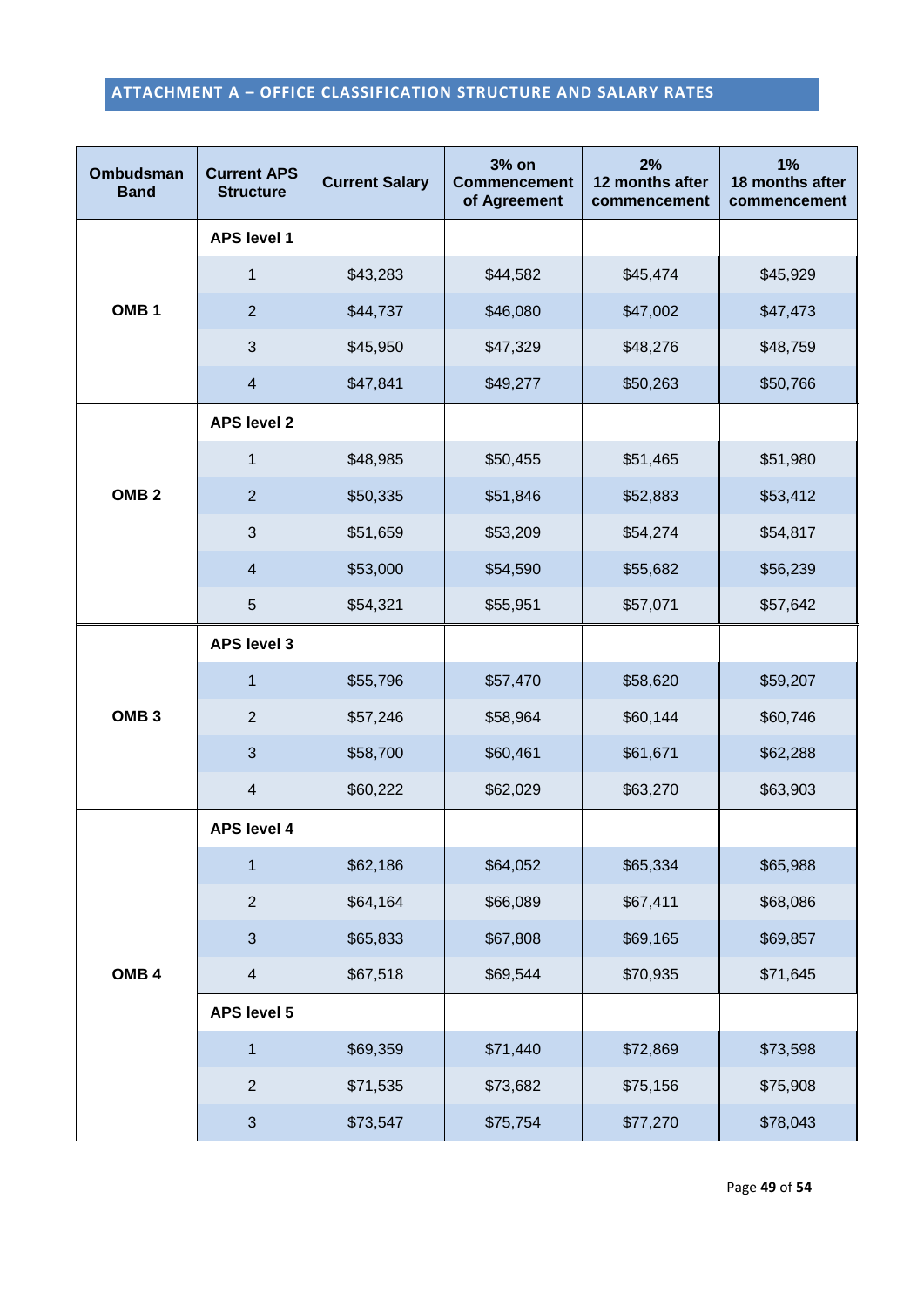## ATTACHMENT A – OFFICE CLASSIFICATION STRUCTURE AND SALARY RATES

| Ombudsman Band | Current APS Structure | Current Salary | 3% on Commencement of Agreement | 2% 12 months after commencement | 1% 18 months after commencement |
|---|---|---|---|---|---|
| OMB 1 | **APS level 1** | | | | |
| | 1 | $43,283 | $44,582 | $45,474 | $45,929 |
| | 2 | $44,737 | $46,080 | $47,002 | $47,473 |
| | 3 | $45,950 | $47,329 | $48,276 | $48,759 |
| | 4 | $47,841 | $49,277 | $50,263 | $50,766 |
| OMB 2 | **APS level 2** | | | | |
| | 1 | $48,985 | $50,455 | $51,465 | $51,980 |
| | 2 | $50,335 | $51,846 | $52,883 | $53,412 |
| | 3 | $51,659 | $53,209 | $54,274 | $54,817 |
| | 4 | $53,000 | $54,590 | $55,682 | $56,239 |
| | 5 | $54,321 | $55,951 | $57,071 | $57,642 |
| OMB 3 | **APS level 3** | | | | |
| | 1 | $55,796 | $57,470 | $58,620 | $59,207 |
| | 2 | $57,246 | $58,964 | $60,144 | $60,746 |
| | 3 | $58,700 | $60,461 | $61,671 | $62,288 |
| | 4 | $60,222 | $62,029 | $63,270 | $63,903 |
| OMB 4 | **APS level 4** | | | | |
| | 1 | $62,186 | $64,052 | $65,334 | $65,988 |
| | 2 | $64,164 | $66,089 | $67,411 | $68,086 |
| | 3 | $65,833 | $67,808 | $69,165 | $69,857 |
| | 4 | $67,518 | $69,544 | $70,935 | $71,645 |
| | **APS level 5** | | | | |
| | 1 | $69,359 | $71,440 | $72,869 | $73,598 |
| | 2 | $71,535 | $73,682 | $75,156 | $75,908 |
| | 3 | $73,547 | $75,754 | $77,270 | $78,043 |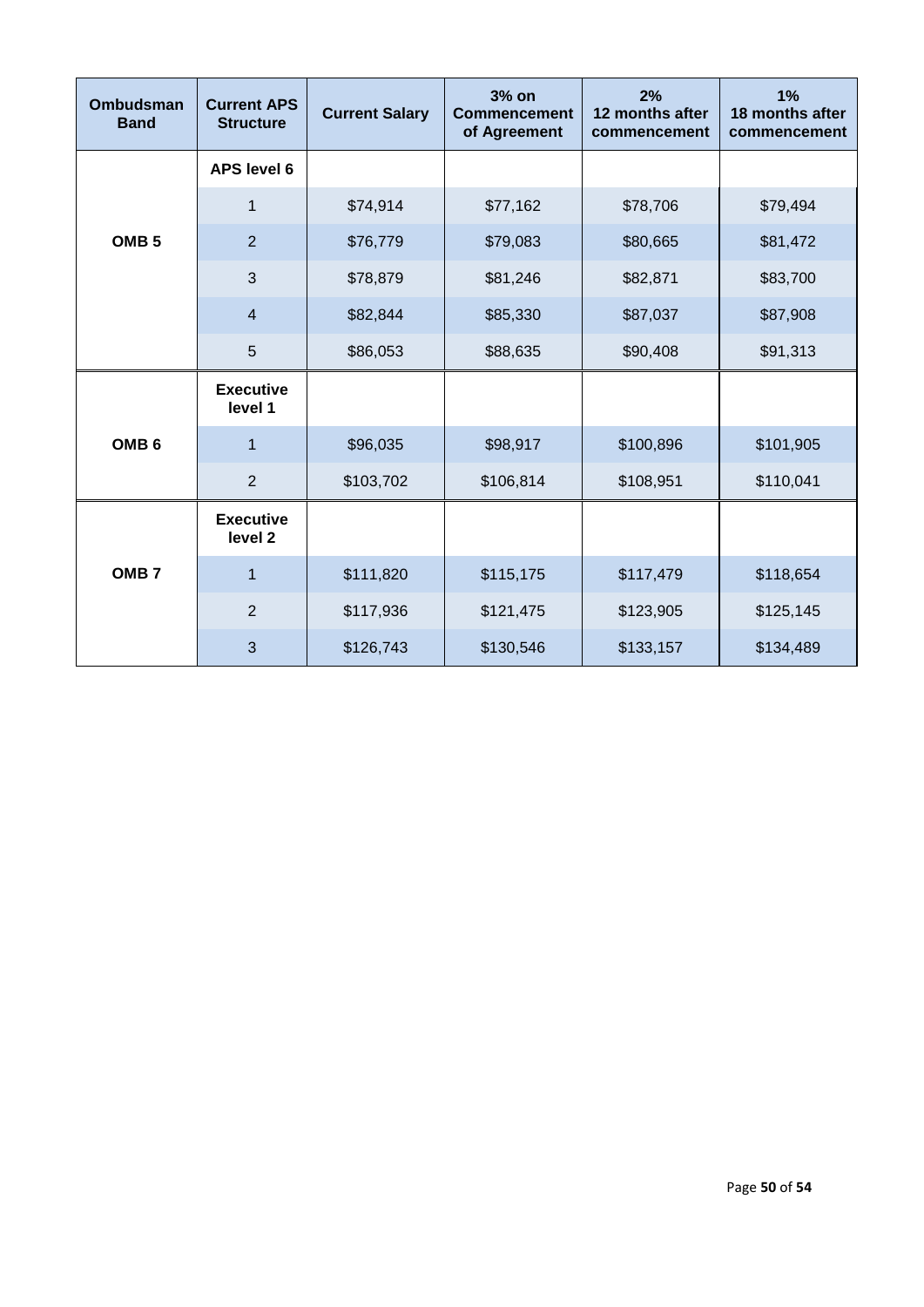| Ombudsman Band | Current APS Structure | Current Salary | 3% on Commencement of Agreement | 2% 12 months after commencement | 1% 18 months after commencement |
|---|---|---|---|---|---|
| OMB 5 | **APS level 6** | | | | |
| | 1 | $74,914 | $77,162 | $78,706 | $79,494 |
| | 2 | $76,779 | $79,083 | $80,665 | $81,472 |
| | 3 | $78,879 | $81,246 | $82,871 | $83,700 |
| | 4 | $82,844 | $85,330 | $87,037 | $87,908 |
| | 5 | $86,053 | $88,635 | $90,408 | $91,313 |
| OMB 6 | **Executive level 1** | | | | |
| | 1 | $96,035 | $98,917 | $100,896 | $101,905 |
| | 2 | $103,702 | $106,814 | $108,951 | $110,041 |
| OMB 7 | **Executive level 2** | | | | |
| | 1 | $111,820 | $115,175 | $117,479 | $118,654 |
| | 2 | $117,936 | $121,475 | $123,905 | $125,145 |
| | 3 | $126,743 | $130,546 | $133,157 | $134,489 |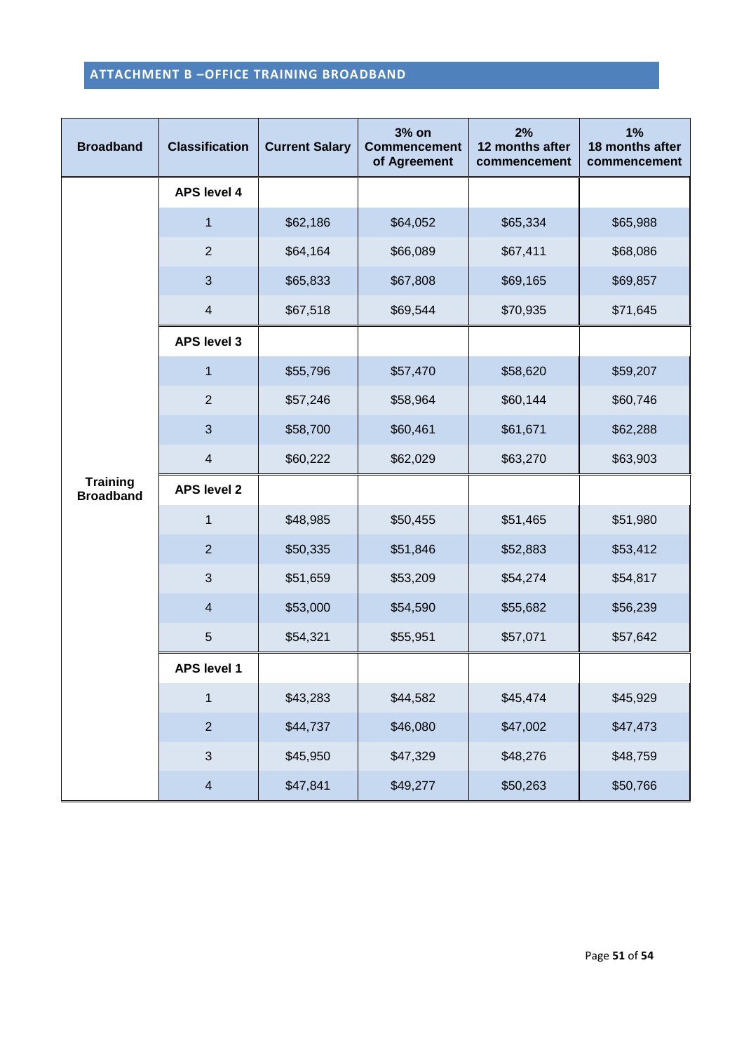## ATTACHMENT B –OFFICE TRAINING BROADBAND

| Broadband | Classification | Current Salary | 3% on Commencement of Agreement | 2% 12 months after commencement | 1% 18 months after commencement |
|---|---|---|---|---|---|
| Training Broadband | **APS level 4** | | | | |
| | 1 | $62,186 | $64,052 | $65,334 | $65,988 |
| | 2 | $64,164 | $66,089 | $67,411 | $68,086 |
| | 3 | $65,833 | $67,808 | $69,165 | $69,857 |
| | 4 | $67,518 | $69,544 | $70,935 | $71,645 |
| | **APS level 3** | | | | |
| | 1 | $55,796 | $57,470 | $58,620 | $59,207 |
| | 2 | $57,246 | $58,964 | $60,144 | $60,746 |
| | 3 | $58,700 | $60,461 | $61,671 | $62,288 |
| | 4 | $60,222 | $62,029 | $63,270 | $63,903 |
| | **APS level 2** | | | | |
| | 1 | $48,985 | $50,455 | $51,465 | $51,980 |
| | 2 | $50,335 | $51,846 | $52,883 | $53,412 |
| | 3 | $51,659 | $53,209 | $54,274 | $54,817 |
| | 4 | $53,000 | $54,590 | $55,682 | $56,239 |
| | 5 | $54,321 | $55,951 | $57,071 | $57,642 |
| | **APS level 1** | | | | |
| | 1 | $43,283 | $44,582 | $45,474 | $45,929 |
| | 2 | $44,737 | $46,080 | $47,002 | $47,473 |
| | 3 | $45,950 | $47,329 | $48,276 | $48,759 |
| | 4 | $47,841 | $49,277 | $50,263 | $50,766 |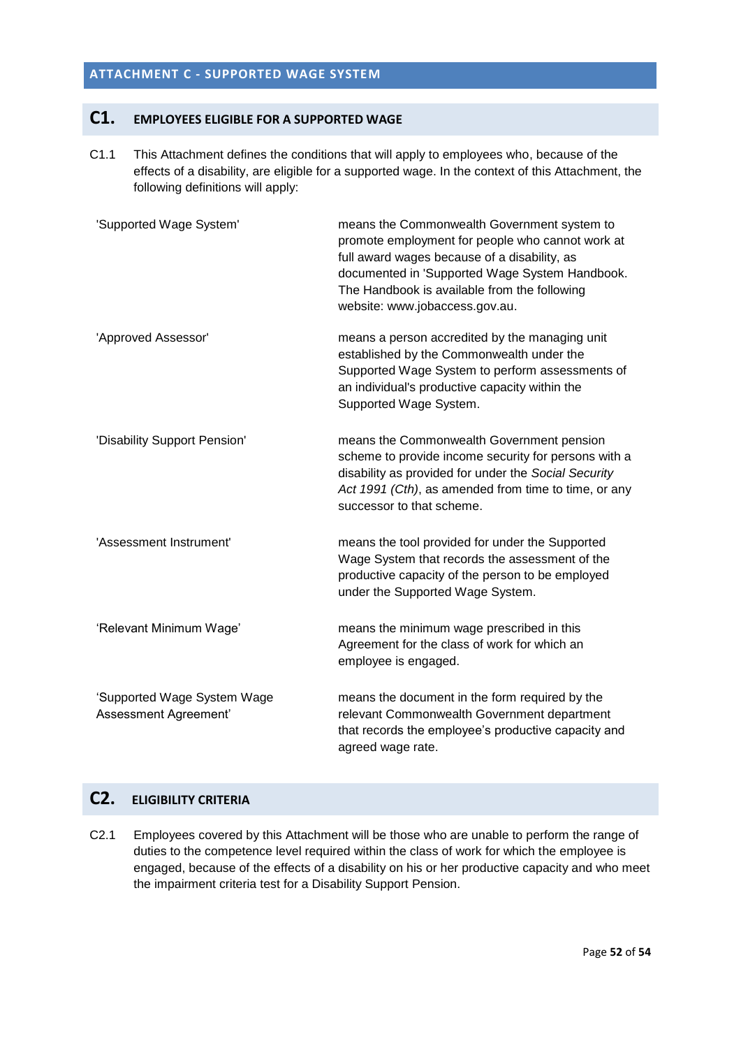# ATTACHMENT C - SUPPORTED WAGE SYSTEM

## C1. EMPLOYEES ELIGIBLE FOR A SUPPORTED WAGE

C1.1 This Attachment defines the conditions that will apply to employees who, because of the effects of a disability, are eligible for a supported wage. In the context of this Attachment, the following definitions will apply:

'Supported Wage System' means the Commonwealth Government system to promote employment for people who cannot work at full award wages because of a disability, as documented in 'Supported Wage System Handbook. The Handbook is available from the following website: www.jobaccess.gov.au.

'Approved Assessor' means a person accredited by the managing unit established by the Commonwealth under the Supported Wage System to perform assessments of an individual's productive capacity within the Supported Wage System.

'Disability Support Pension' means the Commonwealth Government pension scheme to provide income security for persons with a disability as provided for under the *Social Security Act 1991 (Cth)*, as amended from time to time, or any successor to that scheme.

'Assessment Instrument' means the tool provided for under the Supported Wage System that records the assessment of the productive capacity of the person to be employed under the Supported Wage System.

'Relevant Minimum Wage' means the minimum wage prescribed in this Agreement for the class of work for which an employee is engaged.

'Supported Wage System Wage Assessment Agreement' means the document in the form required by the relevant Commonwealth Government department that records the employee's productive capacity and agreed wage rate.

## C2. ELIGIBILITY CRITERIA

C2.1 Employees covered by this Attachment will be those who are unable to perform the range of duties to the competence level required within the class of work for which the employee is engaged, because of the effects of a disability on his or her productive capacity and who meet the impairment criteria test for a Disability Support Pension.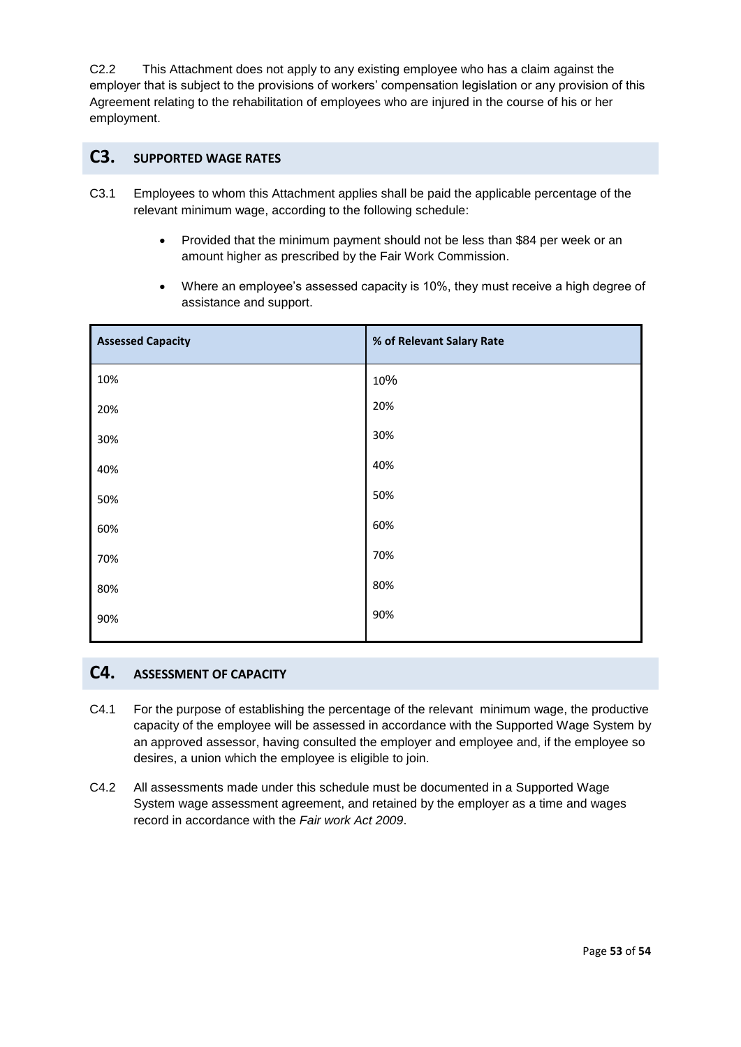C2.2 This Attachment does not apply to any existing employee who has a claim against the employer that is subject to the provisions of workers' compensation legislation or any provision of this Agreement relating to the rehabilitation of employees who are injured in the course of his or her employment.

## C3. SUPPORTED WAGE RATES

C3.1 Employees to whom this Attachment applies shall be paid the applicable percentage of the relevant minimum wage, according to the following schedule:

- Provided that the minimum payment should not be less than $84 per week or an amount higher as prescribed by the Fair Work Commission.
- Where an employee's assessed capacity is 10%, they must receive a high degree of assistance and support.

| Assessed Capacity | % of Relevant Salary Rate |
|---|---|
| 10% | 10% |
| 20% | 20% |
| 30% | 30% |
| 40% | 40% |
| 50% | 50% |
| 60% | 60% |
| 70% | 70% |
| 80% | 80% |
| 90% | 90% |

## C4. ASSESSMENT OF CAPACITY

C4.1 For the purpose of establishing the percentage of the relevant minimum wage, the productive capacity of the employee will be assessed in accordance with the Supported Wage System by an approved assessor, having consulted the employer and employee and, if the employee so desires, a union which the employee is eligible to join.

C4.2 All assessments made under this schedule must be documented in a Supported Wage System wage assessment agreement, and retained by the employer as a time and wages record in accordance with the *Fair work Act 2009*.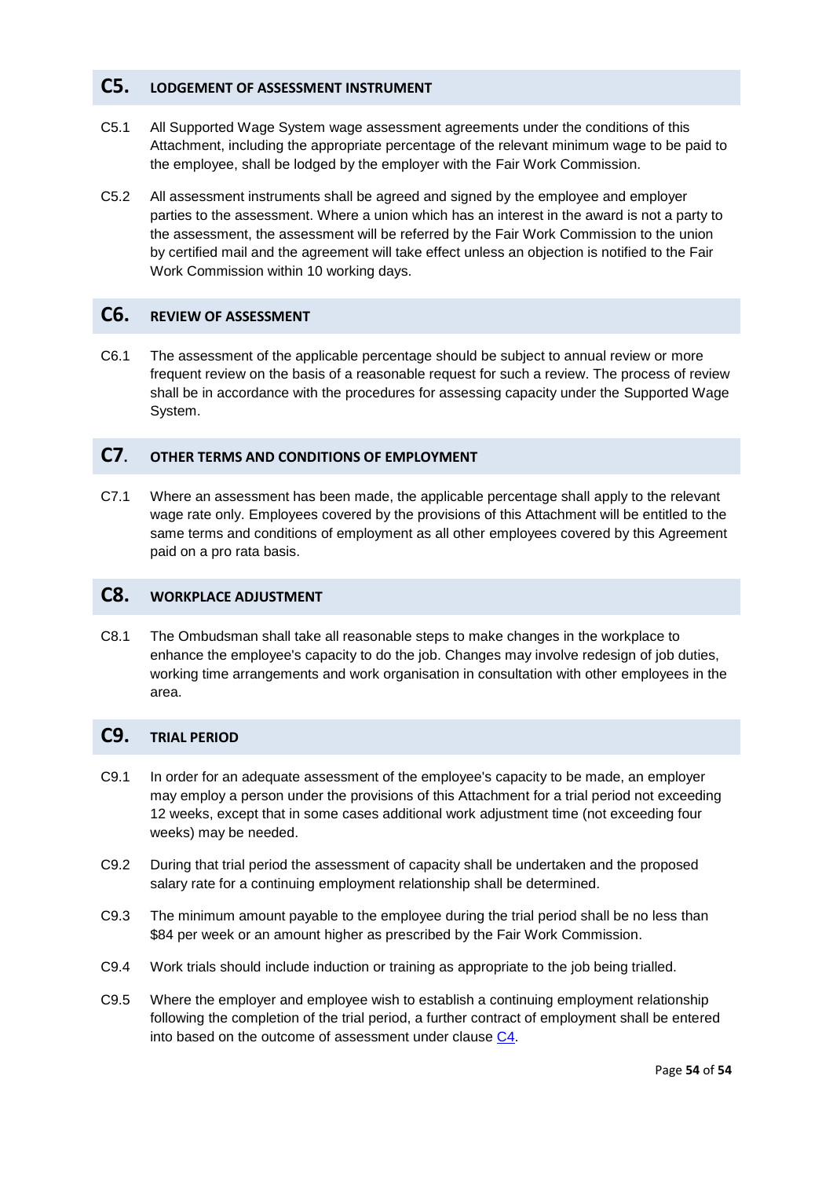## C5. LODGEMENT OF ASSESSMENT INSTRUMENT

C5.1 All Supported Wage System wage assessment agreements under the conditions of this Attachment, including the appropriate percentage of the relevant minimum wage to be paid to the employee, shall be lodged by the employer with the Fair Work Commission.

C5.2 All assessment instruments shall be agreed and signed by the employee and employer parties to the assessment. Where a union which has an interest in the award is not a party to the assessment, the assessment will be referred by the Fair Work Commission to the union by certified mail and the agreement will take effect unless an objection is notified to the Fair Work Commission within 10 working days.

## C6. REVIEW OF ASSESSMENT

C6.1 The assessment of the applicable percentage should be subject to annual review or more frequent review on the basis of a reasonable request for such a review. The process of review shall be in accordance with the procedures for assessing capacity under the Supported Wage System.

## C7. OTHER TERMS AND CONDITIONS OF EMPLOYMENT

C7.1 Where an assessment has been made, the applicable percentage shall apply to the relevant wage rate only. Employees covered by the provisions of this Attachment will be entitled to the same terms and conditions of employment as all other employees covered by this Agreement paid on a pro rata basis.

## C8. WORKPLACE ADJUSTMENT

C8.1 The Ombudsman shall take all reasonable steps to make changes in the workplace to enhance the employee's capacity to do the job. Changes may involve redesign of job duties, working time arrangements and work organisation in consultation with other employees in the area.

## C9. TRIAL PERIOD

C9.1 In order for an adequate assessment of the employee's capacity to be made, an employer may employ a person under the provisions of this Attachment for a trial period not exceeding 12 weeks, except that in some cases additional work adjustment time (not exceeding four weeks) may be needed.

C9.2 During that trial period the assessment of capacity shall be undertaken and the proposed salary rate for a continuing employment relationship shall be determined.

C9.3 The minimum amount payable to the employee during the trial period shall be no less than $84 per week or an amount higher as prescribed by the Fair Work Commission.

C9.4 Work trials should include induction or training as appropriate to the job being trialled.

C9.5 Where the employer and employee wish to establish a continuing employment relationship following the completion of the trial period, a further contract of employment shall be entered into based on the outcome of assessment under clause C4.